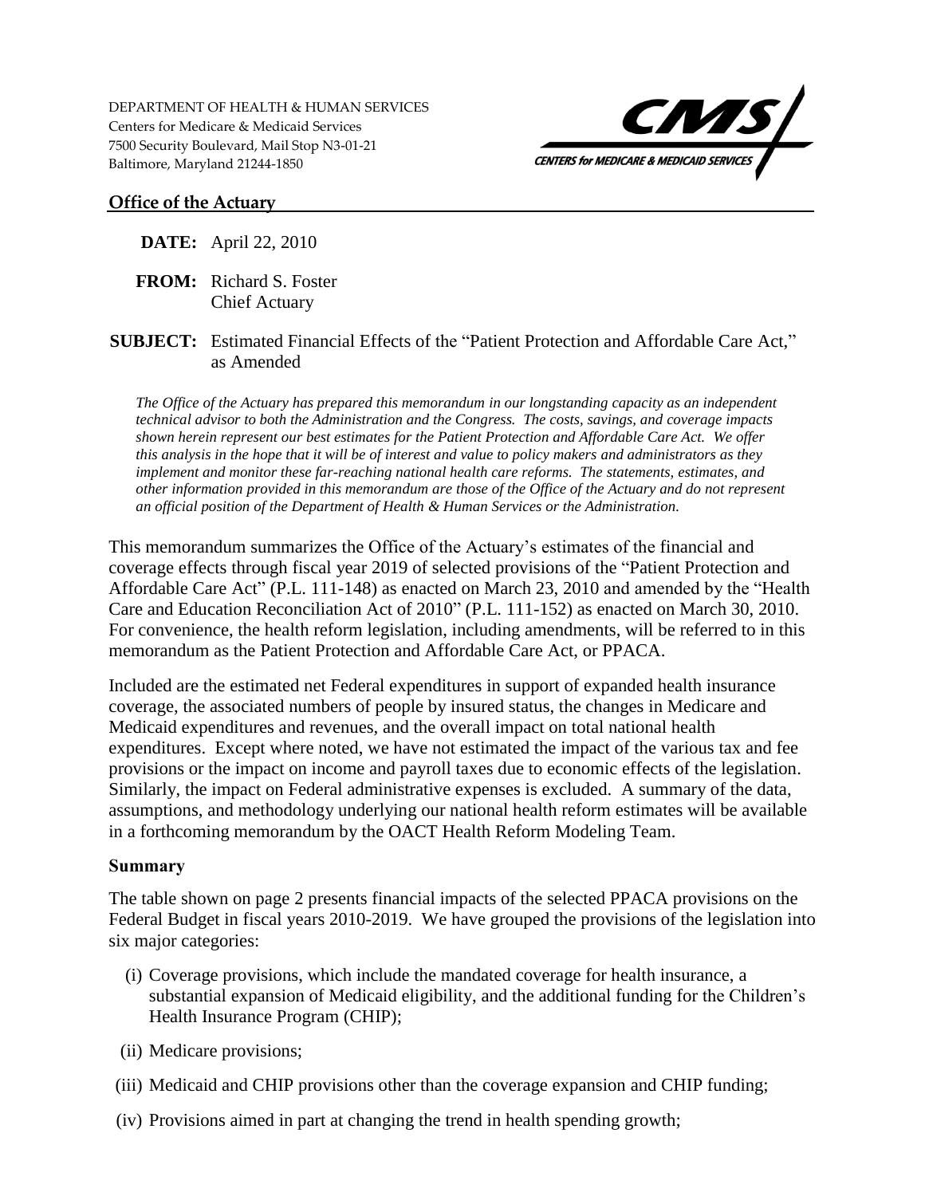DEPARTMENT OF HEALTH & HUMAN SERVICES
Centers for Medicare & Medicaid Services
7500 Security Boulevard, Mail Stop N3-01-21
Baltimore, Maryland 21244-1850

CMS — CENTERS for MEDICARE & MEDICAID SERVICES

**Office of the Actuary**

**DATE:** April 22, 2010

**FROM:** Richard S. Foster
Chief Actuary

**SUBJECT:** Estimated Financial Effects of the "Patient Protection and Affordable Care Act," as Amended

*The Office of the Actuary has prepared this memorandum in our longstanding capacity as an independent technical advisor to both the Administration and the Congress. The costs, savings, and coverage impacts shown herein represent our best estimates for the Patient Protection and Affordable Care Act. We offer this analysis in the hope that it will be of interest and value to policy makers and administrators as they implement and monitor these far-reaching national health care reforms. The statements, estimates, and other information provided in this memorandum are those of the Office of the Actuary and do not represent an official position of the Department of Health & Human Services or the Administration.*

This memorandum summarizes the Office of the Actuary's estimates of the financial and coverage effects through fiscal year 2019 of selected provisions of the "Patient Protection and Affordable Care Act" (P.L. 111-148) as enacted on March 23, 2010 and amended by the "Health Care and Education Reconciliation Act of 2010" (P.L. 111-152) as enacted on March 30, 2010. For convenience, the health reform legislation, including amendments, will be referred to in this memorandum as the Patient Protection and Affordable Care Act, or PPACA.

Included are the estimated net Federal expenditures in support of expanded health insurance coverage, the associated numbers of people by insured status, the changes in Medicare and Medicaid expenditures and revenues, and the overall impact on total national health expenditures. Except where noted, we have not estimated the impact of the various tax and fee provisions or the impact on income and payroll taxes due to economic effects of the legislation. Similarly, the impact on Federal administrative expenses is excluded. A summary of the data, assumptions, and methodology underlying our national health reform estimates will be available in a forthcoming memorandum by the OACT Health Reform Modeling Team.

### Summary

The table shown on page 2 presents financial impacts of the selected PPACA provisions on the Federal Budget in fiscal years 2010-2019. We have grouped the provisions of the legislation into six major categories:

(i) Coverage provisions, which include the mandated coverage for health insurance, a substantial expansion of Medicaid eligibility, and the additional funding for the Children's Health Insurance Program (CHIP);

(ii) Medicare provisions;

(iii) Medicaid and CHIP provisions other than the coverage expansion and CHIP funding;

(iv) Provisions aimed in part at changing the trend in health spending growth;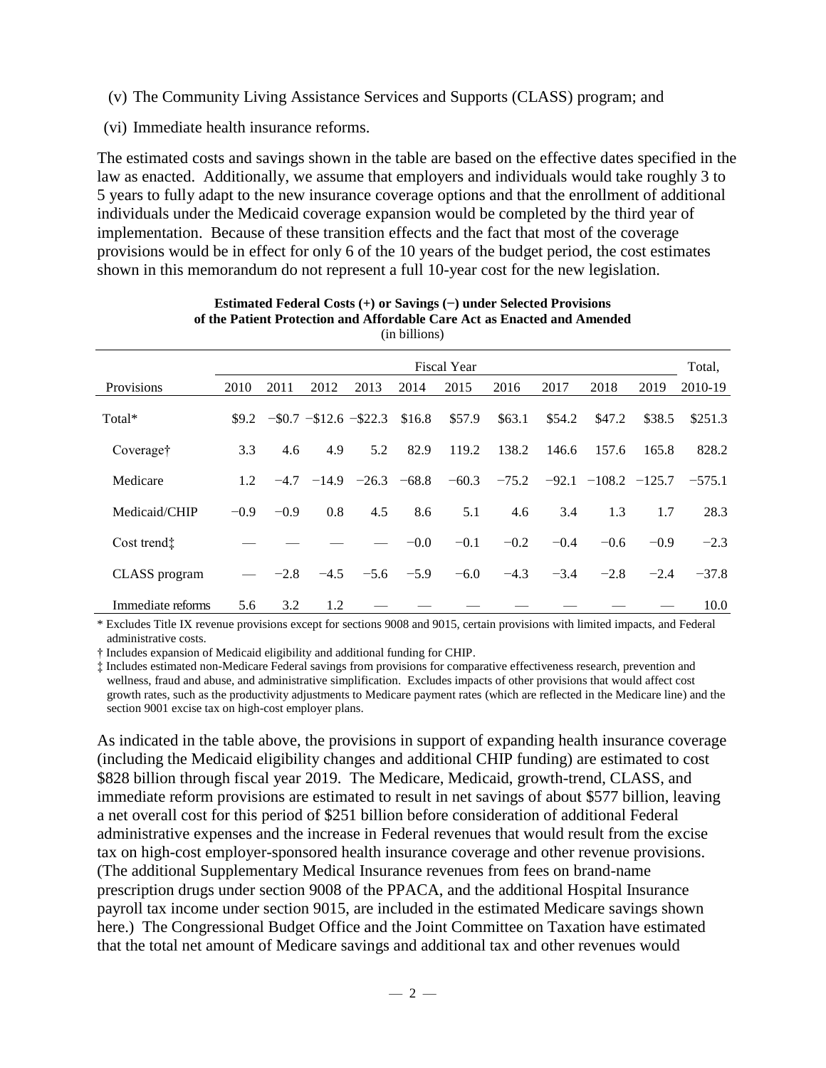(v) The Community Living Assistance Services and Supports (CLASS) program; and

(vi) Immediate health insurance reforms.

The estimated costs and savings shown in the table are based on the effective dates specified in the law as enacted. Additionally, we assume that employers and individuals would take roughly 3 to 5 years to fully adapt to the new insurance coverage options and that the enrollment of additional individuals under the Medicaid coverage expansion would be completed by the third year of implementation. Because of these transition effects and the fact that most of the coverage provisions would be in effect for only 6 of the 10 years of the budget period, the cost estimates shown in this memorandum do not represent a full 10-year cost for the new legislation.

**Estimated Federal Costs (+) or Savings (−) under Selected Provisions of the Patient Protection and Affordable Care Act as Enacted and Amended**
(in billions)

| | Fiscal Year | | | | | | | | | | Total, |
|---|---|---|---|---|---|---|---|---|---|---|---|
| Provisions | 2010 | 2011 | 2012 | 2013 | 2014 | 2015 | 2016 | 2017 | 2018 | 2019 | 2010-19 |
| Total* | $9.2 | −$0.7 | −$12.6 | −$22.3 | $16.8 | $57.9 | $63.1 | $54.2 | $47.2 | $38.5 | $251.3 |
| Coverage† | 3.3 | 4.6 | 4.9 | 5.2 | 82.9 | 119.2 | 138.2 | 146.6 | 157.6 | 165.8 | 828.2 |
| Medicare | 1.2 | −4.7 | −14.9 | −26.3 | −68.8 | −60.3 | −75.2 | −92.1 | −108.2 | −125.7 | −575.1 |
| Medicaid/CHIP | −0.9 | −0.9 | 0.8 | 4.5 | 8.6 | 5.1 | 4.6 | 3.4 | 1.3 | 1.7 | 28.3 |
| Cost trend‡ | — | — | — | — | −0.0 | −0.1 | −0.2 | −0.4 | −0.6 | −0.9 | −2.3 |
| CLASS program | — | −2.8 | −4.5 | −5.6 | −5.9 | −6.0 | −4.3 | −3.4 | −2.8 | −2.4 | −37.8 |
| Immediate reforms | 5.6 | 3.2 | 1.2 | — | — | — | — | — | — | — | 10.0 |

\* Excludes Title IX revenue provisions except for sections 9008 and 9015, certain provisions with limited impacts, and Federal administrative costs.

† Includes expansion of Medicaid eligibility and additional funding for CHIP.

‡ Includes estimated non-Medicare Federal savings from provisions for comparative effectiveness research, prevention and wellness, fraud and abuse, and administrative simplification. Excludes impacts of other provisions that would affect cost growth rates, such as the productivity adjustments to Medicare payment rates (which are reflected in the Medicare line) and the section 9001 excise tax on high-cost employer plans.

As indicated in the table above, the provisions in support of expanding health insurance coverage (including the Medicaid eligibility changes and additional CHIP funding) are estimated to cost $828 billion through fiscal year 2019. The Medicare, Medicaid, growth-trend, CLASS, and immediate reform provisions are estimated to result in net savings of about $577 billion, leaving a net overall cost for this period of $251 billion before consideration of additional Federal administrative expenses and the increase in Federal revenues that would result from the excise tax on high-cost employer-sponsored health insurance coverage and other revenue provisions. (The additional Supplementary Medical Insurance revenues from fees on brand-name prescription drugs under section 9008 of the PPACA, and the additional Hospital Insurance payroll tax income under section 9015, are included in the estimated Medicare savings shown here.) The Congressional Budget Office and the Joint Committee on Taxation have estimated that the total net amount of Medicare savings and additional tax and other revenues would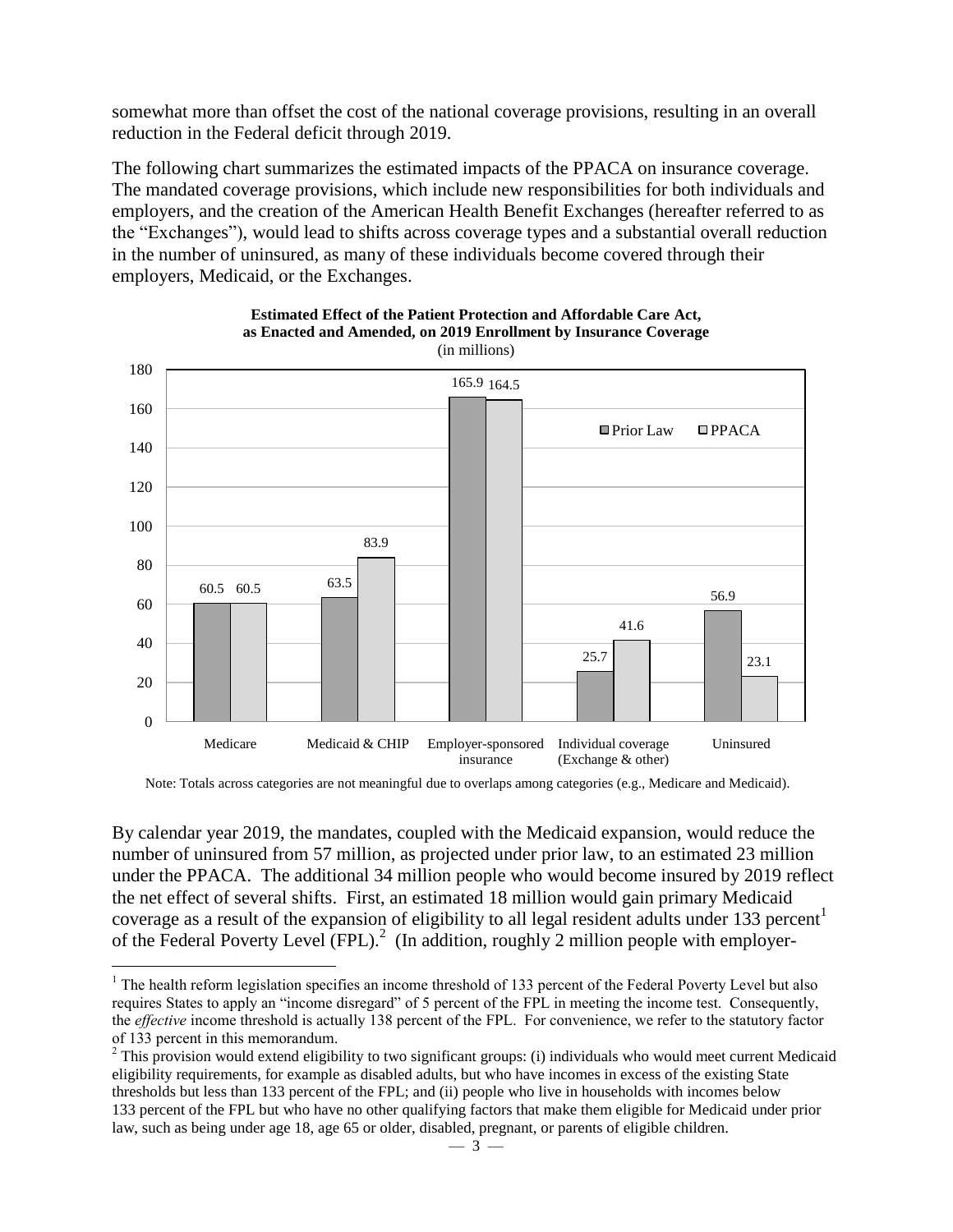somewhat more than offset the cost of the national coverage provisions, resulting in an overall reduction in the Federal deficit through 2019.

The following chart summarizes the estimated impacts of the PPACA on insurance coverage. The mandated coverage provisions, which include new responsibilities for both individuals and employers, and the creation of the American Health Benefit Exchanges (hereafter referred to as the "Exchanges"), would lead to shifts across coverage types and a substantial overall reduction in the number of uninsured, as many of these individuals become covered through their employers, Medicaid, or the Exchanges.

**Estimated Effect of the Patient Protection and Affordable Care Act, as Enacted and Amended, on 2019 Enrollment by Insurance Coverage**
(in millions)

| | Prior Law | PPACA |
|---|---|---|
| Medicare | 60.5 | 60.5 |
| Medicaid & CHIP | 63.5 | 83.9 |
| Employer-sponsored insurance | 165.9 | 164.5 |
| Individual coverage (Exchange & other) | 25.7 | 41.6 |
| Uninsured | 56.9 | 23.1 |

Note: Totals across categories are not meaningful due to overlaps among categories (e.g., Medicare and Medicaid).

By calendar year 2019, the mandates, coupled with the Medicaid expansion, would reduce the number of uninsured from 57 million, as projected under prior law, to an estimated 23 million under the PPACA. The additional 34 million people who would become insured by 2019 reflect the net effect of several shifts. First, an estimated 18 million would gain primary Medicaid coverage as a result of the expansion of eligibility to all legal resident adults under 133 percent[1] of the Federal Poverty Level (FPL).[2] (In addition, roughly 2 million people with employer-

[1] The health reform legislation specifies an income threshold of 133 percent of the Federal Poverty Level but also requires States to apply an "income disregard" of 5 percent of the FPL in meeting the income test. Consequently, the *effective* income threshold is actually 138 percent of the FPL. For convenience, we refer to the statutory factor of 133 percent in this memorandum.

[2] This provision would extend eligibility to two significant groups: (i) individuals who would meet current Medicaid eligibility requirements, for example as disabled adults, but who have incomes in excess of the existing State thresholds but less than 133 percent of the FPL; and (ii) people who live in households with incomes below 133 percent of the FPL but who have no other qualifying factors that make them eligible for Medicaid under prior law, such as being under age 18, age 65 or older, disabled, pregnant, or parents of eligible children.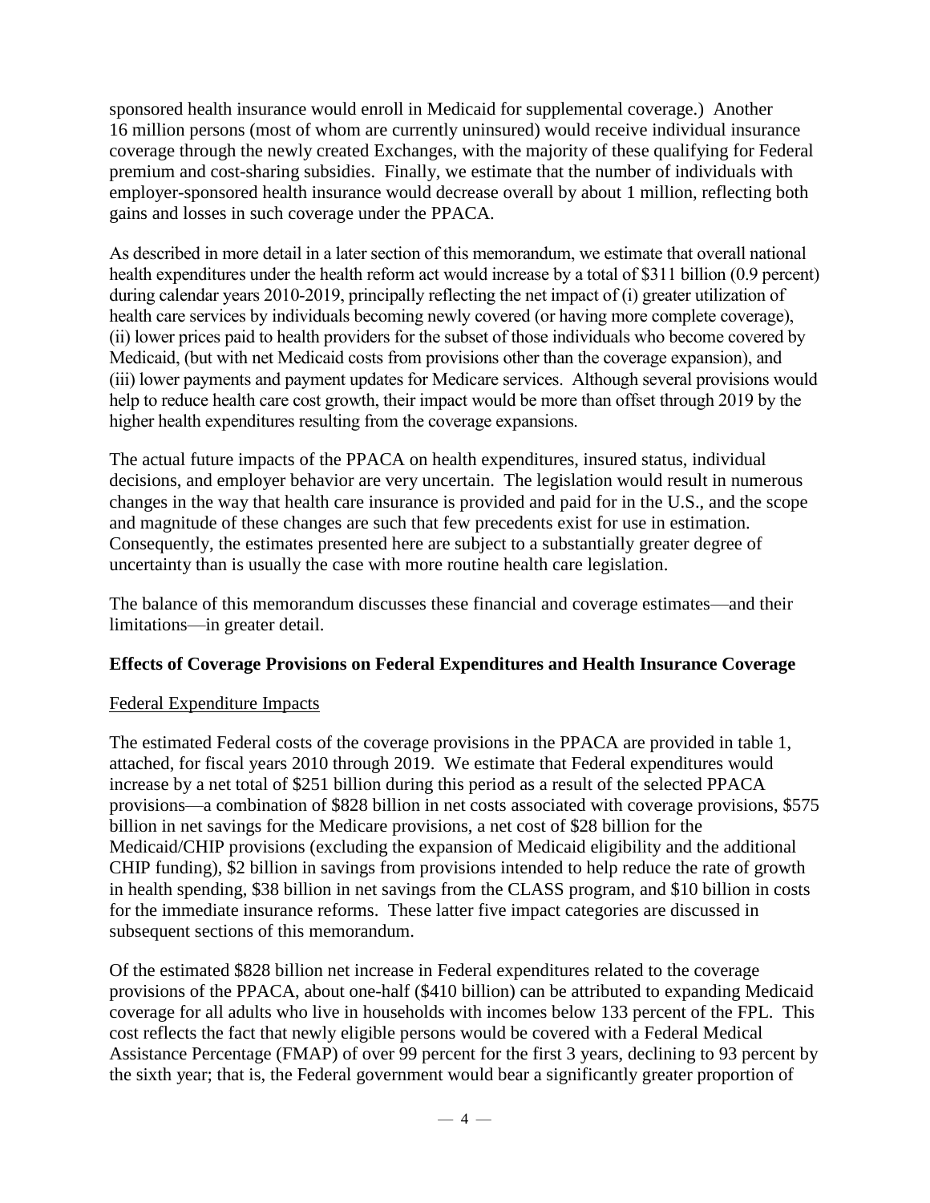sponsored health insurance would enroll in Medicaid for supplemental coverage.) Another 16 million persons (most of whom are currently uninsured) would receive individual insurance coverage through the newly created Exchanges, with the majority of these qualifying for Federal premium and cost-sharing subsidies. Finally, we estimate that the number of individuals with employer-sponsored health insurance would decrease overall by about 1 million, reflecting both gains and losses in such coverage under the PPACA.

As described in more detail in a later section of this memorandum, we estimate that overall national health expenditures under the health reform act would increase by a total of $311 billion (0.9 percent) during calendar years 2010-2019, principally reflecting the net impact of (i) greater utilization of health care services by individuals becoming newly covered (or having more complete coverage), (ii) lower prices paid to health providers for the subset of those individuals who become covered by Medicaid, (but with net Medicaid costs from provisions other than the coverage expansion), and (iii) lower payments and payment updates for Medicare services. Although several provisions would help to reduce health care cost growth, their impact would be more than offset through 2019 by the higher health expenditures resulting from the coverage expansions.

The actual future impacts of the PPACA on health expenditures, insured status, individual decisions, and employer behavior are very uncertain. The legislation would result in numerous changes in the way that health care insurance is provided and paid for in the U.S., and the scope and magnitude of these changes are such that few precedents exist for use in estimation. Consequently, the estimates presented here are subject to a substantially greater degree of uncertainty than is usually the case with more routine health care legislation.

The balance of this memorandum discusses these financial and coverage estimates—and their limitations—in greater detail.

**Effects of Coverage Provisions on Federal Expenditures and Health Insurance Coverage**

Federal Expenditure Impacts

The estimated Federal costs of the coverage provisions in the PPACA are provided in table 1, attached, for fiscal years 2010 through 2019. We estimate that Federal expenditures would increase by a net total of $251 billion during this period as a result of the selected PPACA provisions—a combination of $828 billion in net costs associated with coverage provisions, $575 billion in net savings for the Medicare provisions, a net cost of $28 billion for the Medicaid/CHIP provisions (excluding the expansion of Medicaid eligibility and the additional CHIP funding), $2 billion in savings from provisions intended to help reduce the rate of growth in health spending, $38 billion in net savings from the CLASS program, and $10 billion in costs for the immediate insurance reforms. These latter five impact categories are discussed in subsequent sections of this memorandum.

Of the estimated $828 billion net increase in Federal expenditures related to the coverage provisions of the PPACA, about one-half ($410 billion) can be attributed to expanding Medicaid coverage for all adults who live in households with incomes below 133 percent of the FPL. This cost reflects the fact that newly eligible persons would be covered with a Federal Medical Assistance Percentage (FMAP) of over 99 percent for the first 3 years, declining to 93 percent by the sixth year; that is, the Federal government would bear a significantly greater proportion of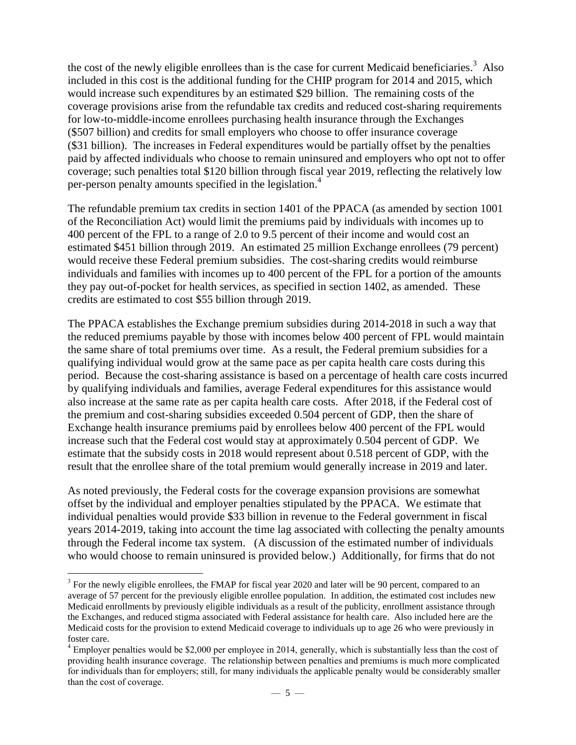the cost of the newly eligible enrollees than is the case for current Medicaid beneficiaries.[3] Also included in this cost is the additional funding for the CHIP program for 2014 and 2015, which would increase such expenditures by an estimated $29 billion. The remaining costs of the coverage provisions arise from the refundable tax credits and reduced cost-sharing requirements for low-to-middle-income enrollees purchasing health insurance through the Exchanges ($507 billion) and credits for small employers who choose to offer insurance coverage ($31 billion). The increases in Federal expenditures would be partially offset by the penalties paid by affected individuals who choose to remain uninsured and employers who opt not to offer coverage; such penalties total $120 billion through fiscal year 2019, reflecting the relatively low per-person penalty amounts specified in the legislation.[4]

The refundable premium tax credits in section 1401 of the PPACA (as amended by section 1001 of the Reconciliation Act) would limit the premiums paid by individuals with incomes up to 400 percent of the FPL to a range of 2.0 to 9.5 percent of their income and would cost an estimated $451 billion through 2019. An estimated 25 million Exchange enrollees (79 percent) would receive these Federal premium subsidies. The cost-sharing credits would reimburse individuals and families with incomes up to 400 percent of the FPL for a portion of the amounts they pay out-of-pocket for health services, as specified in section 1402, as amended. These credits are estimated to cost $55 billion through 2019.

The PPACA establishes the Exchange premium subsidies during 2014-2018 in such a way that the reduced premiums payable by those with incomes below 400 percent of FPL would maintain the same share of total premiums over time. As a result, the Federal premium subsidies for a qualifying individual would grow at the same pace as per capita health care costs during this period. Because the cost-sharing assistance is based on a percentage of health care costs incurred by qualifying individuals and families, average Federal expenditures for this assistance would also increase at the same rate as per capita health care costs. After 2018, if the Federal cost of the premium and cost-sharing subsidies exceeded 0.504 percent of GDP, then the share of Exchange health insurance premiums paid by enrollees below 400 percent of the FPL would increase such that the Federal cost would stay at approximately 0.504 percent of GDP. We estimate that the subsidy costs in 2018 would represent about 0.518 percent of GDP, with the result that the enrollee share of the total premium would generally increase in 2019 and later.

As noted previously, the Federal costs for the coverage expansion provisions are somewhat offset by the individual and employer penalties stipulated by the PPACA. We estimate that individual penalties would provide $33 billion in revenue to the Federal government in fiscal years 2014-2019, taking into account the time lag associated with collecting the penalty amounts through the Federal income tax system. (A discussion of the estimated number of individuals who would choose to remain uninsured is provided below.) Additionally, for firms that do not

[3] For the newly eligible enrollees, the FMAP for fiscal year 2020 and later will be 90 percent, compared to an average of 57 percent for the previously eligible enrollee population. In addition, the estimated cost includes new Medicaid enrollments by previously eligible individuals as a result of the publicity, enrollment assistance through the Exchanges, and reduced stigma associated with Federal assistance for health care. Also included here are the Medicaid costs for the provision to extend Medicaid coverage to individuals up to age 26 who were previously in foster care.

[4] Employer penalties would be $2,000 per employee in 2014, generally, which is substantially less than the cost of providing health insurance coverage. The relationship between penalties and premiums is much more complicated for individuals than for employers; still, for many individuals the applicable penalty would be considerably smaller than the cost of coverage.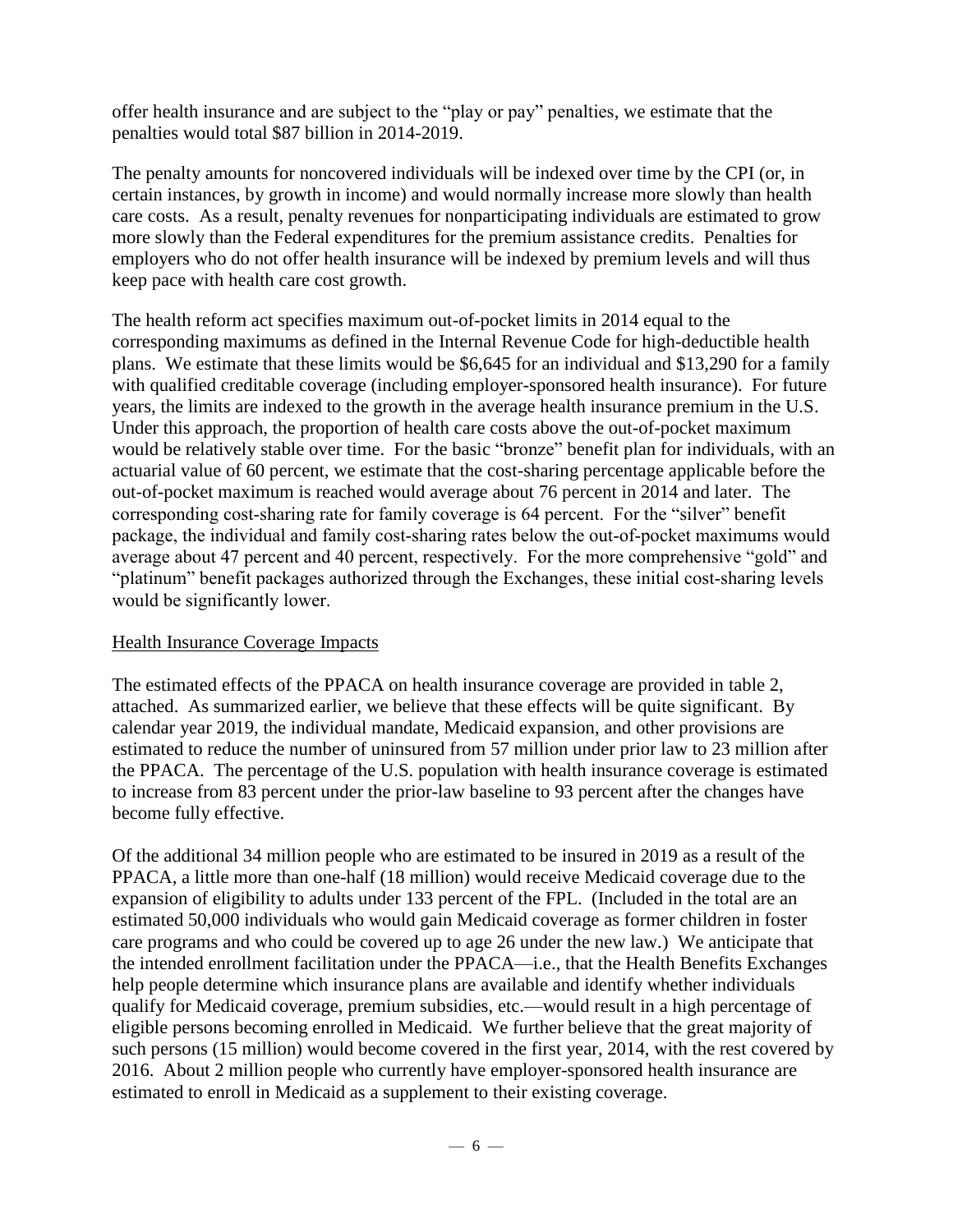offer health insurance and are subject to the "play or pay" penalties, we estimate that the penalties would total $87 billion in 2014-2019.

The penalty amounts for noncovered individuals will be indexed over time by the CPI (or, in certain instances, by growth in income) and would normally increase more slowly than health care costs. As a result, penalty revenues for nonparticipating individuals are estimated to grow more slowly than the Federal expenditures for the premium assistance credits. Penalties for employers who do not offer health insurance will be indexed by premium levels and will thus keep pace with health care cost growth.

The health reform act specifies maximum out-of-pocket limits in 2014 equal to the corresponding maximums as defined in the Internal Revenue Code for high-deductible health plans. We estimate that these limits would be $6,645 for an individual and $13,290 for a family with qualified creditable coverage (including employer-sponsored health insurance). For future years, the limits are indexed to the growth in the average health insurance premium in the U.S. Under this approach, the proportion of health care costs above the out-of-pocket maximum would be relatively stable over time. For the basic "bronze" benefit plan for individuals, with an actuarial value of 60 percent, we estimate that the cost-sharing percentage applicable before the out-of-pocket maximum is reached would average about 76 percent in 2014 and later. The corresponding cost-sharing rate for family coverage is 64 percent. For the "silver" benefit package, the individual and family cost-sharing rates below the out-of-pocket maximums would average about 47 percent and 40 percent, respectively. For the more comprehensive "gold" and "platinum" benefit packages authorized through the Exchanges, these initial cost-sharing levels would be significantly lower.

## Health Insurance Coverage Impacts

The estimated effects of the PPACA on health insurance coverage are provided in table 2, attached. As summarized earlier, we believe that these effects will be quite significant. By calendar year 2019, the individual mandate, Medicaid expansion, and other provisions are estimated to reduce the number of uninsured from 57 million under prior law to 23 million after the PPACA. The percentage of the U.S. population with health insurance coverage is estimated to increase from 83 percent under the prior-law baseline to 93 percent after the changes have become fully effective.

Of the additional 34 million people who are estimated to be insured in 2019 as a result of the PPACA, a little more than one-half (18 million) would receive Medicaid coverage due to the expansion of eligibility to adults under 133 percent of the FPL. (Included in the total are an estimated 50,000 individuals who would gain Medicaid coverage as former children in foster care programs and who could be covered up to age 26 under the new law.) We anticipate that the intended enrollment facilitation under the PPACA—i.e., that the Health Benefits Exchanges help people determine which insurance plans are available and identify whether individuals qualify for Medicaid coverage, premium subsidies, etc.—would result in a high percentage of eligible persons becoming enrolled in Medicaid. We further believe that the great majority of such persons (15 million) would become covered in the first year, 2014, with the rest covered by 2016. About 2 million people who currently have employer-sponsored health insurance are estimated to enroll in Medicaid as a supplement to their existing coverage.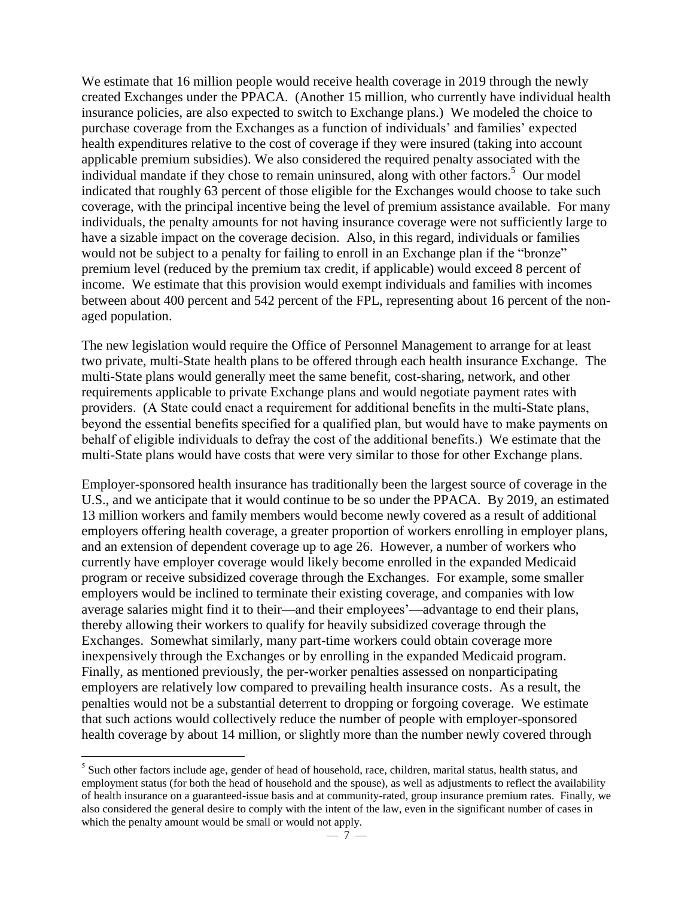We estimate that 16 million people would receive health coverage in 2019 through the newly created Exchanges under the PPACA. (Another 15 million, who currently have individual health insurance policies, are also expected to switch to Exchange plans.) We modeled the choice to purchase coverage from the Exchanges as a function of individuals' and families' expected health expenditures relative to the cost of coverage if they were insured (taking into account applicable premium subsidies). We also considered the required penalty associated with the individual mandate if they chose to remain uninsured, along with other factors.[5] Our model indicated that roughly 63 percent of those eligible for the Exchanges would choose to take such coverage, with the principal incentive being the level of premium assistance available. For many individuals, the penalty amounts for not having insurance coverage were not sufficiently large to have a sizable impact on the coverage decision. Also, in this regard, individuals or families would not be subject to a penalty for failing to enroll in an Exchange plan if the "bronze" premium level (reduced by the premium tax credit, if applicable) would exceed 8 percent of income. We estimate that this provision would exempt individuals and families with incomes between about 400 percent and 542 percent of the FPL, representing about 16 percent of the non-aged population.

The new legislation would require the Office of Personnel Management to arrange for at least two private, multi-State health plans to be offered through each health insurance Exchange. The multi-State plans would generally meet the same benefit, cost-sharing, network, and other requirements applicable to private Exchange plans and would negotiate payment rates with providers. (A State could enact a requirement for additional benefits in the multi-State plans, beyond the essential benefits specified for a qualified plan, but would have to make payments on behalf of eligible individuals to defray the cost of the additional benefits.) We estimate that the multi-State plans would have costs that were very similar to those for other Exchange plans.

Employer-sponsored health insurance has traditionally been the largest source of coverage in the U.S., and we anticipate that it would continue to be so under the PPACA. By 2019, an estimated 13 million workers and family members would become newly covered as a result of additional employers offering health coverage, a greater proportion of workers enrolling in employer plans, and an extension of dependent coverage up to age 26. However, a number of workers who currently have employer coverage would likely become enrolled in the expanded Medicaid program or receive subsidized coverage through the Exchanges. For example, some smaller employers would be inclined to terminate their existing coverage, and companies with low average salaries might find it to their—and their employees'—advantage to end their plans, thereby allowing their workers to qualify for heavily subsidized coverage through the Exchanges. Somewhat similarly, many part-time workers could obtain coverage more inexpensively through the Exchanges or by enrolling in the expanded Medicaid program. Finally, as mentioned previously, the per-worker penalties assessed on nonparticipating employers are relatively low compared to prevailing health insurance costs. As a result, the penalties would not be a substantial deterrent to dropping or forgoing coverage. We estimate that such actions would collectively reduce the number of people with employer-sponsored health coverage by about 14 million, or slightly more than the number newly covered through

---

[5] Such other factors include age, gender of head of household, race, children, marital status, health status, and employment status (for both the head of household and the spouse), as well as adjustments to reflect the availability of health insurance on a guaranteed-issue basis and at community-rated, group insurance premium rates. Finally, we also considered the general desire to comply with the intent of the law, even in the significant number of cases in which the penalty amount would be small or would not apply.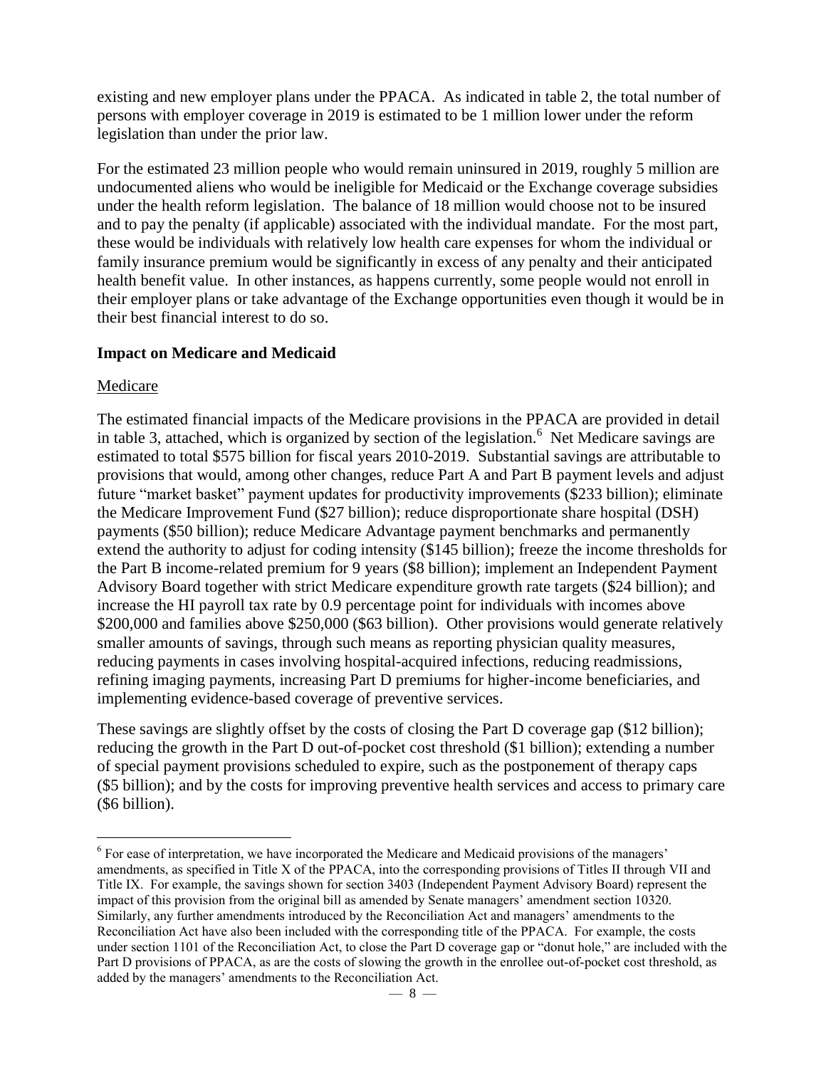existing and new employer plans under the PPACA. As indicated in table 2, the total number of persons with employer coverage in 2019 is estimated to be 1 million lower under the reform legislation than under the prior law.

For the estimated 23 million people who would remain uninsured in 2019, roughly 5 million are undocumented aliens who would be ineligible for Medicaid or the Exchange coverage subsidies under the health reform legislation. The balance of 18 million would choose not to be insured and to pay the penalty (if applicable) associated with the individual mandate. For the most part, these would be individuals with relatively low health care expenses for whom the individual or family insurance premium would be significantly in excess of any penalty and their anticipated health benefit value. In other instances, as happens currently, some people would not enroll in their employer plans or take advantage of the Exchange opportunities even though it would be in their best financial interest to do so.

## Impact on Medicare and Medicaid

### Medicare

The estimated financial impacts of the Medicare provisions in the PPACA are provided in detail in table 3, attached, which is organized by section of the legislation.[6] Net Medicare savings are estimated to total $575 billion for fiscal years 2010-2019. Substantial savings are attributable to provisions that would, among other changes, reduce Part A and Part B payment levels and adjust future "market basket" payment updates for productivity improvements ($233 billion); eliminate the Medicare Improvement Fund ($27 billion); reduce disproportionate share hospital (DSH) payments ($50 billion); reduce Medicare Advantage payment benchmarks and permanently extend the authority to adjust for coding intensity ($145 billion); freeze the income thresholds for the Part B income-related premium for 9 years ($8 billion); implement an Independent Payment Advisory Board together with strict Medicare expenditure growth rate targets ($24 billion); and increase the HI payroll tax rate by 0.9 percentage point for individuals with incomes above $200,000 and families above $250,000 ($63 billion). Other provisions would generate relatively smaller amounts of savings, through such means as reporting physician quality measures, reducing payments in cases involving hospital-acquired infections, reducing readmissions, refining imaging payments, increasing Part D premiums for higher-income beneficiaries, and implementing evidence-based coverage of preventive services.

These savings are slightly offset by the costs of closing the Part D coverage gap ($12 billion); reducing the growth in the Part D out-of-pocket cost threshold ($1 billion); extending a number of special payment provisions scheduled to expire, such as the postponement of therapy caps ($5 billion); and by the costs for improving preventive health services and access to primary care ($6 billion).

---

[6] For ease of interpretation, we have incorporated the Medicare and Medicaid provisions of the managers' amendments, as specified in Title X of the PPACA, into the corresponding provisions of Titles II through VII and Title IX. For example, the savings shown for section 3403 (Independent Payment Advisory Board) represent the impact of this provision from the original bill as amended by Senate managers' amendment section 10320. Similarly, any further amendments introduced by the Reconciliation Act and managers' amendments to the Reconciliation Act have also been included with the corresponding title of the PPACA. For example, the costs under section 1101 of the Reconciliation Act, to close the Part D coverage gap or "donut hole," are included with the Part D provisions of PPACA, as are the costs of slowing the growth in the enrollee out-of-pocket cost threshold, as added by the managers' amendments to the Reconciliation Act.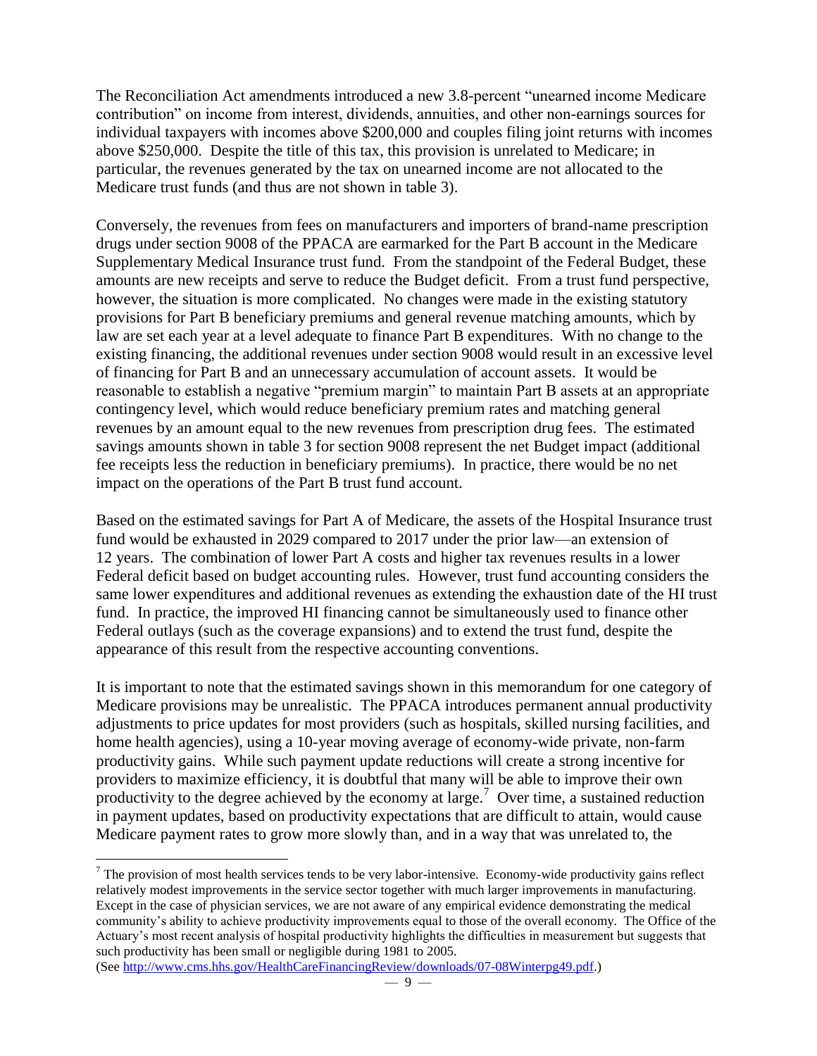The Reconciliation Act amendments introduced a new 3.8-percent "unearned income Medicare contribution" on income from interest, dividends, annuities, and other non-earnings sources for individual taxpayers with incomes above $200,000 and couples filing joint returns with incomes above $250,000. Despite the title of this tax, this provision is unrelated to Medicare; in particular, the revenues generated by the tax on unearned income are not allocated to the Medicare trust funds (and thus are not shown in table 3).

Conversely, the revenues from fees on manufacturers and importers of brand-name prescription drugs under section 9008 of the PPACA are earmarked for the Part B account in the Medicare Supplementary Medical Insurance trust fund. From the standpoint of the Federal Budget, these amounts are new receipts and serve to reduce the Budget deficit. From a trust fund perspective, however, the situation is more complicated. No changes were made in the existing statutory provisions for Part B beneficiary premiums and general revenue matching amounts, which by law are set each year at a level adequate to finance Part B expenditures. With no change to the existing financing, the additional revenues under section 9008 would result in an excessive level of financing for Part B and an unnecessary accumulation of account assets. It would be reasonable to establish a negative "premium margin" to maintain Part B assets at an appropriate contingency level, which would reduce beneficiary premium rates and matching general revenues by an amount equal to the new revenues from prescription drug fees. The estimated savings amounts shown in table 3 for section 9008 represent the net Budget impact (additional fee receipts less the reduction in beneficiary premiums). In practice, there would be no net impact on the operations of the Part B trust fund account.

Based on the estimated savings for Part A of Medicare, the assets of the Hospital Insurance trust fund would be exhausted in 2029 compared to 2017 under the prior law—an extension of 12 years. The combination of lower Part A costs and higher tax revenues results in a lower Federal deficit based on budget accounting rules. However, trust fund accounting considers the same lower expenditures and additional revenues as extending the exhaustion date of the HI trust fund. In practice, the improved HI financing cannot be simultaneously used to finance other Federal outlays (such as the coverage expansions) and to extend the trust fund, despite the appearance of this result from the respective accounting conventions.

It is important to note that the estimated savings shown in this memorandum for one category of Medicare provisions may be unrealistic. The PPACA introduces permanent annual productivity adjustments to price updates for most providers (such as hospitals, skilled nursing facilities, and home health agencies), using a 10-year moving average of economy-wide private, non-farm productivity gains. While such payment update reductions will create a strong incentive for providers to maximize efficiency, it is doubtful that many will be able to improve their own productivity to the degree achieved by the economy at large.[7] Over time, a sustained reduction in payment updates, based on productivity expectations that are difficult to attain, would cause Medicare payment rates to grow more slowly than, and in a way that was unrelated to, the

---

[7] The provision of most health services tends to be very labor-intensive. Economy-wide productivity gains reflect relatively modest improvements in the service sector together with much larger improvements in manufacturing. Except in the case of physician services, we are not aware of any empirical evidence demonstrating the medical community's ability to achieve productivity improvements equal to those of the overall economy. The Office of the Actuary's most recent analysis of hospital productivity highlights the difficulties in measurement but suggests that such productivity has been small or negligible during 1981 to 2005. (See http://www.cms.hhs.gov/HealthCareFinancingReview/downloads/07-08Winterpg49.pdf.)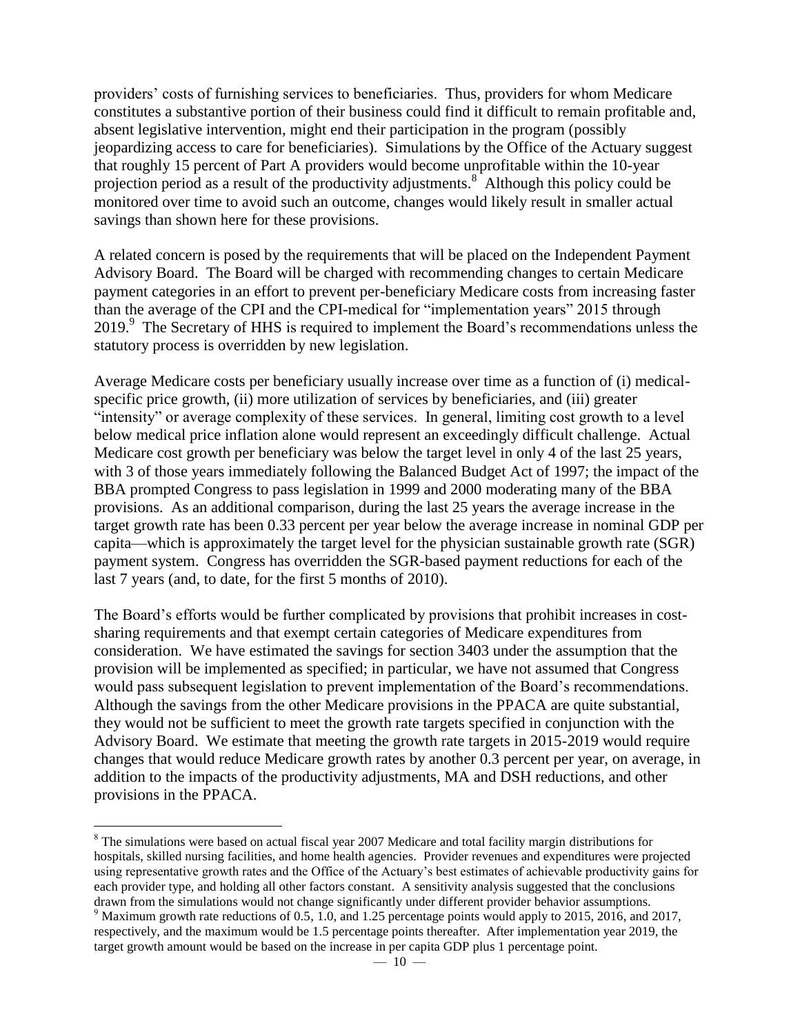providers' costs of furnishing services to beneficiaries. Thus, providers for whom Medicare constitutes a substantive portion of their business could find it difficult to remain profitable and, absent legislative intervention, might end their participation in the program (possibly jeopardizing access to care for beneficiaries). Simulations by the Office of the Actuary suggest that roughly 15 percent of Part A providers would become unprofitable within the 10-year projection period as a result of the productivity adjustments.[8] Although this policy could be monitored over time to avoid such an outcome, changes would likely result in smaller actual savings than shown here for these provisions.

A related concern is posed by the requirements that will be placed on the Independent Payment Advisory Board. The Board will be charged with recommending changes to certain Medicare payment categories in an effort to prevent per-beneficiary Medicare costs from increasing faster than the average of the CPI and the CPI-medical for "implementation years" 2015 through 2019.[9] The Secretary of HHS is required to implement the Board's recommendations unless the statutory process is overridden by new legislation.

Average Medicare costs per beneficiary usually increase over time as a function of (i) medical-specific price growth, (ii) more utilization of services by beneficiaries, and (iii) greater "intensity" or average complexity of these services. In general, limiting cost growth to a level below medical price inflation alone would represent an exceedingly difficult challenge. Actual Medicare cost growth per beneficiary was below the target level in only 4 of the last 25 years, with 3 of those years immediately following the Balanced Budget Act of 1997; the impact of the BBA prompted Congress to pass legislation in 1999 and 2000 moderating many of the BBA provisions. As an additional comparison, during the last 25 years the average increase in the target growth rate has been 0.33 percent per year below the average increase in nominal GDP per capita—which is approximately the target level for the physician sustainable growth rate (SGR) payment system. Congress has overridden the SGR-based payment reductions for each of the last 7 years (and, to date, for the first 5 months of 2010).

The Board's efforts would be further complicated by provisions that prohibit increases in cost-sharing requirements and that exempt certain categories of Medicare expenditures from consideration. We have estimated the savings for section 3403 under the assumption that the provision will be implemented as specified; in particular, we have not assumed that Congress would pass subsequent legislation to prevent implementation of the Board's recommendations. Although the savings from the other Medicare provisions in the PPACA are quite substantial, they would not be sufficient to meet the growth rate targets specified in conjunction with the Advisory Board. We estimate that meeting the growth rate targets in 2015-2019 would require changes that would reduce Medicare growth rates by another 0.3 percent per year, on average, in addition to the impacts of the productivity adjustments, MA and DSH reductions, and other provisions in the PPACA.

---

[8] The simulations were based on actual fiscal year 2007 Medicare and total facility margin distributions for hospitals, skilled nursing facilities, and home health agencies. Provider revenues and expenditures were projected using representative growth rates and the Office of the Actuary's best estimates of achievable productivity gains for each provider type, and holding all other factors constant. A sensitivity analysis suggested that the conclusions drawn from the simulations would not change significantly under different provider behavior assumptions.

[9] Maximum growth rate reductions of 0.5, 1.0, and 1.25 percentage points would apply to 2015, 2016, and 2017, respectively, and the maximum would be 1.5 percentage points thereafter. After implementation year 2019, the target growth amount would be based on the increase in per capita GDP plus 1 percentage point.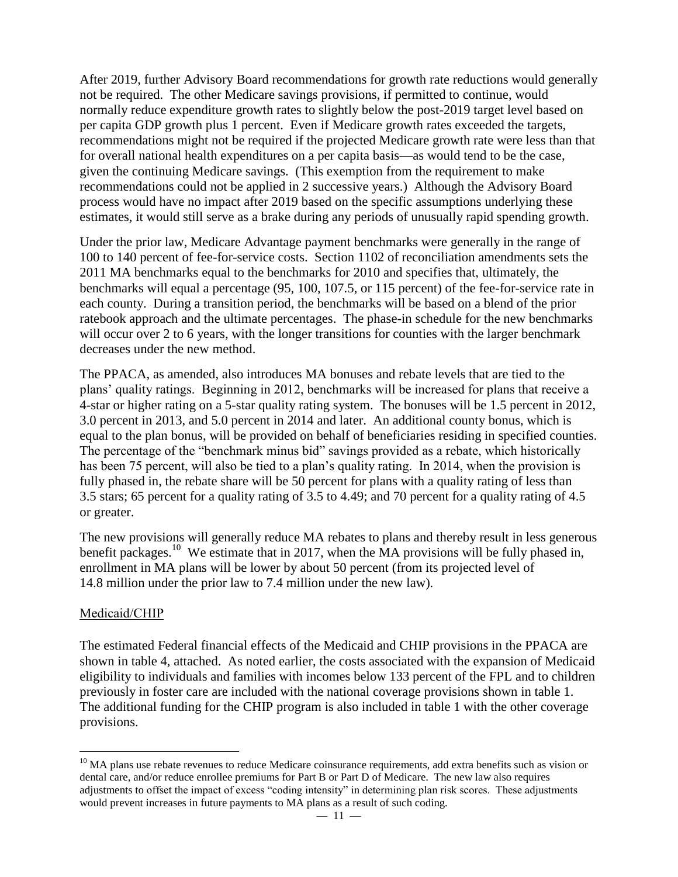After 2019, further Advisory Board recommendations for growth rate reductions would generally not be required. The other Medicare savings provisions, if permitted to continue, would normally reduce expenditure growth rates to slightly below the post-2019 target level based on per capita GDP growth plus 1 percent. Even if Medicare growth rates exceeded the targets, recommendations might not be required if the projected Medicare growth rate were less than that for overall national health expenditures on a per capita basis—as would tend to be the case, given the continuing Medicare savings. (This exemption from the requirement to make recommendations could not be applied in 2 successive years.) Although the Advisory Board process would have no impact after 2019 based on the specific assumptions underlying these estimates, it would still serve as a brake during any periods of unusually rapid spending growth.

Under the prior law, Medicare Advantage payment benchmarks were generally in the range of 100 to 140 percent of fee-for-service costs. Section 1102 of reconciliation amendments sets the 2011 MA benchmarks equal to the benchmarks for 2010 and specifies that, ultimately, the benchmarks will equal a percentage (95, 100, 107.5, or 115 percent) of the fee-for-service rate in each county. During a transition period, the benchmarks will be based on a blend of the prior ratebook approach and the ultimate percentages. The phase-in schedule for the new benchmarks will occur over 2 to 6 years, with the longer transitions for counties with the larger benchmark decreases under the new method.

The PPACA, as amended, also introduces MA bonuses and rebate levels that are tied to the plans' quality ratings. Beginning in 2012, benchmarks will be increased for plans that receive a 4-star or higher rating on a 5-star quality rating system. The bonuses will be 1.5 percent in 2012, 3.0 percent in 2013, and 5.0 percent in 2014 and later. An additional county bonus, which is equal to the plan bonus, will be provided on behalf of beneficiaries residing in specified counties. The percentage of the "benchmark minus bid" savings provided as a rebate, which historically has been 75 percent, will also be tied to a plan's quality rating. In 2014, when the provision is fully phased in, the rebate share will be 50 percent for plans with a quality rating of less than 3.5 stars; 65 percent for a quality rating of 3.5 to 4.49; and 70 percent for a quality rating of 4.5 or greater.

The new provisions will generally reduce MA rebates to plans and thereby result in less generous benefit packages.[10] We estimate that in 2017, when the MA provisions will be fully phased in, enrollment in MA plans will be lower by about 50 percent (from its projected level of 14.8 million under the prior law to 7.4 million under the new law).

## Medicaid/CHIP

The estimated Federal financial effects of the Medicaid and CHIP provisions in the PPACA are shown in table 4, attached. As noted earlier, the costs associated with the expansion of Medicaid eligibility to individuals and families with incomes below 133 percent of the FPL and to children previously in foster care are included with the national coverage provisions shown in table 1. The additional funding for the CHIP program is also included in table 1 with the other coverage provisions.

---

[10] MA plans use rebate revenues to reduce Medicare coinsurance requirements, add extra benefits such as vision or dental care, and/or reduce enrollee premiums for Part B or Part D of Medicare. The new law also requires adjustments to offset the impact of excess "coding intensity" in determining plan risk scores. These adjustments would prevent increases in future payments to MA plans as a result of such coding.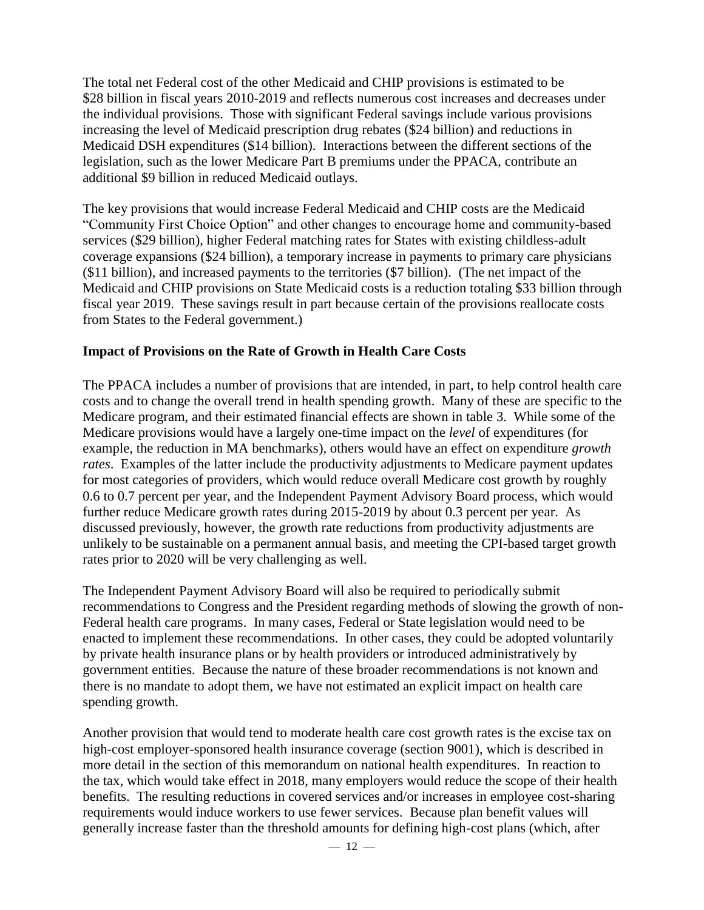The total net Federal cost of the other Medicaid and CHIP provisions is estimated to be $28 billion in fiscal years 2010-2019 and reflects numerous cost increases and decreases under the individual provisions. Those with significant Federal savings include various provisions increasing the level of Medicaid prescription drug rebates ($24 billion) and reductions in Medicaid DSH expenditures ($14 billion). Interactions between the different sections of the legislation, such as the lower Medicare Part B premiums under the PPACA, contribute an additional $9 billion in reduced Medicaid outlays.

The key provisions that would increase Federal Medicaid and CHIP costs are the Medicaid "Community First Choice Option" and other changes to encourage home and community-based services ($29 billion), higher Federal matching rates for States with existing childless-adult coverage expansions ($24 billion), a temporary increase in payments to primary care physicians ($11 billion), and increased payments to the territories ($7 billion). (The net impact of the Medicaid and CHIP provisions on State Medicaid costs is a reduction totaling $33 billion through fiscal year 2019. These savings result in part because certain of the provisions reallocate costs from States to the Federal government.)

**Impact of Provisions on the Rate of Growth in Health Care Costs**

The PPACA includes a number of provisions that are intended, in part, to help control health care costs and to change the overall trend in health spending growth. Many of these are specific to the Medicare program, and their estimated financial effects are shown in table 3. While some of the Medicare provisions would have a largely one-time impact on the *level* of expenditures (for example, the reduction in MA benchmarks), others would have an effect on expenditure *growth rates*. Examples of the latter include the productivity adjustments to Medicare payment updates for most categories of providers, which would reduce overall Medicare cost growth by roughly 0.6 to 0.7 percent per year, and the Independent Payment Advisory Board process, which would further reduce Medicare growth rates during 2015-2019 by about 0.3 percent per year. As discussed previously, however, the growth rate reductions from productivity adjustments are unlikely to be sustainable on a permanent annual basis, and meeting the CPI-based target growth rates prior to 2020 will be very challenging as well.

The Independent Payment Advisory Board will also be required to periodically submit recommendations to Congress and the President regarding methods of slowing the growth of non-Federal health care programs. In many cases, Federal or State legislation would need to be enacted to implement these recommendations. In other cases, they could be adopted voluntarily by private health insurance plans or by health providers or introduced administratively by government entities. Because the nature of these broader recommendations is not known and there is no mandate to adopt them, we have not estimated an explicit impact on health care spending growth.

Another provision that would tend to moderate health care cost growth rates is the excise tax on high-cost employer-sponsored health insurance coverage (section 9001), which is described in more detail in the section of this memorandum on national health expenditures. In reaction to the tax, which would take effect in 2018, many employers would reduce the scope of their health benefits. The resulting reductions in covered services and/or increases in employee cost-sharing requirements would induce workers to use fewer services. Because plan benefit values will generally increase faster than the threshold amounts for defining high-cost plans (which, after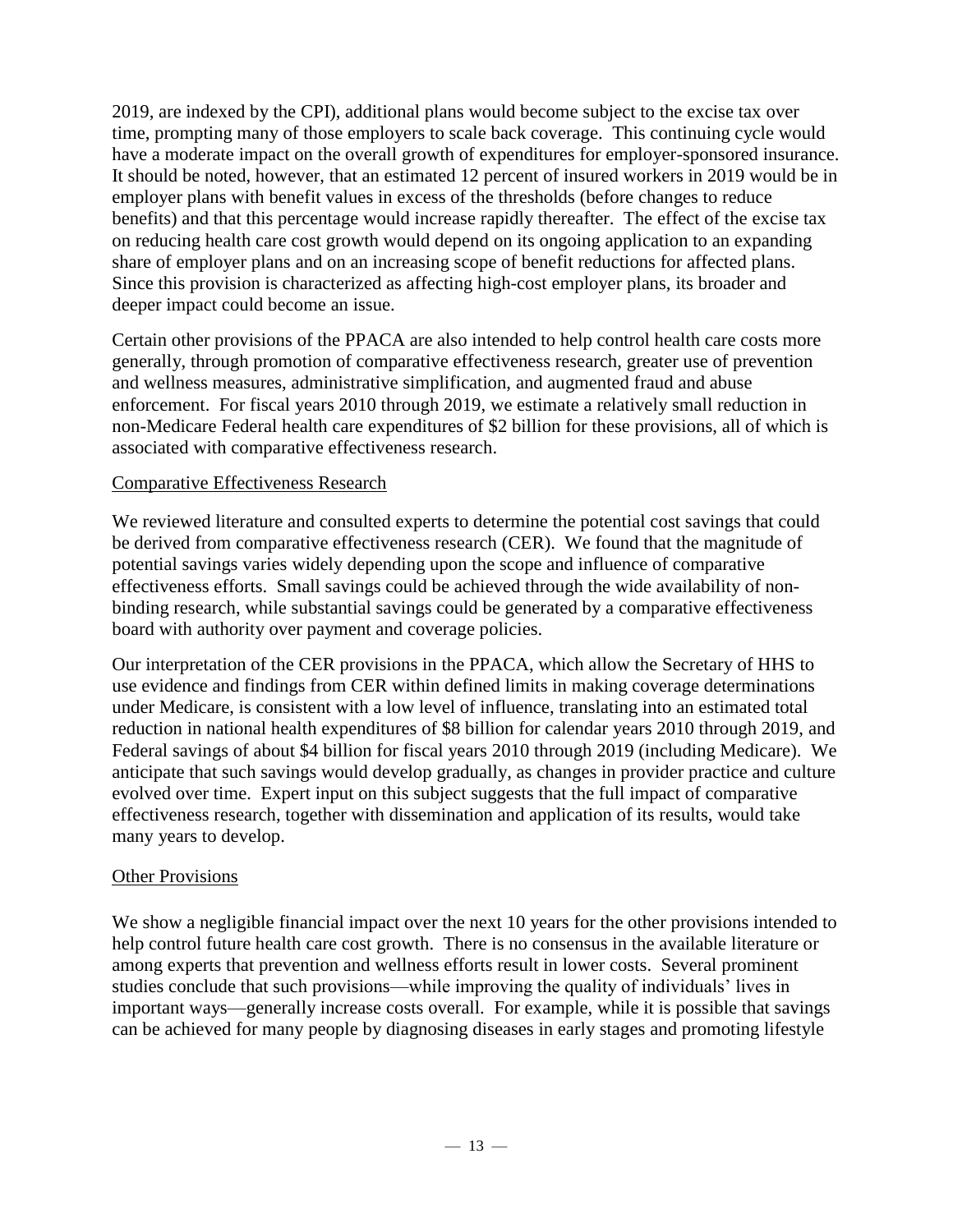2019, are indexed by the CPI), additional plans would become subject to the excise tax over time, prompting many of those employers to scale back coverage. This continuing cycle would have a moderate impact on the overall growth of expenditures for employer-sponsored insurance. It should be noted, however, that an estimated 12 percent of insured workers in 2019 would be in employer plans with benefit values in excess of the thresholds (before changes to reduce benefits) and that this percentage would increase rapidly thereafter. The effect of the excise tax on reducing health care cost growth would depend on its ongoing application to an expanding share of employer plans and on an increasing scope of benefit reductions for affected plans. Since this provision is characterized as affecting high-cost employer plans, its broader and deeper impact could become an issue.

Certain other provisions of the PPACA are also intended to help control health care costs more generally, through promotion of comparative effectiveness research, greater use of prevention and wellness measures, administrative simplification, and augmented fraud and abuse enforcement. For fiscal years 2010 through 2019, we estimate a relatively small reduction in non-Medicare Federal health care expenditures of $2 billion for these provisions, all of which is associated with comparative effectiveness research.

Comparative Effectiveness Research

We reviewed literature and consulted experts to determine the potential cost savings that could be derived from comparative effectiveness research (CER). We found that the magnitude of potential savings varies widely depending upon the scope and influence of comparative effectiveness efforts. Small savings could be achieved through the wide availability of non-binding research, while substantial savings could be generated by a comparative effectiveness board with authority over payment and coverage policies.

Our interpretation of the CER provisions in the PPACA, which allow the Secretary of HHS to use evidence and findings from CER within defined limits in making coverage determinations under Medicare, is consistent with a low level of influence, translating into an estimated total reduction in national health expenditures of $8 billion for calendar years 2010 through 2019, and Federal savings of about $4 billion for fiscal years 2010 through 2019 (including Medicare). We anticipate that such savings would develop gradually, as changes in provider practice and culture evolved over time. Expert input on this subject suggests that the full impact of comparative effectiveness research, together with dissemination and application of its results, would take many years to develop.

Other Provisions

We show a negligible financial impact over the next 10 years for the other provisions intended to help control future health care cost growth. There is no consensus in the available literature or among experts that prevention and wellness efforts result in lower costs. Several prominent studies conclude that such provisions—while improving the quality of individuals' lives in important ways—generally increase costs overall. For example, while it is possible that savings can be achieved for many people by diagnosing diseases in early stages and promoting lifestyle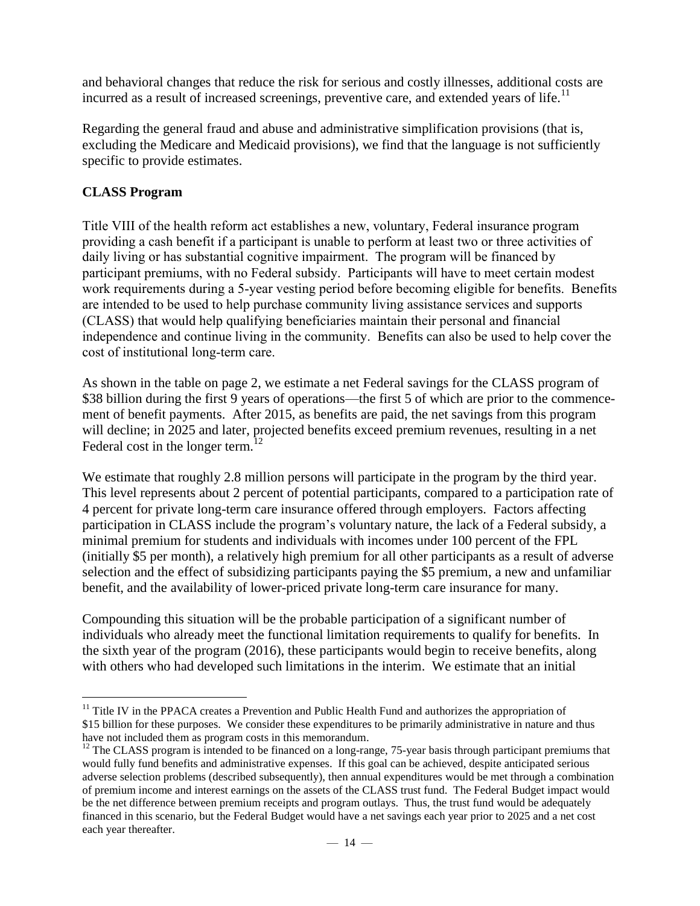and behavioral changes that reduce the risk for serious and costly illnesses, additional costs are incurred as a result of increased screenings, preventive care, and extended years of life.[11]

Regarding the general fraud and abuse and administrative simplification provisions (that is, excluding the Medicare and Medicaid provisions), we find that the language is not sufficiently specific to provide estimates.

**CLASS Program**

Title VIII of the health reform act establishes a new, voluntary, Federal insurance program providing a cash benefit if a participant is unable to perform at least two or three activities of daily living or has substantial cognitive impairment. The program will be financed by participant premiums, with no Federal subsidy. Participants will have to meet certain modest work requirements during a 5-year vesting period before becoming eligible for benefits. Benefits are intended to be used to help purchase community living assistance services and supports (CLASS) that would help qualifying beneficiaries maintain their personal and financial independence and continue living in the community. Benefits can also be used to help cover the cost of institutional long-term care.

As shown in the table on page 2, we estimate a net Federal savings for the CLASS program of $38 billion during the first 9 years of operations—the first 5 of which are prior to the commencement of benefit payments. After 2015, as benefits are paid, the net savings from this program will decline; in 2025 and later, projected benefits exceed premium revenues, resulting in a net Federal cost in the longer term.[12]

We estimate that roughly 2.8 million persons will participate in the program by the third year. This level represents about 2 percent of potential participants, compared to a participation rate of 4 percent for private long-term care insurance offered through employers. Factors affecting participation in CLASS include the program's voluntary nature, the lack of a Federal subsidy, a minimal premium for students and individuals with incomes under 100 percent of the FPL (initially $5 per month), a relatively high premium for all other participants as a result of adverse selection and the effect of subsidizing participants paying the $5 premium, a new and unfamiliar benefit, and the availability of lower-priced private long-term care insurance for many.

Compounding this situation will be the probable participation of a significant number of individuals who already meet the functional limitation requirements to qualify for benefits. In the sixth year of the program (2016), these participants would begin to receive benefits, along with others who had developed such limitations in the interim. We estimate that an initial

---

[11] Title IV in the PPACA creates a Prevention and Public Health Fund and authorizes the appropriation of $15 billion for these purposes. We consider these expenditures to be primarily administrative in nature and thus have not included them as program costs in this memorandum.

[12] The CLASS program is intended to be financed on a long-range, 75-year basis through participant premiums that would fully fund benefits and administrative expenses. If this goal can be achieved, despite anticipated serious adverse selection problems (described subsequently), then annual expenditures would be met through a combination of premium income and interest earnings on the assets of the CLASS trust fund. The Federal Budget impact would be the net difference between premium receipts and program outlays. Thus, the trust fund would be adequately financed in this scenario, but the Federal Budget would have a net savings each year prior to 2025 and a net cost each year thereafter.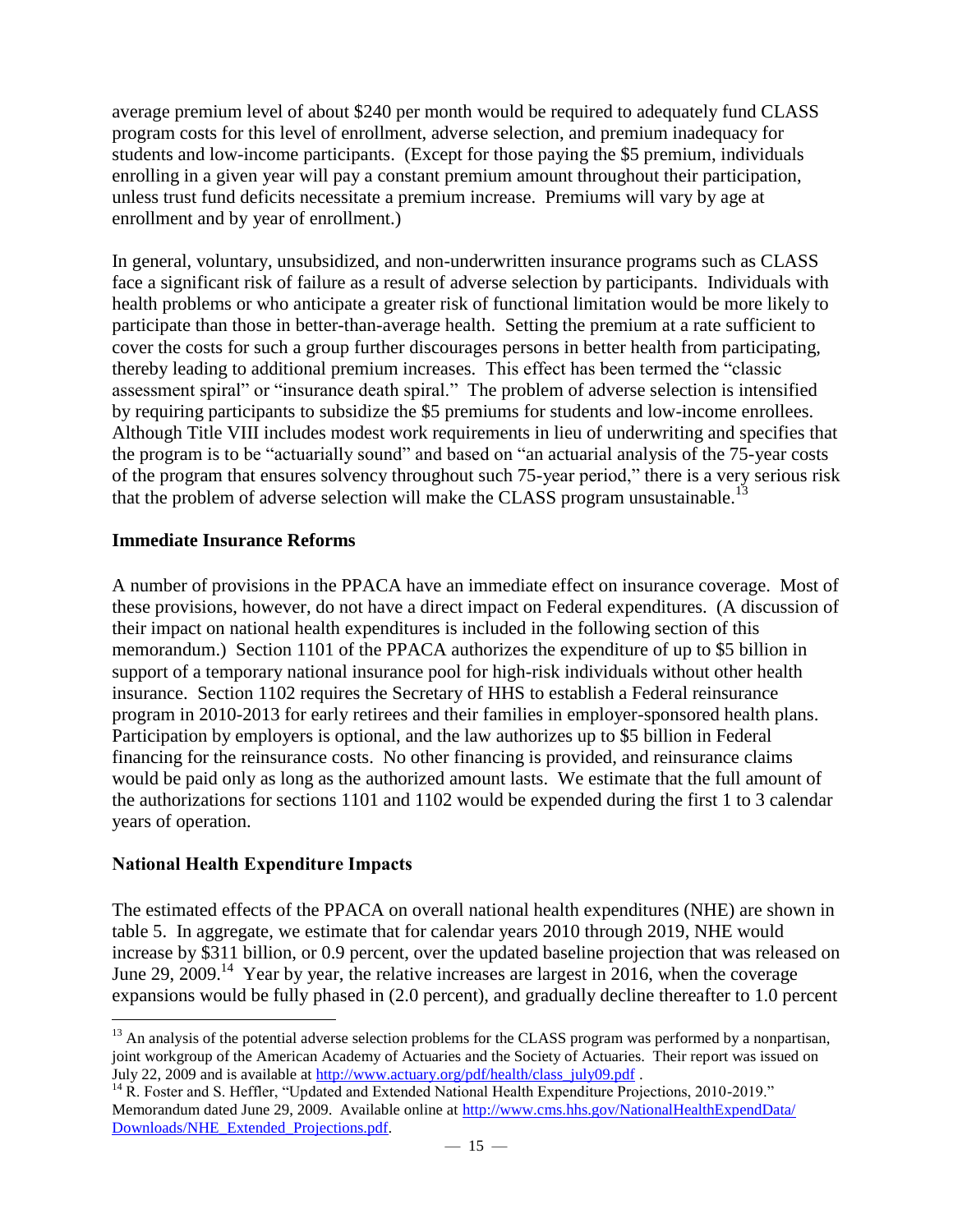average premium level of about $240 per month would be required to adequately fund CLASS program costs for this level of enrollment, adverse selection, and premium inadequacy for students and low-income participants. (Except for those paying the $5 premium, individuals enrolling in a given year will pay a constant premium amount throughout their participation, unless trust fund deficits necessitate a premium increase. Premiums will vary by age at enrollment and by year of enrollment.)

In general, voluntary, unsubsidized, and non-underwritten insurance programs such as CLASS face a significant risk of failure as a result of adverse selection by participants. Individuals with health problems or who anticipate a greater risk of functional limitation would be more likely to participate than those in better-than-average health. Setting the premium at a rate sufficient to cover the costs for such a group further discourages persons in better health from participating, thereby leading to additional premium increases. This effect has been termed the "classic assessment spiral" or "insurance death spiral." The problem of adverse selection is intensified by requiring participants to subsidize the $5 premiums for students and low-income enrollees. Although Title VIII includes modest work requirements in lieu of underwriting and specifies that the program is to be "actuarially sound" and based on "an actuarial analysis of the 75-year costs of the program that ensures solvency throughout such 75-year period," there is a very serious risk that the problem of adverse selection will make the CLASS program unsustainable.[13]

### Immediate Insurance Reforms

A number of provisions in the PPACA have an immediate effect on insurance coverage. Most of these provisions, however, do not have a direct impact on Federal expenditures. (A discussion of their impact on national health expenditures is included in the following section of this memorandum.) Section 1101 of the PPACA authorizes the expenditure of up to $5 billion in support of a temporary national insurance pool for high-risk individuals without other health insurance. Section 1102 requires the Secretary of HHS to establish a Federal reinsurance program in 2010-2013 for early retirees and their families in employer-sponsored health plans. Participation by employers is optional, and the law authorizes up to $5 billion in Federal financing for the reinsurance costs. No other financing is provided, and reinsurance claims would be paid only as long as the authorized amount lasts. We estimate that the full amount of the authorizations for sections 1101 and 1102 would be expended during the first 1 to 3 calendar years of operation.

### National Health Expenditure Impacts

The estimated effects of the PPACA on overall national health expenditures (NHE) are shown in table 5. In aggregate, we estimate that for calendar years 2010 through 2019, NHE would increase by $311 billion, or 0.9 percent, over the updated baseline projection that was released on June 29, 2009.[14] Year by year, the relative increases are largest in 2016, when the coverage expansions would be fully phased in (2.0 percent), and gradually decline thereafter to 1.0 percent

---

[13] An analysis of the potential adverse selection problems for the CLASS program was performed by a nonpartisan, joint workgroup of the American Academy of Actuaries and the Society of Actuaries. Their report was issued on July 22, 2009 and is available at http://www.actuary.org/pdf/health/class_july09.pdf .

[14] R. Foster and S. Heffler, "Updated and Extended National Health Expenditure Projections, 2010-2019." Memorandum dated June 29, 2009. Available online at http://www.cms.hhs.gov/NationalHealthExpendData/Downloads/NHE_Extended_Projections.pdf.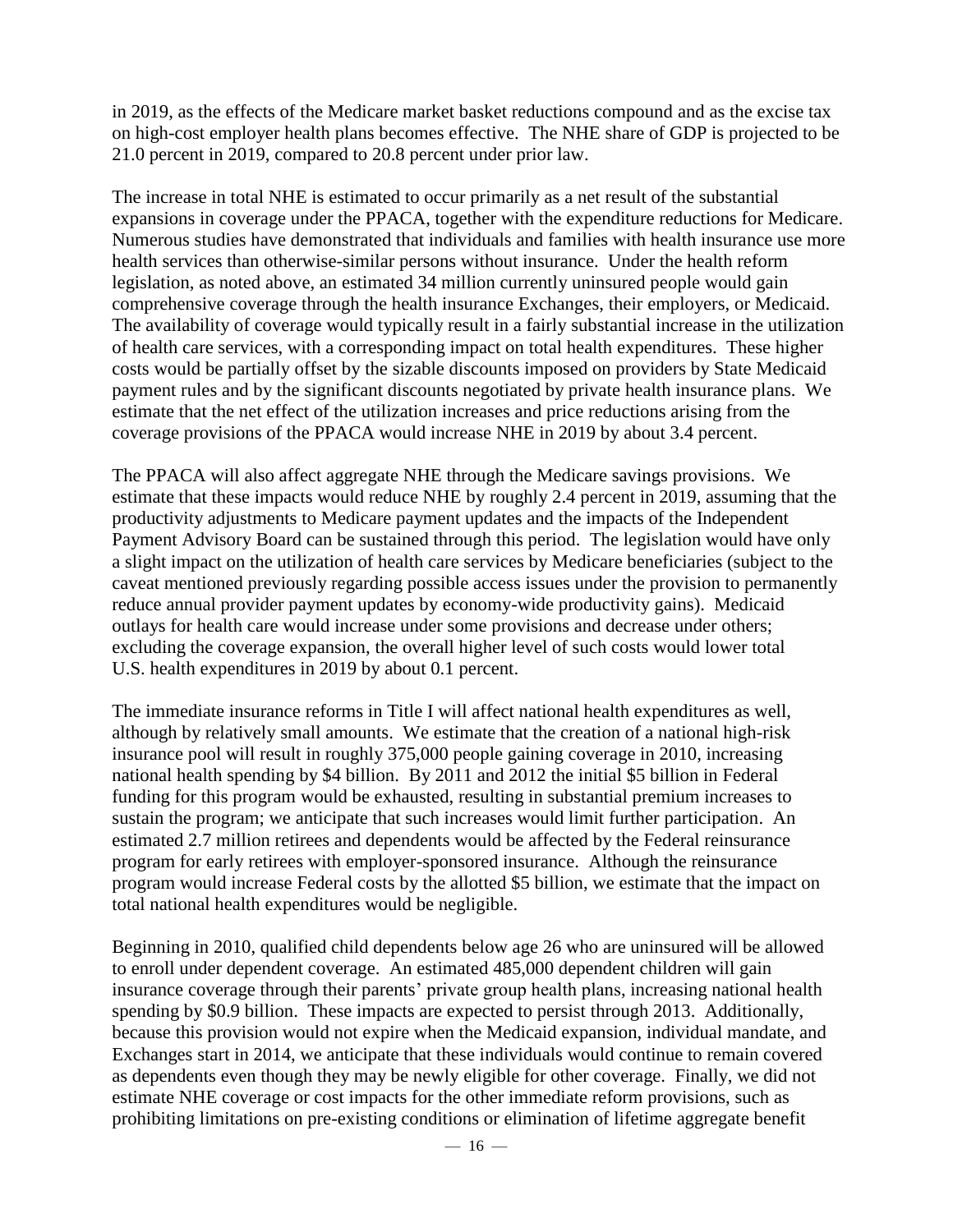in 2019, as the effects of the Medicare market basket reductions compound and as the excise tax on high-cost employer health plans becomes effective. The NHE share of GDP is projected to be 21.0 percent in 2019, compared to 20.8 percent under prior law.

The increase in total NHE is estimated to occur primarily as a net result of the substantial expansions in coverage under the PPACA, together with the expenditure reductions for Medicare. Numerous studies have demonstrated that individuals and families with health insurance use more health services than otherwise-similar persons without insurance. Under the health reform legislation, as noted above, an estimated 34 million currently uninsured people would gain comprehensive coverage through the health insurance Exchanges, their employers, or Medicaid. The availability of coverage would typically result in a fairly substantial increase in the utilization of health care services, with a corresponding impact on total health expenditures. These higher costs would be partially offset by the sizable discounts imposed on providers by State Medicaid payment rules and by the significant discounts negotiated by private health insurance plans. We estimate that the net effect of the utilization increases and price reductions arising from the coverage provisions of the PPACA would increase NHE in 2019 by about 3.4 percent.

The PPACA will also affect aggregate NHE through the Medicare savings provisions. We estimate that these impacts would reduce NHE by roughly 2.4 percent in 2019, assuming that the productivity adjustments to Medicare payment updates and the impacts of the Independent Payment Advisory Board can be sustained through this period. The legislation would have only a slight impact on the utilization of health care services by Medicare beneficiaries (subject to the caveat mentioned previously regarding possible access issues under the provision to permanently reduce annual provider payment updates by economy-wide productivity gains). Medicaid outlays for health care would increase under some provisions and decrease under others; excluding the coverage expansion, the overall higher level of such costs would lower total U.S. health expenditures in 2019 by about 0.1 percent.

The immediate insurance reforms in Title I will affect national health expenditures as well, although by relatively small amounts. We estimate that the creation of a national high-risk insurance pool will result in roughly 375,000 people gaining coverage in 2010, increasing national health spending by $4 billion. By 2011 and 2012 the initial $5 billion in Federal funding for this program would be exhausted, resulting in substantial premium increases to sustain the program; we anticipate that such increases would limit further participation. An estimated 2.7 million retirees and dependents would be affected by the Federal reinsurance program for early retirees with employer-sponsored insurance. Although the reinsurance program would increase Federal costs by the allotted $5 billion, we estimate that the impact on total national health expenditures would be negligible.

Beginning in 2010, qualified child dependents below age 26 who are uninsured will be allowed to enroll under dependent coverage. An estimated 485,000 dependent children will gain insurance coverage through their parents' private group health plans, increasing national health spending by $0.9 billion. These impacts are expected to persist through 2013. Additionally, because this provision would not expire when the Medicaid expansion, individual mandate, and Exchanges start in 2014, we anticipate that these individuals would continue to remain covered as dependents even though they may be newly eligible for other coverage. Finally, we did not estimate NHE coverage or cost impacts for the other immediate reform provisions, such as prohibiting limitations on pre-existing conditions or elimination of lifetime aggregate benefit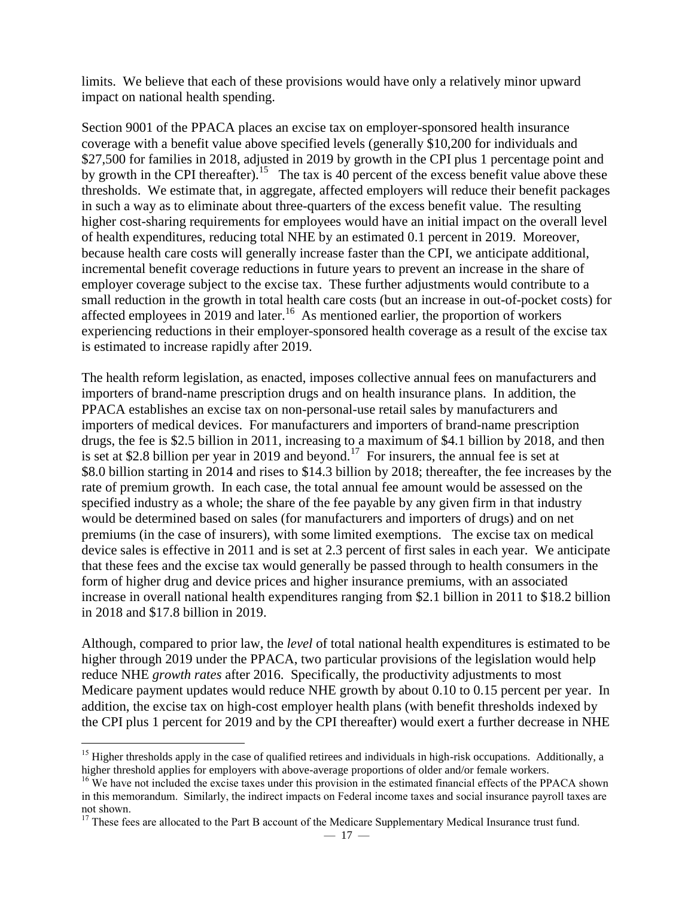limits. We believe that each of these provisions would have only a relatively minor upward impact on national health spending.

Section 9001 of the PPACA places an excise tax on employer-sponsored health insurance coverage with a benefit value above specified levels (generally $10,200 for individuals and $27,500 for families in 2018, adjusted in 2019 by growth in the CPI plus 1 percentage point and by growth in the CPI thereafter).[15] The tax is 40 percent of the excess benefit value above these thresholds. We estimate that, in aggregate, affected employers will reduce their benefit packages in such a way as to eliminate about three-quarters of the excess benefit value. The resulting higher cost-sharing requirements for employees would have an initial impact on the overall level of health expenditures, reducing total NHE by an estimated 0.1 percent in 2019. Moreover, because health care costs will generally increase faster than the CPI, we anticipate additional, incremental benefit coverage reductions in future years to prevent an increase in the share of employer coverage subject to the excise tax. These further adjustments would contribute to a small reduction in the growth in total health care costs (but an increase in out-of-pocket costs) for affected employees in 2019 and later.[16] As mentioned earlier, the proportion of workers experiencing reductions in their employer-sponsored health coverage as a result of the excise tax is estimated to increase rapidly after 2019.

The health reform legislation, as enacted, imposes collective annual fees on manufacturers and importers of brand-name prescription drugs and on health insurance plans. In addition, the PPACA establishes an excise tax on non-personal-use retail sales by manufacturers and importers of medical devices. For manufacturers and importers of brand-name prescription drugs, the fee is $2.5 billion in 2011, increasing to a maximum of $4.1 billion by 2018, and then is set at $2.8 billion per year in 2019 and beyond.[17] For insurers, the annual fee is set at $8.0 billion starting in 2014 and rises to $14.3 billion by 2018; thereafter, the fee increases by the rate of premium growth. In each case, the total annual fee amount would be assessed on the specified industry as a whole; the share of the fee payable by any given firm in that industry would be determined based on sales (for manufacturers and importers of drugs) and on net premiums (in the case of insurers), with some limited exemptions. The excise tax on medical device sales is effective in 2011 and is set at 2.3 percent of first sales in each year. We anticipate that these fees and the excise tax would generally be passed through to health consumers in the form of higher drug and device prices and higher insurance premiums, with an associated increase in overall national health expenditures ranging from $2.1 billion in 2011 to $18.2 billion in 2018 and $17.8 billion in 2019.

Although, compared to prior law, the *level* of total national health expenditures is estimated to be higher through 2019 under the PPACA, two particular provisions of the legislation would help reduce NHE *growth rates* after 2016. Specifically, the productivity adjustments to most Medicare payment updates would reduce NHE growth by about 0.10 to 0.15 percent per year. In addition, the excise tax on high-cost employer health plans (with benefit thresholds indexed by the CPI plus 1 percent for 2019 and by the CPI thereafter) would exert a further decrease in NHE

---

[15] Higher thresholds apply in the case of qualified retirees and individuals in high-risk occupations. Additionally, a higher threshold applies for employers with above-average proportions of older and/or female workers.

[16] We have not included the excise taxes under this provision in the estimated financial effects of the PPACA shown in this memorandum. Similarly, the indirect impacts on Federal income taxes and social insurance payroll taxes are not shown.

[17] These fees are allocated to the Part B account of the Medicare Supplementary Medical Insurance trust fund.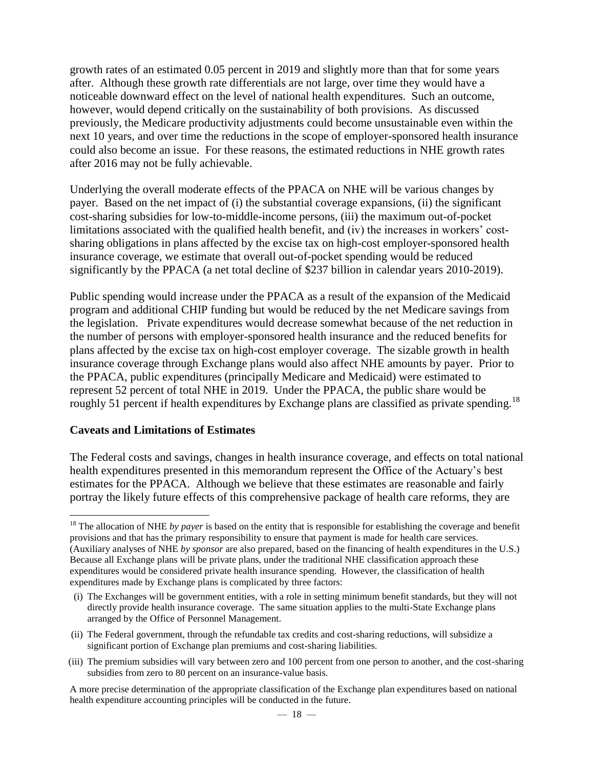growth rates of an estimated 0.05 percent in 2019 and slightly more than that for some years after. Although these growth rate differentials are not large, over time they would have a noticeable downward effect on the level of national health expenditures. Such an outcome, however, would depend critically on the sustainability of both provisions. As discussed previously, the Medicare productivity adjustments could become unsustainable even within the next 10 years, and over time the reductions in the scope of employer-sponsored health insurance could also become an issue. For these reasons, the estimated reductions in NHE growth rates after 2016 may not be fully achievable.

Underlying the overall moderate effects of the PPACA on NHE will be various changes by payer. Based on the net impact of (i) the substantial coverage expansions, (ii) the significant cost-sharing subsidies for low-to-middle-income persons, (iii) the maximum out-of-pocket limitations associated with the qualified health benefit, and (iv) the increases in workers' cost-sharing obligations in plans affected by the excise tax on high-cost employer-sponsored health insurance coverage, we estimate that overall out-of-pocket spending would be reduced significantly by the PPACA (a net total decline of $237 billion in calendar years 2010-2019).

Public spending would increase under the PPACA as a result of the expansion of the Medicaid program and additional CHIP funding but would be reduced by the net Medicare savings from the legislation. Private expenditures would decrease somewhat because of the net reduction in the number of persons with employer-sponsored health insurance and the reduced benefits for plans affected by the excise tax on high-cost employer coverage. The sizable growth in health insurance coverage through Exchange plans would also affect NHE amounts by payer. Prior to the PPACA, public expenditures (principally Medicare and Medicaid) were estimated to represent 52 percent of total NHE in 2019. Under the PPACA, the public share would be roughly 51 percent if health expenditures by Exchange plans are classified as private spending.[18]

## Caveats and Limitations of Estimates

The Federal costs and savings, changes in health insurance coverage, and effects on total national health expenditures presented in this memorandum represent the Office of the Actuary's best estimates for the PPACA. Although we believe that these estimates are reasonable and fairly portray the likely future effects of this comprehensive package of health care reforms, they are

---

[18] The allocation of NHE *by payer* is based on the entity that is responsible for establishing the coverage and benefit provisions and that has the primary responsibility to ensure that payment is made for health care services. (Auxiliary analyses of NHE *by sponsor* are also prepared, based on the financing of health expenditures in the U.S.) Because all Exchange plans will be private plans, under the traditional NHE classification approach these expenditures would be considered private health insurance spending. However, the classification of health expenditures made by Exchange plans is complicated by three factors:

(i) The Exchanges will be government entities, with a role in setting minimum benefit standards, but they will not directly provide health insurance coverage. The same situation applies to the multi-State Exchange plans arranged by the Office of Personnel Management.

(ii) The Federal government, through the refundable tax credits and cost-sharing reductions, will subsidize a significant portion of Exchange plan premiums and cost-sharing liabilities.

(iii) The premium subsidies will vary between zero and 100 percent from one person to another, and the cost-sharing subsidies from zero to 80 percent on an insurance-value basis.

A more precise determination of the appropriate classification of the Exchange plan expenditures based on national health expenditure accounting principles will be conducted in the future.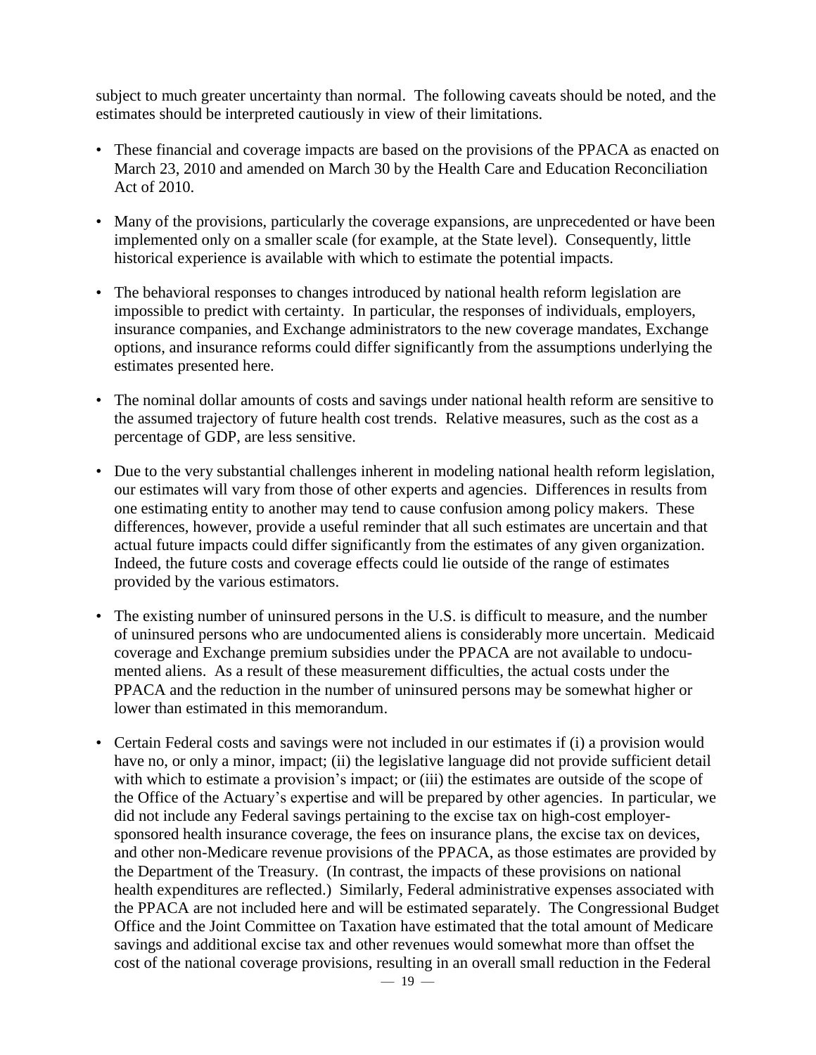subject to much greater uncertainty than normal. The following caveats should be noted, and the estimates should be interpreted cautiously in view of their limitations.

- These financial and coverage impacts are based on the provisions of the PPACA as enacted on March 23, 2010 and amended on March 30 by the Health Care and Education Reconciliation Act of 2010.
- Many of the provisions, particularly the coverage expansions, are unprecedented or have been implemented only on a smaller scale (for example, at the State level). Consequently, little historical experience is available with which to estimate the potential impacts.
- The behavioral responses to changes introduced by national health reform legislation are impossible to predict with certainty. In particular, the responses of individuals, employers, insurance companies, and Exchange administrators to the new coverage mandates, Exchange options, and insurance reforms could differ significantly from the assumptions underlying the estimates presented here.
- The nominal dollar amounts of costs and savings under national health reform are sensitive to the assumed trajectory of future health cost trends. Relative measures, such as the cost as a percentage of GDP, are less sensitive.
- Due to the very substantial challenges inherent in modeling national health reform legislation, our estimates will vary from those of other experts and agencies. Differences in results from one estimating entity to another may tend to cause confusion among policy makers. These differences, however, provide a useful reminder that all such estimates are uncertain and that actual future impacts could differ significantly from the estimates of any given organization. Indeed, the future costs and coverage effects could lie outside of the range of estimates provided by the various estimators.
- The existing number of uninsured persons in the U.S. is difficult to measure, and the number of uninsured persons who are undocumented aliens is considerably more uncertain. Medicaid coverage and Exchange premium subsidies under the PPACA are not available to undocumented aliens. As a result of these measurement difficulties, the actual costs under the PPACA and the reduction in the number of uninsured persons may be somewhat higher or lower than estimated in this memorandum.
- Certain Federal costs and savings were not included in our estimates if (i) a provision would have no, or only a minor, impact; (ii) the legislative language did not provide sufficient detail with which to estimate a provision's impact; or (iii) the estimates are outside of the scope of the Office of the Actuary's expertise and will be prepared by other agencies. In particular, we did not include any Federal savings pertaining to the excise tax on high-cost employer-sponsored health insurance coverage, the fees on insurance plans, the excise tax on devices, and other non-Medicare revenue provisions of the PPACA, as those estimates are provided by the Department of the Treasury. (In contrast, the impacts of these provisions on national health expenditures are reflected.) Similarly, Federal administrative expenses associated with the PPACA are not included here and will be estimated separately. The Congressional Budget Office and the Joint Committee on Taxation have estimated that the total amount of Medicare savings and additional excise tax and other revenues would somewhat more than offset the cost of the national coverage provisions, resulting in an overall small reduction in the Federal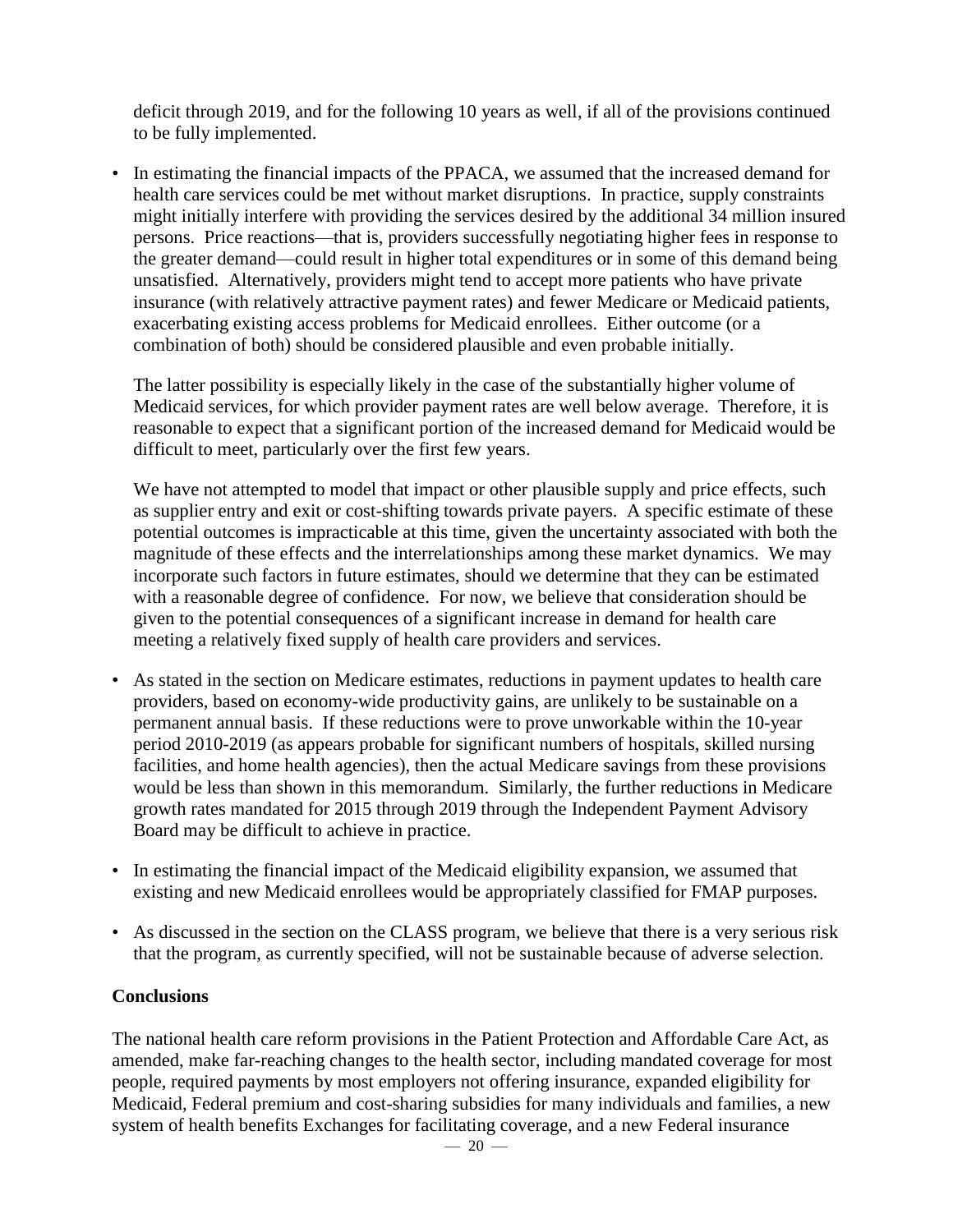deficit through 2019, and for the following 10 years as well, if all of the provisions continued to be fully implemented.

- In estimating the financial impacts of the PPACA, we assumed that the increased demand for health care services could be met without market disruptions. In practice, supply constraints might initially interfere with providing the services desired by the additional 34 million insured persons. Price reactions—that is, providers successfully negotiating higher fees in response to the greater demand—could result in higher total expenditures or in some of this demand being unsatisfied. Alternatively, providers might tend to accept more patients who have private insurance (with relatively attractive payment rates) and fewer Medicare or Medicaid patients, exacerbating existing access problems for Medicaid enrollees. Either outcome (or a combination of both) should be considered plausible and even probable initially.

  The latter possibility is especially likely in the case of the substantially higher volume of Medicaid services, for which provider payment rates are well below average. Therefore, it is reasonable to expect that a significant portion of the increased demand for Medicaid would be difficult to meet, particularly over the first few years.

  We have not attempted to model that impact or other plausible supply and price effects, such as supplier entry and exit or cost-shifting towards private payers. A specific estimate of these potential outcomes is impracticable at this time, given the uncertainty associated with both the magnitude of these effects and the interrelationships among these market dynamics. We may incorporate such factors in future estimates, should we determine that they can be estimated with a reasonable degree of confidence. For now, we believe that consideration should be given to the potential consequences of a significant increase in demand for health care meeting a relatively fixed supply of health care providers and services.

- As stated in the section on Medicare estimates, reductions in payment updates to health care providers, based on economy-wide productivity gains, are unlikely to be sustainable on a permanent annual basis. If these reductions were to prove unworkable within the 10-year period 2010-2019 (as appears probable for significant numbers of hospitals, skilled nursing facilities, and home health agencies), then the actual Medicare savings from these provisions would be less than shown in this memorandum. Similarly, the further reductions in Medicare growth rates mandated for 2015 through 2019 through the Independent Payment Advisory Board may be difficult to achieve in practice.

- In estimating the financial impact of the Medicaid eligibility expansion, we assumed that existing and new Medicaid enrollees would be appropriately classified for FMAP purposes.

- As discussed in the section on the CLASS program, we believe that there is a very serious risk that the program, as currently specified, will not be sustainable because of adverse selection.

**Conclusions**

The national health care reform provisions in the Patient Protection and Affordable Care Act, as amended, make far-reaching changes to the health sector, including mandated coverage for most people, required payments by most employers not offering insurance, expanded eligibility for Medicaid, Federal premium and cost-sharing subsidies for many individuals and families, a new system of health benefits Exchanges for facilitating coverage, and a new Federal insurance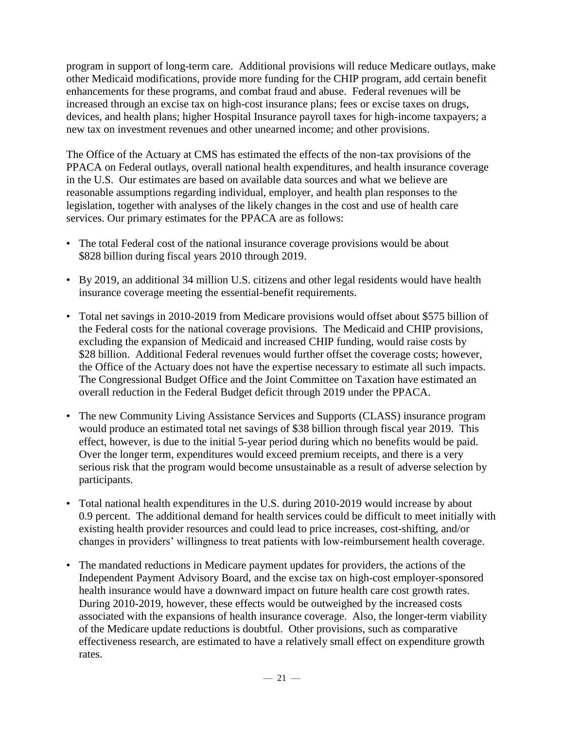program in support of long-term care. Additional provisions will reduce Medicare outlays, make other Medicaid modifications, provide more funding for the CHIP program, add certain benefit enhancements for these programs, and combat fraud and abuse. Federal revenues will be increased through an excise tax on high-cost insurance plans; fees or excise taxes on drugs, devices, and health plans; higher Hospital Insurance payroll taxes for high-income taxpayers; a new tax on investment revenues and other unearned income; and other provisions.

The Office of the Actuary at CMS has estimated the effects of the non-tax provisions of the PPACA on Federal outlays, overall national health expenditures, and health insurance coverage in the U.S. Our estimates are based on available data sources and what we believe are reasonable assumptions regarding individual, employer, and health plan responses to the legislation, together with analyses of the likely changes in the cost and use of health care services. Our primary estimates for the PPACA are as follows:

- The total Federal cost of the national insurance coverage provisions would be about $828 billion during fiscal years 2010 through 2019.
- By 2019, an additional 34 million U.S. citizens and other legal residents would have health insurance coverage meeting the essential-benefit requirements.
- Total net savings in 2010-2019 from Medicare provisions would offset about $575 billion of the Federal costs for the national coverage provisions. The Medicaid and CHIP provisions, excluding the expansion of Medicaid and increased CHIP funding, would raise costs by $28 billion. Additional Federal revenues would further offset the coverage costs; however, the Office of the Actuary does not have the expertise necessary to estimate all such impacts. The Congressional Budget Office and the Joint Committee on Taxation have estimated an overall reduction in the Federal Budget deficit through 2019 under the PPACA.
- The new Community Living Assistance Services and Supports (CLASS) insurance program would produce an estimated total net savings of $38 billion through fiscal year 2019. This effect, however, is due to the initial 5-year period during which no benefits would be paid. Over the longer term, expenditures would exceed premium receipts, and there is a very serious risk that the program would become unsustainable as a result of adverse selection by participants.
- Total national health expenditures in the U.S. during 2010-2019 would increase by about 0.9 percent. The additional demand for health services could be difficult to meet initially with existing health provider resources and could lead to price increases, cost-shifting, and/or changes in providers' willingness to treat patients with low-reimbursement health coverage.
- The mandated reductions in Medicare payment updates for providers, the actions of the Independent Payment Advisory Board, and the excise tax on high-cost employer-sponsored health insurance would have a downward impact on future health care cost growth rates. During 2010-2019, however, these effects would be outweighed by the increased costs associated with the expansions of health insurance coverage. Also, the longer-term viability of the Medicare update reductions is doubtful. Other provisions, such as comparative effectiveness research, are estimated to have a relatively small effect on expenditure growth rates.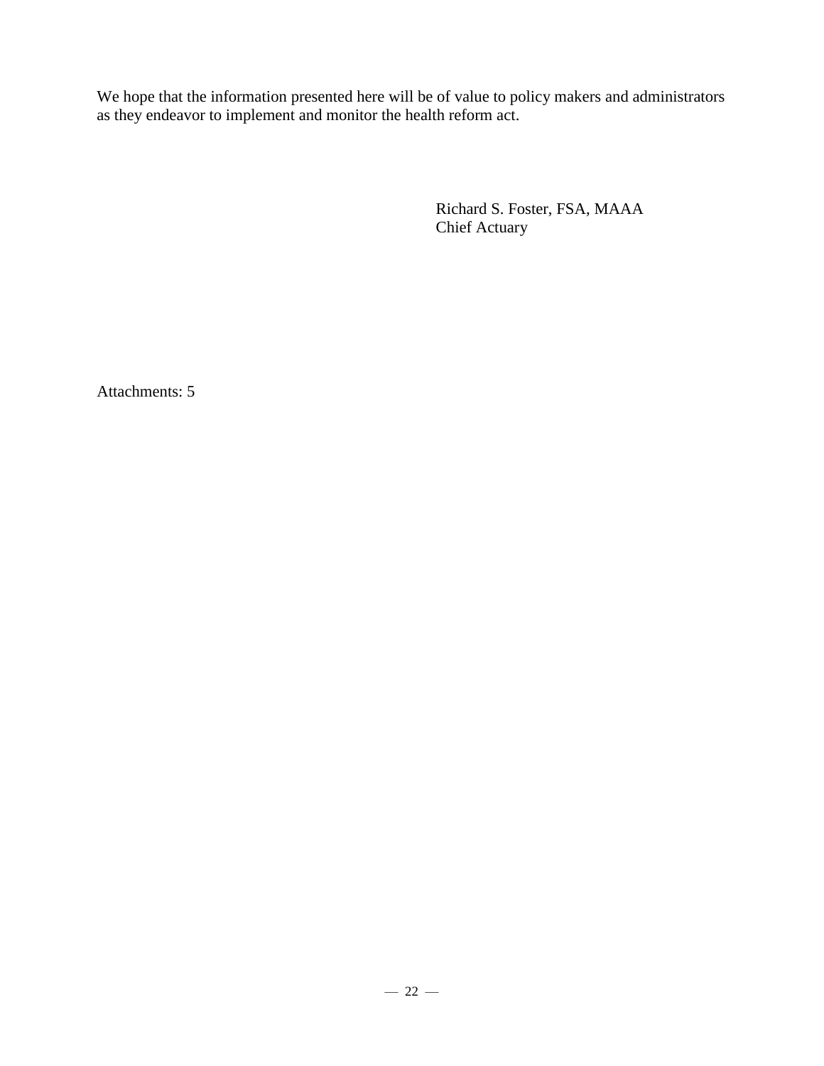We hope that the information presented here will be of value to policy makers and administrators as they endeavor to implement and monitor the health reform act.

Richard S. Foster, FSA, MAAA
Chief Actuary

Attachments: 5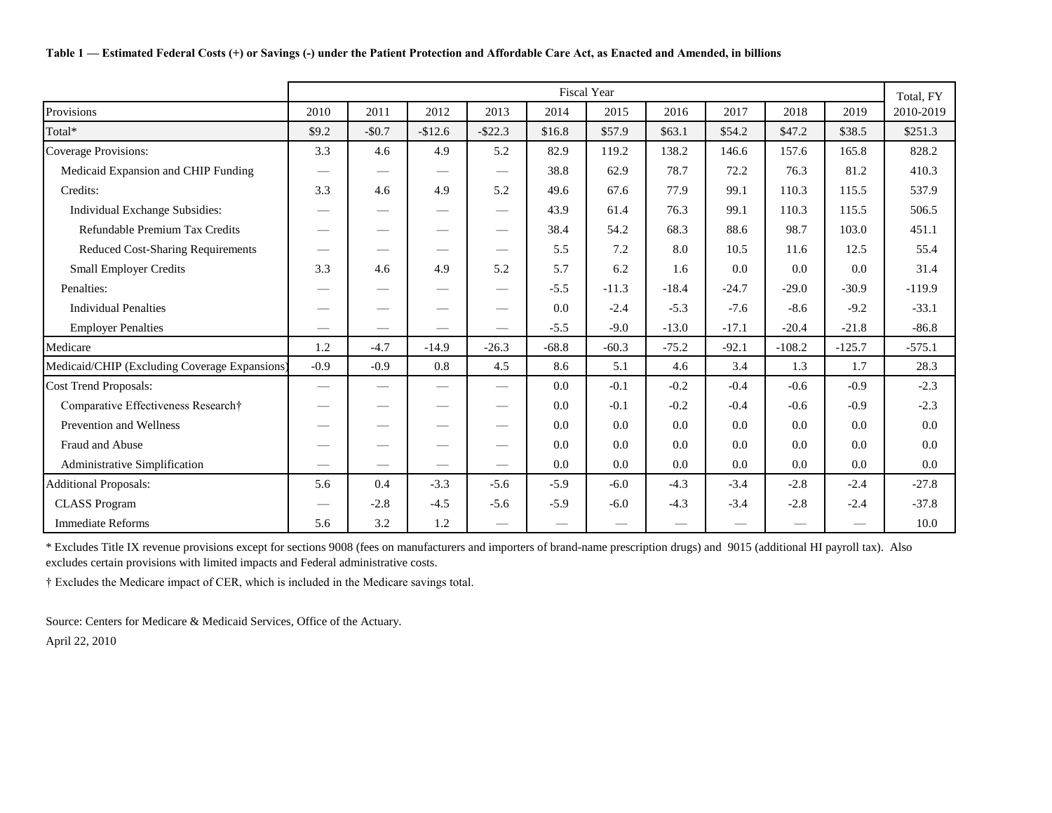**Table 1 — Estimated Federal Costs (+) or Savings (-) under the Patient Protection and Affordable Care Act, as Enacted and Amended, in billions**

| | Fiscal Year | | | | | | | | | | Total, FY |
|---|---|---|---|---|---|---|---|---|---|---|---|
| Provisions | 2010 | 2011 | 2012 | 2013 | 2014 | 2015 | 2016 | 2017 | 2018 | 2019 | 2010-2019 |
| Total* | $9.2 | -$0.7 | -$12.6 | -$22.3 | $16.8 | $57.9 | $63.1 | $54.2 | $47.2 | $38.5 | $251.3 |
| Coverage Provisions: | 3.3 | 4.6 | 4.9 | 5.2 | 82.9 | 119.2 | 138.2 | 146.6 | 157.6 | 165.8 | 828.2 |
| Medicaid Expansion and CHIP Funding | — | — | — | — | 38.8 | 62.9 | 78.7 | 72.2 | 76.3 | 81.2 | 410.3 |
| Credits: | 3.3 | 4.6 | 4.9 | 5.2 | 49.6 | 67.6 | 77.9 | 99.1 | 110.3 | 115.5 | 537.9 |
| Individual Exchange Subsidies: | — | — | — | — | 43.9 | 61.4 | 76.3 | 99.1 | 110.3 | 115.5 | 506.5 |
| Refundable Premium Tax Credits | — | — | — | — | 38.4 | 54.2 | 68.3 | 88.6 | 98.7 | 103.0 | 451.1 |
| Reduced Cost-Sharing Requirements | — | — | — | — | 5.5 | 7.2 | 8.0 | 10.5 | 11.6 | 12.5 | 55.4 |
| Small Employer Credits | 3.3 | 4.6 | 4.9 | 5.2 | 5.7 | 6.2 | 1.6 | 0.0 | 0.0 | 0.0 | 31.4 |
| Penalties: | — | — | — | — | -5.5 | -11.3 | -18.4 | -24.7 | -29.0 | -30.9 | -119.9 |
| Individual Penalties | — | — | — | — | 0.0 | -2.4 | -5.3 | -7.6 | -8.6 | -9.2 | -33.1 |
| Employer Penalties | — | — | — | — | -5.5 | -9.0 | -13.0 | -17.1 | -20.4 | -21.8 | -86.8 |
| Medicare | 1.2 | -4.7 | -14.9 | -26.3 | -68.8 | -60.3 | -75.2 | -92.1 | -108.2 | -125.7 | -575.1 |
| Medicaid/CHIP (Excluding Coverage Expansions) | -0.9 | -0.9 | 0.8 | 4.5 | 8.6 | 5.1 | 4.6 | 3.4 | 1.3 | 1.7 | 28.3 |
| Cost Trend Proposals: | — | — | — | — | 0.0 | -0.1 | -0.2 | -0.4 | -0.6 | -0.9 | -2.3 |
| Comparative Effectiveness Research† | — | — | — | — | 0.0 | -0.1 | -0.2 | -0.4 | -0.6 | -0.9 | -2.3 |
| Prevention and Wellness | — | — | — | — | 0.0 | 0.0 | 0.0 | 0.0 | 0.0 | 0.0 | 0.0 |
| Fraud and Abuse | — | — | — | — | 0.0 | 0.0 | 0.0 | 0.0 | 0.0 | 0.0 | 0.0 |
| Administrative Simplification | — | — | — | — | 0.0 | 0.0 | 0.0 | 0.0 | 0.0 | 0.0 | 0.0 |
| Additional Proposals: | 5.6 | 0.4 | -3.3 | -5.6 | -5.9 | -6.0 | -4.3 | -3.4 | -2.8 | -2.4 | -27.8 |
| CLASS Program | — | -2.8 | -4.5 | -5.6 | -5.9 | -6.0 | -4.3 | -3.4 | -2.8 | -2.4 | -37.8 |
| Immediate Reforms | 5.6 | 3.2 | 1.2 | — | — | — | — | — | — | — | 10.0 |

* Excludes Title IX revenue provisions except for sections 9008 (fees on manufacturers and importers of brand-name prescription drugs) and 9015 (additional HI payroll tax). Also excludes certain provisions with limited impacts and Federal administrative costs.

† Excludes the Medicare impact of CER, which is included in the Medicare savings total.

Source: Centers for Medicare & Medicaid Services, Office of the Actuary.

April 22, 2010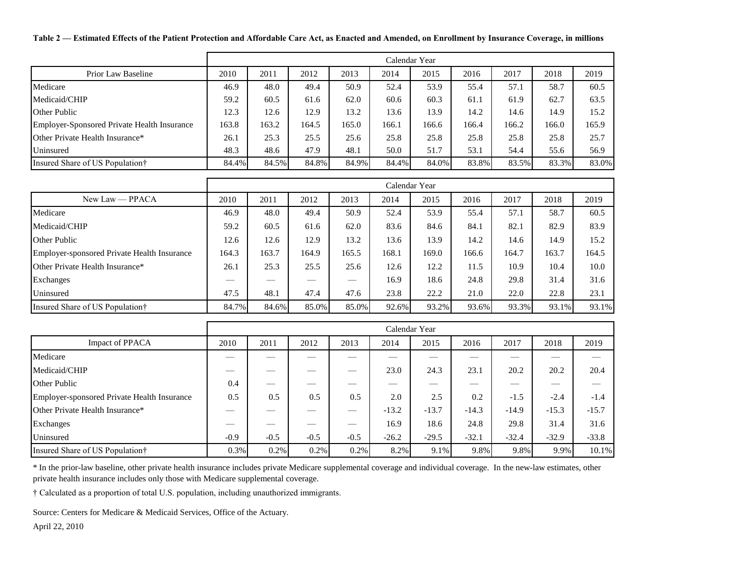**Table 2 — Estimated Effects of the Patient Protection and Affordable Care Act, as Enacted and Amended, on Enrollment by Insurance Coverage, in millions**

| | Calendar Year | | | | | | | | | |
|---|---|---|---|---|---|---|---|---|---|---|
| Prior Law Baseline | 2010 | 2011 | 2012 | 2013 | 2014 | 2015 | 2016 | 2017 | 2018 | 2019 |
| Medicare | 46.9 | 48.0 | 49.4 | 50.9 | 52.4 | 53.9 | 55.4 | 57.1 | 58.7 | 60.5 |
| Medicaid/CHIP | 59.2 | 60.5 | 61.6 | 62.0 | 60.6 | 60.3 | 61.1 | 61.9 | 62.7 | 63.5 |
| Other Public | 12.3 | 12.6 | 12.9 | 13.2 | 13.6 | 13.9 | 14.2 | 14.6 | 14.9 | 15.2 |
| Employer-Sponsored Private Health Insurance | 163.8 | 163.2 | 164.5 | 165.0 | 166.1 | 166.6 | 166.4 | 166.2 | 166.0 | 165.9 |
| Other Private Health Insurance* | 26.1 | 25.3 | 25.5 | 25.6 | 25.8 | 25.8 | 25.8 | 25.8 | 25.8 | 25.7 |
| Uninsured | 48.3 | 48.6 | 47.9 | 48.1 | 50.0 | 51.7 | 53.1 | 54.4 | 55.6 | 56.9 |
| Insured Share of US Population† | 84.4% | 84.5% | 84.8% | 84.9% | 84.4% | 84.0% | 83.8% | 83.5% | 83.3% | 83.0% |

| | Calendar Year | | | | | | | | | |
|---|---|---|---|---|---|---|---|---|---|---|
| New Law — PPACA | 2010 | 2011 | 2012 | 2013 | 2014 | 2015 | 2016 | 2017 | 2018 | 2019 |
| Medicare | 46.9 | 48.0 | 49.4 | 50.9 | 52.4 | 53.9 | 55.4 | 57.1 | 58.7 | 60.5 |
| Medicaid/CHIP | 59.2 | 60.5 | 61.6 | 62.0 | 83.6 | 84.6 | 84.1 | 82.1 | 82.9 | 83.9 |
| Other Public | 12.6 | 12.6 | 12.9 | 13.2 | 13.6 | 13.9 | 14.2 | 14.6 | 14.9 | 15.2 |
| Employer-sponsored Private Health Insurance | 164.3 | 163.7 | 164.9 | 165.5 | 168.1 | 169.0 | 166.6 | 164.7 | 163.7 | 164.5 |
| Other Private Health Insurance* | 26.1 | 25.3 | 25.5 | 25.6 | 12.6 | 12.2 | 11.5 | 10.9 | 10.4 | 10.0 |
| Exchanges | — | — | — | — | 16.9 | 18.6 | 24.8 | 29.8 | 31.4 | 31.6 |
| Uninsured | 47.5 | 48.1 | 47.4 | 47.6 | 23.8 | 22.2 | 21.0 | 22.0 | 22.8 | 23.1 |
| Insured Share of US Population† | 84.7% | 84.6% | 85.0% | 85.0% | 92.6% | 93.2% | 93.6% | 93.3% | 93.1% | 93.1% |

| | Calendar Year | | | | | | | | | |
|---|---|---|---|---|---|---|---|---|---|---|
| Impact of PPACA | 2010 | 2011 | 2012 | 2013 | 2014 | 2015 | 2016 | 2017 | 2018 | 2019 |
| Medicare | — | — | — | — | — | — | — | — | — | — |
| Medicaid/CHIP | — | — | — | — | 23.0 | 24.3 | 23.1 | 20.2 | 20.2 | 20.4 |
| Other Public | 0.4 | — | — | — | — | — | — | — | — | — |
| Employer-sponsored Private Health Insurance | 0.5 | 0.5 | 0.5 | 0.5 | 2.0 | 2.5 | 0.2 | -1.5 | -2.4 | -1.4 |
| Other Private Health Insurance* | — | — | — | — | -13.2 | -13.7 | -14.3 | -14.9 | -15.3 | -15.7 |
| Exchanges | — | — | — | — | 16.9 | 18.6 | 24.8 | 29.8 | 31.4 | 31.6 |
| Uninsured | -0.9 | -0.5 | -0.5 | -0.5 | -26.2 | -29.5 | -32.1 | -32.4 | -32.9 | -33.8 |
| Insured Share of US Population† | 0.3% | 0.2% | 0.2% | 0.2% | 8.2% | 9.1% | 9.8% | 9.8% | 9.9% | 10.1% |

* In the prior-law baseline, other private health insurance includes private Medicare supplemental coverage and individual coverage. In the new-law estimates, other private health insurance includes only those with Medicare supplemental coverage.

† Calculated as a proportion of total U.S. population, including unauthorized immigrants.

Source: Centers for Medicare & Medicaid Services, Office of the Actuary.

April 22, 2010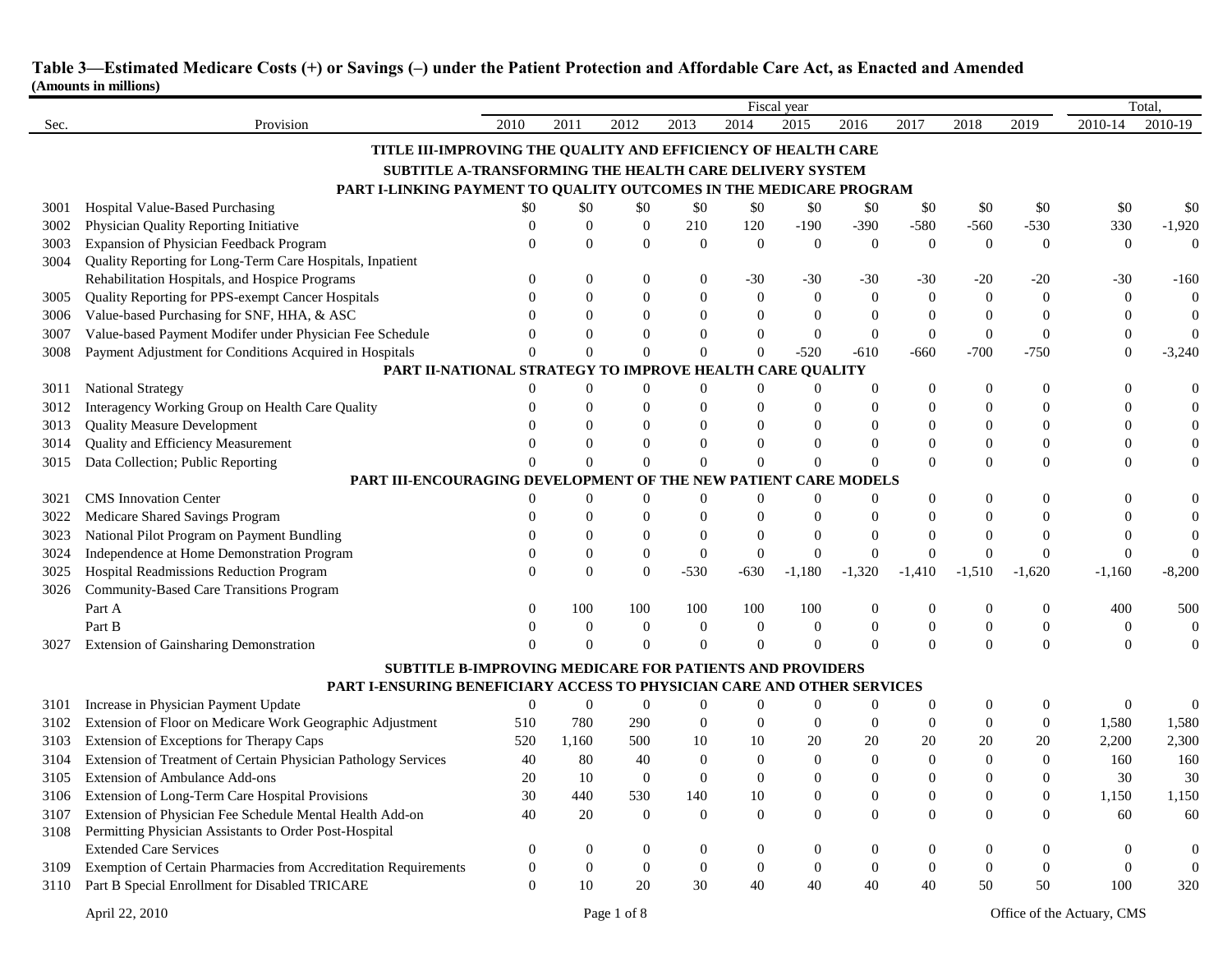**Table 3—Estimated Medicare Costs (+) or Savings (–) under the Patient Protection and Affordable Care Act, as Enacted and Amended**
**(Amounts in millions)**

| Sec. | Provision | 2010 | 2011 | 2012 | 2013 | 2014 | 2015 | 2016 | 2017 | 2018 | 2019 | Total, 2010-14 | Total, 2010-19 |
|---|---|---|---|---|---|---|---|---|---|---|---|---|---|
| | **TITLE III-IMPROVING THE QUALITY AND EFFICIENCY OF HEALTH CARE** | | | | | | | | | | | | |
| | **SUBTITLE A-TRANSFORMING THE HEALTH CARE DELIVERY SYSTEM** | | | | | | | | | | | | |
| | **PART I-LINKING PAYMENT TO QUALITY OUTCOMES IN THE MEDICARE PROGRAM** | | | | | | | | | | | | |
| 3001 | Hospital Value-Based Purchasing | $0 | $0 | $0 | $0 | $0 | $0 | $0 | $0 | $0 | $0 | $0 | $0 |
| 3002 | Physician Quality Reporting Initiative | 0 | 0 | 0 | 210 | 120 | -190 | -390 | -580 | -560 | -530 | 330 | -1,920 |
| 3003 | Expansion of Physician Feedback Program | 0 | 0 | 0 | 0 | 0 | 0 | 0 | 0 | 0 | 0 | 0 | 0 |
| 3004 | Quality Reporting for Long-Term Care Hospitals, Inpatient Rehabilitation Hospitals, and Hospice Programs | 0 | 0 | 0 | 0 | -30 | -30 | -30 | -30 | -20 | -20 | -30 | -160 |
| 3005 | Quality Reporting for PPS-exempt Cancer Hospitals | 0 | 0 | 0 | 0 | 0 | 0 | 0 | 0 | 0 | 0 | 0 | 0 |
| 3006 | Value-based Purchasing for SNF, HHA, & ASC | 0 | 0 | 0 | 0 | 0 | 0 | 0 | 0 | 0 | 0 | 0 | 0 |
| 3007 | Value-based Payment Modifer under Physician Fee Schedule | 0 | 0 | 0 | 0 | 0 | 0 | 0 | 0 | 0 | 0 | 0 | 0 |
| 3008 | Payment Adjustment for Conditions Acquired in Hospitals | 0 | 0 | 0 | 0 | 0 | -520 | -610 | -660 | -700 | -750 | 0 | -3,240 |
| | **PART II-NATIONAL STRATEGY TO IMPROVE HEALTH CARE QUALITY** | | | | | | | | | | | | |
| 3011 | National Strategy | 0 | 0 | 0 | 0 | 0 | 0 | 0 | 0 | 0 | 0 | 0 | 0 |
| 3012 | Interagency Working Group on Health Care Quality | 0 | 0 | 0 | 0 | 0 | 0 | 0 | 0 | 0 | 0 | 0 | 0 |
| 3013 | Quality Measure Development | 0 | 0 | 0 | 0 | 0 | 0 | 0 | 0 | 0 | 0 | 0 | 0 |
| 3014 | Quality and Efficiency Measurement | 0 | 0 | 0 | 0 | 0 | 0 | 0 | 0 | 0 | 0 | 0 | 0 |
| 3015 | Data Collection; Public Reporting | 0 | 0 | 0 | 0 | 0 | 0 | 0 | 0 | 0 | 0 | 0 | 0 |
| | **PART III-ENCOURAGING DEVELOPMENT OF THE NEW PATIENT CARE MODELS** | | | | | | | | | | | | |
| 3021 | CMS Innovation Center | 0 | 0 | 0 | 0 | 0 | 0 | 0 | 0 | 0 | 0 | 0 | 0 |
| 3022 | Medicare Shared Savings Program | 0 | 0 | 0 | 0 | 0 | 0 | 0 | 0 | 0 | 0 | 0 | 0 |
| 3023 | National Pilot Program on Payment Bundling | 0 | 0 | 0 | 0 | 0 | 0 | 0 | 0 | 0 | 0 | 0 | 0 |
| 3024 | Independence at Home Demonstration Program | 0 | 0 | 0 | 0 | 0 | 0 | 0 | 0 | 0 | 0 | 0 | 0 |
| 3025 | Hospital Readmissions Reduction Program | 0 | 0 | 0 | -530 | -630 | -1,180 | -1,320 | -1,410 | -1,510 | -1,620 | -1,160 | -8,200 |
| 3026 | Community-Based Care Transitions Program | | | | | | | | | | | | |
| | Part A | 0 | 100 | 100 | 100 | 100 | 100 | 0 | 0 | 0 | 0 | 400 | 500 |
| | Part B | 0 | 0 | 0 | 0 | 0 | 0 | 0 | 0 | 0 | 0 | 0 | 0 |
| 3027 | Extension of Gainsharing Demonstration | 0 | 0 | 0 | 0 | 0 | 0 | 0 | 0 | 0 | 0 | 0 | 0 |
| | **SUBTITLE B-IMPROVING MEDICARE FOR PATIENTS AND PROVIDERS** | | | | | | | | | | | | |
| | **PART I-ENSURING BENEFICIARY ACCESS TO PHYSICIAN CARE AND OTHER SERVICES** | | | | | | | | | | | | |
| 3101 | Increase in Physician Payment Update | 0 | 0 | 0 | 0 | 0 | 0 | 0 | 0 | 0 | 0 | 0 | 0 |
| 3102 | Extension of Floor on Medicare Work Geographic Adjustment | 510 | 780 | 290 | 0 | 0 | 0 | 0 | 0 | 0 | 0 | 1,580 | 1,580 |
| 3103 | Extension of Exceptions for Therapy Caps | 520 | 1,160 | 500 | 10 | 10 | 20 | 20 | 20 | 20 | 20 | 2,200 | 2,300 |
| 3104 | Extension of Treatment of Certain Physician Pathology Services | 40 | 80 | 40 | 0 | 0 | 0 | 0 | 0 | 0 | 0 | 160 | 160 |
| 3105 | Extension of Ambulance Add-ons | 20 | 10 | 0 | 0 | 0 | 0 | 0 | 0 | 0 | 0 | 30 | 30 |
| 3106 | Extension of Long-Term Care Hospital Provisions | 30 | 440 | 530 | 140 | 10 | 0 | 0 | 0 | 0 | 0 | 1,150 | 1,150 |
| 3107 | Extension of Physician Fee Schedule Mental Health Add-on | 40 | 20 | 0 | 0 | 0 | 0 | 0 | 0 | 0 | 0 | 60 | 60 |
| 3108 | Permitting Physician Assistants to Order Post-Hospital Extended Care Services | 0 | 0 | 0 | 0 | 0 | 0 | 0 | 0 | 0 | 0 | 0 | 0 |
| 3109 | Exemption of Certain Pharmacies from Accreditation Requirements | 0 | 0 | 0 | 0 | 0 | 0 | 0 | 0 | 0 | 0 | 0 | 0 |
| 3110 | Part B Special Enrollment for Disabled TRICARE | 0 | 10 | 20 | 30 | 40 | 40 | 40 | 40 | 50 | 50 | 100 | 320 |

April 22, 2010 — Office of the Actuary, CMS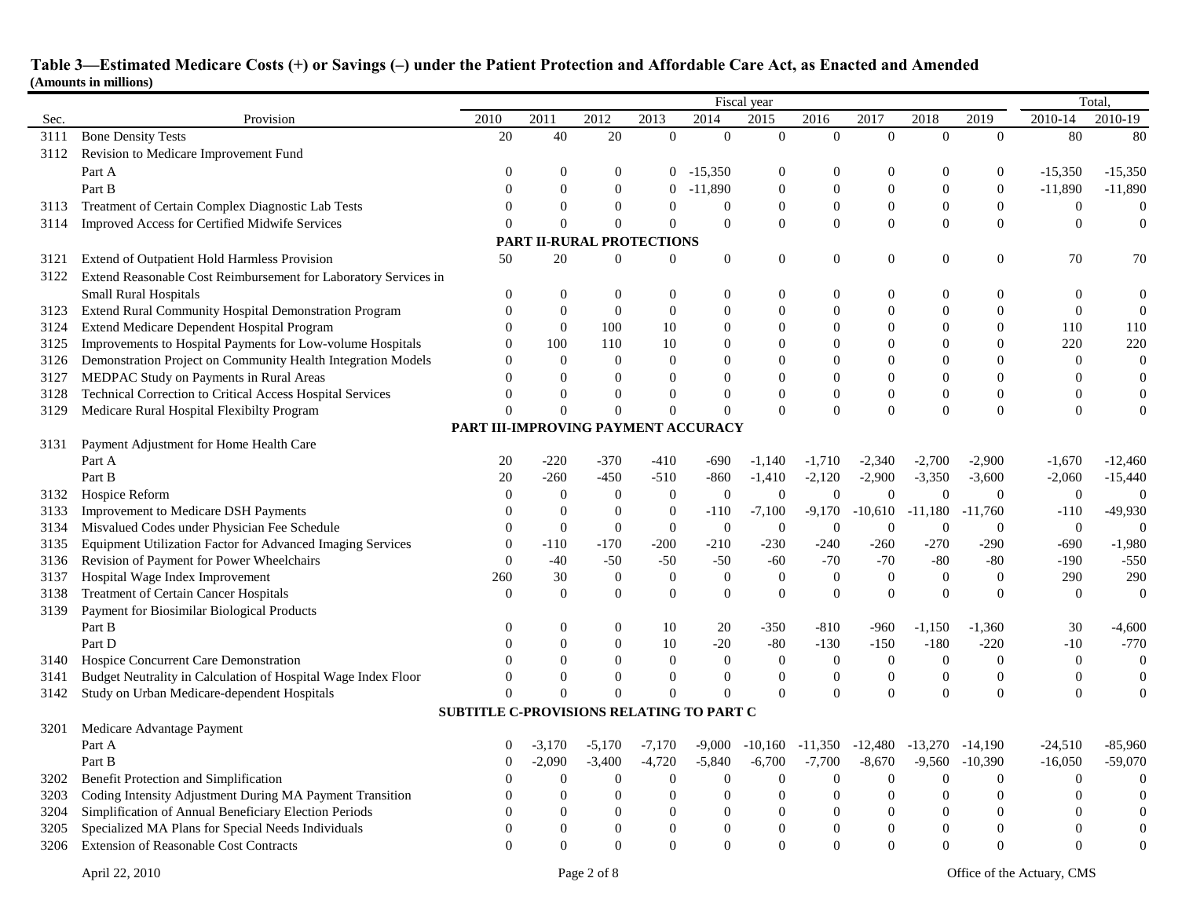**Table 3—Estimated Medicare Costs (+) or Savings (–) under the Patient Protection and Affordable Care Act, as Enacted and Amended**
**(Amounts in millions)**

| Sec. | Provision | 2010 | 2011 | 2012 | 2013 | 2014 | 2015 | 2016 | 2017 | 2018 | 2019 | Total, 2010-14 | Total, 2010-19 |
|---|---|---|---|---|---|---|---|---|---|---|---|---|---|
| 3111 | Bone Density Tests | 20 | 40 | 20 | 0 | 0 | 0 | 0 | 0 | 0 | 0 | 80 | 80 |
| 3112 | Revision to Medicare Improvement Fund | | | | | | | | | | | | |
| | Part A | 0 | 0 | 0 | 0 | -15,350 | 0 | 0 | 0 | 0 | 0 | -15,350 | -15,350 |
| | Part B | 0 | 0 | 0 | 0 | -11,890 | 0 | 0 | 0 | 0 | 0 | -11,890 | -11,890 |
| 3113 | Treatment of Certain Complex Diagnostic Lab Tests | 0 | 0 | 0 | 0 | 0 | 0 | 0 | 0 | 0 | 0 | 0 | 0 |
| 3114 | Improved Access for Certified Midwife Services | 0 | 0 | 0 | 0 | 0 | 0 | 0 | 0 | 0 | 0 | 0 | 0 |
| | **PART II-RURAL PROTECTIONS** | | | | | | | | | | | | |
| 3121 | Extend of Outpatient Hold Harmless Provision | 50 | 20 | 0 | 0 | 0 | 0 | 0 | 0 | 0 | 0 | 70 | 70 |
| 3122 | Extend Reasonable Cost Reimbursement for Laboratory Services in Small Rural Hospitals | 0 | 0 | 0 | 0 | 0 | 0 | 0 | 0 | 0 | 0 | 0 | 0 |
| 3123 | Extend Rural Community Hospital Demonstration Program | 0 | 0 | 0 | 0 | 0 | 0 | 0 | 0 | 0 | 0 | 0 | 0 |
| 3124 | Extend Medicare Dependent Hospital Program | 0 | 0 | 100 | 10 | 0 | 0 | 0 | 0 | 0 | 0 | 110 | 110 |
| 3125 | Improvements to Hospital Payments for Low-volume Hospitals | 0 | 100 | 110 | 10 | 0 | 0 | 0 | 0 | 0 | 0 | 220 | 220 |
| 3126 | Demonstration Project on Community Health Integration Models | 0 | 0 | 0 | 0 | 0 | 0 | 0 | 0 | 0 | 0 | 0 | 0 |
| 3127 | MEDPAC Study on Payments in Rural Areas | 0 | 0 | 0 | 0 | 0 | 0 | 0 | 0 | 0 | 0 | 0 | 0 |
| 3128 | Technical Correction to Critical Access Hospital Services | 0 | 0 | 0 | 0 | 0 | 0 | 0 | 0 | 0 | 0 | 0 | 0 |
| 3129 | Medicare Rural Hospital Flexibilty Program | 0 | 0 | 0 | 0 | 0 | 0 | 0 | 0 | 0 | 0 | 0 | 0 |
| | **PART III-IMPROVING PAYMENT ACCURACY** | | | | | | | | | | | | |
| 3131 | Payment Adjustment for Home Health Care | | | | | | | | | | | | |
| | Part A | 20 | -220 | -370 | -410 | -690 | -1,140 | -1,710 | -2,340 | -2,700 | -2,900 | -1,670 | -12,460 |
| | Part B | 20 | -260 | -450 | -510 | -860 | -1,410 | -2,120 | -2,900 | -3,350 | -3,600 | -2,060 | -15,440 |
| 3132 | Hospice Reform | 0 | 0 | 0 | 0 | 0 | 0 | 0 | 0 | 0 | 0 | 0 | 0 |
| 3133 | Improvement to Medicare DSH Payments | 0 | 0 | 0 | 0 | -110 | -7,100 | -9,170 | -10,610 | -11,180 | -11,760 | -110 | -49,930 |
| 3134 | Misvalued Codes under Physician Fee Schedule | 0 | 0 | 0 | 0 | 0 | 0 | 0 | 0 | 0 | 0 | 0 | 0 |
| 3135 | Equipment Utilization Factor for Advanced Imaging Services | 0 | -110 | -170 | -200 | -210 | -230 | -240 | -260 | -270 | -290 | -690 | -1,980 |
| 3136 | Revision of Payment for Power Wheelchairs | 0 | -40 | -50 | -50 | -50 | -60 | -70 | -70 | -80 | -80 | -190 | -550 |
| 3137 | Hospital Wage Index Improvement | 260 | 30 | 0 | 0 | 0 | 0 | 0 | 0 | 0 | 0 | 290 | 290 |
| 3138 | Treatment of Certain Cancer Hospitals | 0 | 0 | 0 | 0 | 0 | 0 | 0 | 0 | 0 | 0 | 0 | 0 |
| 3139 | Payment for Biosimilar Biological Products | | | | | | | | | | | | |
| | Part B | 0 | 0 | 0 | 10 | 20 | -350 | -810 | -960 | -1,150 | -1,360 | 30 | -4,600 |
| | Part D | 0 | 0 | 0 | 10 | -20 | -80 | -130 | -150 | -180 | -220 | -10 | -770 |
| 3140 | Hospice Concurrent Care Demonstration | 0 | 0 | 0 | 0 | 0 | 0 | 0 | 0 | 0 | 0 | 0 | 0 |
| 3141 | Budget Neutrality in Calculation of Hospital Wage Index Floor | 0 | 0 | 0 | 0 | 0 | 0 | 0 | 0 | 0 | 0 | 0 | 0 |
| 3142 | Study on Urban Medicare-dependent Hospitals | 0 | 0 | 0 | 0 | 0 | 0 | 0 | 0 | 0 | 0 | 0 | 0 |
| | **SUBTITLE C-PROVISIONS RELATING TO PART C** | | | | | | | | | | | | |
| 3201 | Medicare Advantage Payment | | | | | | | | | | | | |
| | Part A | 0 | -3,170 | -5,170 | -7,170 | -9,000 | -10,160 | -11,350 | -12,480 | -13,270 | -14,190 | -24,510 | -85,960 |
| | Part B | 0 | -2,090 | -3,400 | -4,720 | -5,840 | -6,700 | -7,700 | -8,670 | -9,560 | -10,390 | -16,050 | -59,070 |
| 3202 | Benefit Protection and Simplification | 0 | 0 | 0 | 0 | 0 | 0 | 0 | 0 | 0 | 0 | 0 | 0 |
| 3203 | Coding Intensity Adjustment During MA Payment Transition | 0 | 0 | 0 | 0 | 0 | 0 | 0 | 0 | 0 | 0 | 0 | 0 |
| 3204 | Simplification of Annual Beneficiary Election Periods | 0 | 0 | 0 | 0 | 0 | 0 | 0 | 0 | 0 | 0 | 0 | 0 |
| 3205 | Specialized MA Plans for Special Needs Individuals | 0 | 0 | 0 | 0 | 0 | 0 | 0 | 0 | 0 | 0 | 0 | 0 |
| 3206 | Extension of Reasonable Cost Contracts | 0 | 0 | 0 | 0 | 0 | 0 | 0 | 0 | 0 | 0 | 0 | 0 |

April 22, 2010 — Office of the Actuary, CMS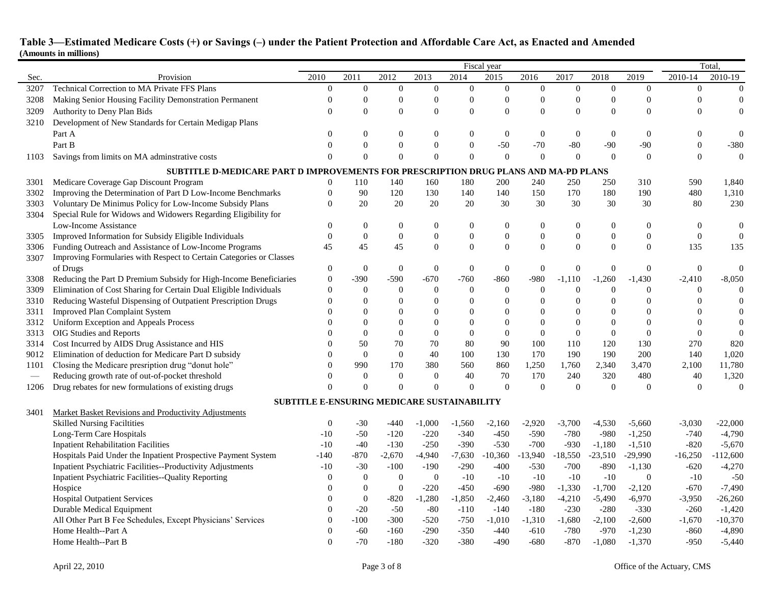**Table 3—Estimated Medicare Costs (+) or Savings (–) under the Patient Protection and Affordable Care Act, as Enacted and Amended**
**(Amounts in millions)**

| | | Fiscal year | | | | | | | | | | Total, | |
|---|---|---|---|---|---|---|---|---|---|---|---|---|---|
| Sec. | Provision | 2010 | 2011 | 2012 | 2013 | 2014 | 2015 | 2016 | 2017 | 2018 | 2019 | 2010-14 | 2010-19 |
| 3207 | Technical Correction to MA Private FFS Plans | 0 | 0 | 0 | 0 | 0 | 0 | 0 | 0 | 0 | 0 | 0 | 0 |
| 3208 | Making Senior Housing Facility Demonstration Permanent | 0 | 0 | 0 | 0 | 0 | 0 | 0 | 0 | 0 | 0 | 0 | 0 |
| 3209 | Authority to Deny Plan Bids | 0 | 0 | 0 | 0 | 0 | 0 | 0 | 0 | 0 | 0 | 0 | 0 |
| 3210 | Development of New Standards for Certain Medigap Plans | | | | | | | | | | | | |
| | Part A | 0 | 0 | 0 | 0 | 0 | 0 | 0 | 0 | 0 | 0 | 0 | 0 |
| | Part B | 0 | 0 | 0 | 0 | 0 | -50 | -70 | -80 | -90 | -90 | 0 | -380 |
| 1103 | Savings from limits on MA adminstrative costs | 0 | 0 | 0 | 0 | 0 | 0 | 0 | 0 | 0 | 0 | 0 | 0 |
| | **SUBTITLE D-MEDICARE PART D IMPROVEMENTS FOR PRESCRIPTION DRUG PLANS AND MA-PD PLANS** | | | | | | | | | | | | |
| 3301 | Medicare Coverage Gap Discount Program | 0 | 110 | 140 | 160 | 180 | 200 | 240 | 250 | 250 | 310 | 590 | 1,840 |
| 3302 | Improving the Determination of Part D Low-Income Benchmarks | 0 | 90 | 120 | 130 | 140 | 140 | 150 | 170 | 180 | 190 | 480 | 1,310 |
| 3303 | Voluntary De Minimus Policy for Low-Income Subsidy Plans | 0 | 20 | 20 | 20 | 20 | 30 | 30 | 30 | 30 | 30 | 80 | 230 |
| 3304 | Special Rule for Widows and Widowers Regarding Eligibility for Low-Income Assistance | 0 | 0 | 0 | 0 | 0 | 0 | 0 | 0 | 0 | 0 | 0 | 0 |
| 3305 | Improved Information for Subsidy Eligible Individuals | 0 | 0 | 0 | 0 | 0 | 0 | 0 | 0 | 0 | 0 | 0 | 0 |
| 3306 | Funding Outreach and Assistance of Low-Income Programs | 45 | 45 | 45 | 0 | 0 | 0 | 0 | 0 | 0 | 0 | 135 | 135 |
| 3307 | Improving Formularies with Respect to Certain Categories or Classes of Drugs | 0 | 0 | 0 | 0 | 0 | 0 | 0 | 0 | 0 | 0 | 0 | 0 |
| 3308 | Reducing the Part D Premium Subsidy for High-Income Beneficiaries | 0 | -390 | -590 | -670 | -760 | -860 | -980 | -1,110 | -1,260 | -1,430 | -2,410 | -8,050 |
| 3309 | Elimination of Cost Sharing for Certain Dual Eligible Individuals | 0 | 0 | 0 | 0 | 0 | 0 | 0 | 0 | 0 | 0 | 0 | 0 |
| 3310 | Reducing Wasteful Dispensing of Outpatient Prescription Drugs | 0 | 0 | 0 | 0 | 0 | 0 | 0 | 0 | 0 | 0 | 0 | 0 |
| 3311 | Improved Plan Complaint System | 0 | 0 | 0 | 0 | 0 | 0 | 0 | 0 | 0 | 0 | 0 | 0 |
| 3312 | Uniform Exception and Appeals Process | 0 | 0 | 0 | 0 | 0 | 0 | 0 | 0 | 0 | 0 | 0 | 0 |
| 3313 | OIG Studies and Reports | 0 | 0 | 0 | 0 | 0 | 0 | 0 | 0 | 0 | 0 | 0 | 0 |
| 3314 | Cost Incurred by AIDS Drug Assistance and HIS | 0 | 50 | 70 | 70 | 80 | 90 | 100 | 110 | 120 | 130 | 270 | 820 |
| 9012 | Elimination of deduction for Medicare Part D subsidy | 0 | 0 | 0 | 40 | 100 | 130 | 170 | 190 | 190 | 200 | 140 | 1,020 |
| 1101 | Closing the Medicare presription drug "donut hole" | 0 | 990 | 170 | 380 | 560 | 860 | 1,250 | 1,760 | 2,340 | 3,470 | 2,100 | 11,780 |
| — | Reducing growth rate of out-of-pocket threshold | 0 | 0 | 0 | 0 | 40 | 70 | 170 | 240 | 320 | 480 | 40 | 1,320 |
| 1206 | Drug rebates for new formulations of existing drugs | 0 | 0 | 0 | 0 | 0 | 0 | 0 | 0 | 0 | 0 | 0 | 0 |
| | **SUBTITLE E-ENSURING MEDICARE SUSTAINABILITY** | | | | | | | | | | | | |
| 3401 | Market Basket Revisions and Productivity Adjustments | | | | | | | | | | | | |
| | Skilled Nursing Faciltities | 0 | -30 | -440 | -1,000 | -1,560 | -2,160 | -2,920 | -3,700 | -4,530 | -5,660 | -3,030 | -22,000 |
| | Long-Term Care Hospitals | -10 | -50 | -120 | -220 | -340 | -450 | -590 | -780 | -980 | -1,250 | -740 | -4,790 |
| | Inpatient Rehabilitation Facilities | -10 | -40 | -130 | -250 | -390 | -530 | -700 | -930 | -1,180 | -1,510 | -820 | -5,670 |
| | Hospitals Paid Under the Inpatient Prospective Payment System | -140 | -870 | -2,670 | -4,940 | -7,630 | -10,360 | -13,940 | -18,550 | -23,510 | -29,990 | -16,250 | -112,600 |
| | Inpatient Psychiatric Facilities--Productivity Adjustments | -10 | -30 | -100 | -190 | -290 | -400 | -530 | -700 | -890 | -1,130 | -620 | -4,270 |
| | Inpatient Psychiatric Facilities--Quality Reporting | 0 | 0 | 0 | 0 | -10 | -10 | -10 | -10 | -10 | 0 | -10 | -50 |
| | Hospice | 0 | 0 | 0 | -220 | -450 | -690 | -980 | -1,330 | -1,700 | -2,120 | -670 | -7,490 |
| | Hospital Outpatient Services | 0 | 0 | -820 | -1,280 | -1,850 | -2,460 | -3,180 | -4,210 | -5,490 | -6,970 | -3,950 | -26,260 |
| | Durable Medical Equipment | 0 | -20 | -50 | -80 | -110 | -140 | -180 | -230 | -280 | -330 | -260 | -1,420 |
| | All Other Part B Fee Schedules, Except Physicians' Services | 0 | -100 | -300 | -520 | -750 | -1,010 | -1,310 | -1,680 | -2,100 | -2,600 | -1,670 | -10,370 |
| | Home Health--Part A | 0 | -60 | -160 | -290 | -350 | -440 | -610 | -780 | -970 | -1,230 | -860 | -4,890 |
| | Home Health--Part B | 0 | -70 | -180 | -320 | -380 | -490 | -680 | -870 | -1,080 | -1,370 | -950 | -5,440 |

April 22, 2010 Office of the Actuary, CMS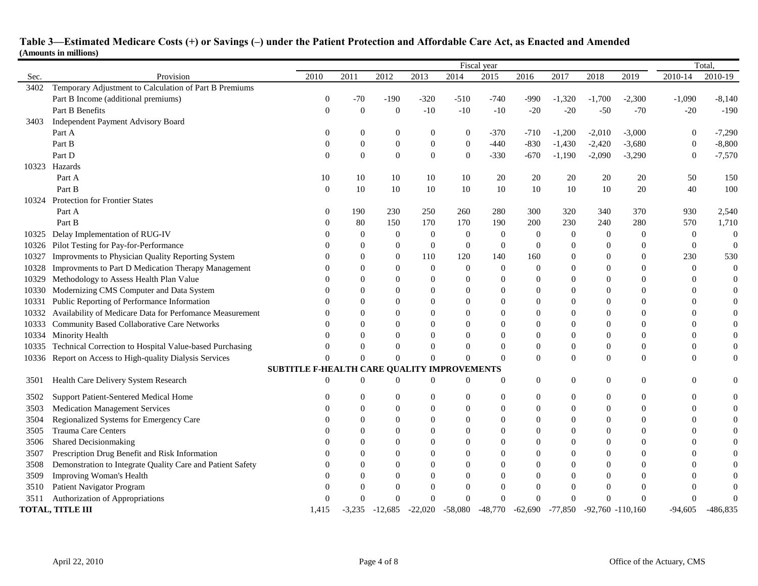## Table 3—Estimated Medicare Costs (+) or Savings (–) under the Patient Protection and Affordable Care Act, as Enacted and Amended
**(Amounts in millions)**

| Sec. | Provision | 2010 | 2011 | 2012 | 2013 | 2014 | 2015 | 2016 | 2017 | 2018 | 2019 | Total, 2010-14 | Total, 2010-19 |
|---|---|---|---|---|---|---|---|---|---|---|---|---|---|
| | | Fiscal year | | | | | | | | | | | |
| 3402 | Temporary Adjustment to Calculation of Part B Premiums | | | | | | | | | | | | |
| | Part B Income (additional premiums) | 0 | -70 | -190 | -320 | -510 | -740 | -990 | -1,320 | -1,700 | -2,300 | -1,090 | -8,140 |
| | Part B Benefits | 0 | 0 | 0 | -10 | -10 | -10 | -20 | -20 | -50 | -70 | -20 | -190 |
| 3403 | Independent Payment Advisory Board | | | | | | | | | | | | |
| | Part A | 0 | 0 | 0 | 0 | 0 | -370 | -710 | -1,200 | -2,010 | -3,000 | 0 | -7,290 |
| | Part B | 0 | 0 | 0 | 0 | 0 | -440 | -830 | -1,430 | -2,420 | -3,680 | 0 | -8,800 |
| | Part D | 0 | 0 | 0 | 0 | 0 | -330 | -670 | -1,190 | -2,090 | -3,290 | 0 | -7,570 |
| 10323 | Hazards | | | | | | | | | | | | |
| | Part A | 10 | 10 | 10 | 10 | 10 | 20 | 20 | 20 | 20 | 20 | 50 | 150 |
| | Part B | 0 | 10 | 10 | 10 | 10 | 10 | 10 | 10 | 10 | 20 | 40 | 100 |
| 10324 | Protection for Frontier States | | | | | | | | | | | | |
| | Part A | 0 | 190 | 230 | 250 | 260 | 280 | 300 | 320 | 340 | 370 | 930 | 2,540 |
| | Part B | 0 | 80 | 150 | 170 | 170 | 190 | 200 | 230 | 240 | 280 | 570 | 1,710 |
| 10325 | Delay Implementation of RUG-IV | 0 | 0 | 0 | 0 | 0 | 0 | 0 | 0 | 0 | 0 | 0 | 0 |
| 10326 | Pilot Testing for Pay-for-Performance | 0 | 0 | 0 | 0 | 0 | 0 | 0 | 0 | 0 | 0 | 0 | 0 |
| 10327 | Improvments to Physician Quality Reporting System | 0 | 0 | 0 | 110 | 120 | 140 | 160 | 0 | 0 | 0 | 230 | 530 |
| 10328 | Improvments to Part D Medication Therapy Management | 0 | 0 | 0 | 0 | 0 | 0 | 0 | 0 | 0 | 0 | 0 | 0 |
| 10329 | Methodology to Assess Health Plan Value | 0 | 0 | 0 | 0 | 0 | 0 | 0 | 0 | 0 | 0 | 0 | 0 |
| 10330 | Modernizing CMS Computer and Data System | 0 | 0 | 0 | 0 | 0 | 0 | 0 | 0 | 0 | 0 | 0 | 0 |
| 10331 | Public Reporting of Performance Information | 0 | 0 | 0 | 0 | 0 | 0 | 0 | 0 | 0 | 0 | 0 | 0 |
| 10332 | Availability of Medicare Data for Perfomance Measurement | 0 | 0 | 0 | 0 | 0 | 0 | 0 | 0 | 0 | 0 | 0 | 0 |
| 10333 | Community Based Collaborative Care Networks | 0 | 0 | 0 | 0 | 0 | 0 | 0 | 0 | 0 | 0 | 0 | 0 |
| 10334 | Minority Health | 0 | 0 | 0 | 0 | 0 | 0 | 0 | 0 | 0 | 0 | 0 | 0 |
| 10335 | Technical Correction to Hospital Value-based Purchasing | 0 | 0 | 0 | 0 | 0 | 0 | 0 | 0 | 0 | 0 | 0 | 0 |
| 10336 | Report on Access to High-quality Dialysis Services | 0 | 0 | 0 | 0 | 0 | 0 | 0 | 0 | 0 | 0 | 0 | 0 |
| | **SUBTITLE F-HEALTH CARE QUALITY IMPROVEMENTS** | | | | | | | | | | | | |
| 3501 | Health Care Delivery System Research | 0 | 0 | 0 | 0 | 0 | 0 | 0 | 0 | 0 | 0 | 0 | 0 |
| 3502 | Support Patient-Sentered Medical Home | 0 | 0 | 0 | 0 | 0 | 0 | 0 | 0 | 0 | 0 | 0 | 0 |
| 3503 | Medication Management Services | 0 | 0 | 0 | 0 | 0 | 0 | 0 | 0 | 0 | 0 | 0 | 0 |
| 3504 | Regionalized Systems for Emergency Care | 0 | 0 | 0 | 0 | 0 | 0 | 0 | 0 | 0 | 0 | 0 | 0 |
| 3505 | Trauma Care Centers | 0 | 0 | 0 | 0 | 0 | 0 | 0 | 0 | 0 | 0 | 0 | 0 |
| 3506 | Shared Decisionmaking | 0 | 0 | 0 | 0 | 0 | 0 | 0 | 0 | 0 | 0 | 0 | 0 |
| 3507 | Prescription Drug Benefit and Risk Information | 0 | 0 | 0 | 0 | 0 | 0 | 0 | 0 | 0 | 0 | 0 | 0 |
| 3508 | Demonstration to Integrate Quality Care and Patient Safety | 0 | 0 | 0 | 0 | 0 | 0 | 0 | 0 | 0 | 0 | 0 | 0 |
| 3509 | Improving Woman's Health | 0 | 0 | 0 | 0 | 0 | 0 | 0 | 0 | 0 | 0 | 0 | 0 |
| 3510 | Patient Navigator Program | 0 | 0 | 0 | 0 | 0 | 0 | 0 | 0 | 0 | 0 | 0 | 0 |
| 3511 | Authorization of Appropriations | 0 | 0 | 0 | 0 | 0 | 0 | 0 | 0 | 0 | 0 | 0 | 0 |
| **TOTAL, TITLE III** | | 1,415 | -3,235 | -12,685 | -22,020 | -58,080 | -48,770 | -62,690 | -77,850 | -92,760 | -110,160 | -94,605 | -486,835 |

April 22, 2010 — Office of the Actuary, CMS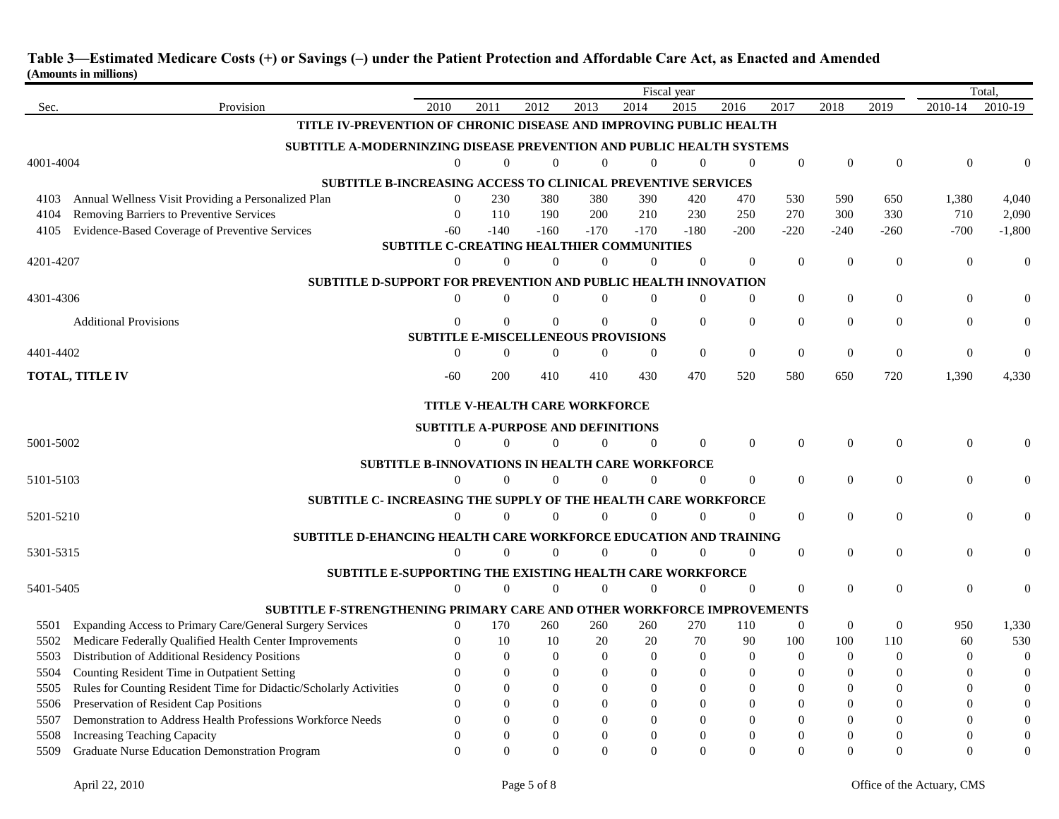## Table 3—Estimated Medicare Costs (+) or Savings (–) under the Patient Protection and Affordable Care Act, as Enacted and Amended

**(Amounts in millions)**

| Sec. | Provision | 2010 | 2011 | 2012 | 2013 | 2014 | 2015 | 2016 | 2017 | 2018 | 2019 | Total, 2010-14 | Total, 2010-19 |
|---|---|---|---|---|---|---|---|---|---|---|---|---|---|
| | **TITLE IV-PREVENTION OF CHRONIC DISEASE AND IMPROVING PUBLIC HEALTH** | | | | | | | | | | | | |
| | **SUBTITLE A-MODERNINZING DISEASE PREVENTION AND PUBLIC HEALTH SYSTEMS** | | | | | | | | | | | | |
| 4001-4004 | | 0 | 0 | 0 | 0 | 0 | 0 | 0 | 0 | 0 | 0 | 0 | 0 |
| | **SUBTITLE B-INCREASING ACCESS TO CLINICAL PREVENTIVE SERVICES** | | | | | | | | | | | | |
| 4103 | Annual Wellness Visit Providing a Personalized Plan | 0 | 230 | 380 | 380 | 390 | 420 | 470 | 530 | 590 | 650 | 1,380 | 4,040 |
| 4104 | Removing Barriers to Preventive Services | 0 | 110 | 190 | 200 | 210 | 230 | 250 | 270 | 300 | 330 | 710 | 2,090 |
| 4105 | Evidence-Based Coverage of Preventive Services | -60 | -140 | -160 | -170 | -170 | -180 | -200 | -220 | -240 | -260 | -700 | -1,800 |
| | **SUBTITLE C-CREATING HEALTHIER COMMUNITIES** | | | | | | | | | | | | |
| 4201-4207 | | 0 | 0 | 0 | 0 | 0 | 0 | 0 | 0 | 0 | 0 | 0 | 0 |
| | **SUBTITLE D-SUPPORT FOR PREVENTION AND PUBLIC HEALTH INNOVATION** | | | | | | | | | | | | |
| 4301-4306 | | 0 | 0 | 0 | 0 | 0 | 0 | 0 | 0 | 0 | 0 | 0 | 0 |
| | Additional Provisions | 0 | 0 | 0 | 0 | 0 | 0 | 0 | 0 | 0 | 0 | 0 | 0 |
| | **SUBTITLE E-MISCELLENEOUS PROVISIONS** | | | | | | | | | | | | |
| 4401-4402 | | 0 | 0 | 0 | 0 | 0 | 0 | 0 | 0 | 0 | 0 | 0 | 0 |
| **TOTAL, TITLE IV** | | -60 | 200 | 410 | 410 | 430 | 470 | 520 | 580 | 650 | 720 | 1,390 | 4,330 |
| | **TITLE V-HEALTH CARE WORKFORCE** | | | | | | | | | | | | |
| | **SUBTITLE A-PURPOSE AND DEFINITIONS** | | | | | | | | | | | | |
| 5001-5002 | | 0 | 0 | 0 | 0 | 0 | 0 | 0 | 0 | 0 | 0 | 0 | 0 |
| | **SUBTITLE B-INNOVATIONS IN HEALTH CARE WORKFORCE** | | | | | | | | | | | | |
| 5101-5103 | | 0 | 0 | 0 | 0 | 0 | 0 | 0 | 0 | 0 | 0 | 0 | 0 |
| | **SUBTITLE C- INCREASING THE SUPPLY OF THE HEALTH CARE WORKFORCE** | | | | | | | | | | | | |
| 5201-5210 | | 0 | 0 | 0 | 0 | 0 | 0 | 0 | 0 | 0 | 0 | 0 | 0 |
| | **SUBTITLE D-EHANCING HEALTH CARE WORKFORCE EDUCATION AND TRAINING** | | | | | | | | | | | | |
| 5301-5315 | | 0 | 0 | 0 | 0 | 0 | 0 | 0 | 0 | 0 | 0 | 0 | 0 |
| | **SUBTITLE E-SUPPORTING THE EXISTING HEALTH CARE WORKFORCE** | | | | | | | | | | | | |
| 5401-5405 | | 0 | 0 | 0 | 0 | 0 | 0 | 0 | 0 | 0 | 0 | 0 | 0 |
| | **SUBTITLE F-STRENGTHENING PRIMARY CARE AND OTHER WORKFORCE IMPROVEMENTS** | | | | | | | | | | | | |
| 5501 | Expanding Access to Primary Care/General Surgery Services | 0 | 170 | 260 | 260 | 260 | 270 | 110 | 0 | 0 | 0 | 950 | 1,330 |
| 5502 | Medicare Federally Qualified Health Center Improvements | 0 | 10 | 10 | 20 | 20 | 70 | 90 | 100 | 100 | 110 | 60 | 530 |
| 5503 | Distribution of Additional Residency Positions | 0 | 0 | 0 | 0 | 0 | 0 | 0 | 0 | 0 | 0 | 0 | 0 |
| 5504 | Counting Resident Time in Outpatient Setting | 0 | 0 | 0 | 0 | 0 | 0 | 0 | 0 | 0 | 0 | 0 | 0 |
| 5505 | Rules for Counting Resident Time for Didactic/Scholarly Activities | 0 | 0 | 0 | 0 | 0 | 0 | 0 | 0 | 0 | 0 | 0 | 0 |
| 5506 | Preservation of Resident Cap Positions | 0 | 0 | 0 | 0 | 0 | 0 | 0 | 0 | 0 | 0 | 0 | 0 |
| 5507 | Demonstration to Address Health Professions Workforce Needs | 0 | 0 | 0 | 0 | 0 | 0 | 0 | 0 | 0 | 0 | 0 | 0 |
| 5508 | Increasing Teaching Capacity | 0 | 0 | 0 | 0 | 0 | 0 | 0 | 0 | 0 | 0 | 0 | 0 |
| 5509 | Graduate Nurse Education Demonstration Program | 0 | 0 | 0 | 0 | 0 | 0 | 0 | 0 | 0 | 0 | 0 | 0 |

April 22, 2010 — Office of the Actuary, CMS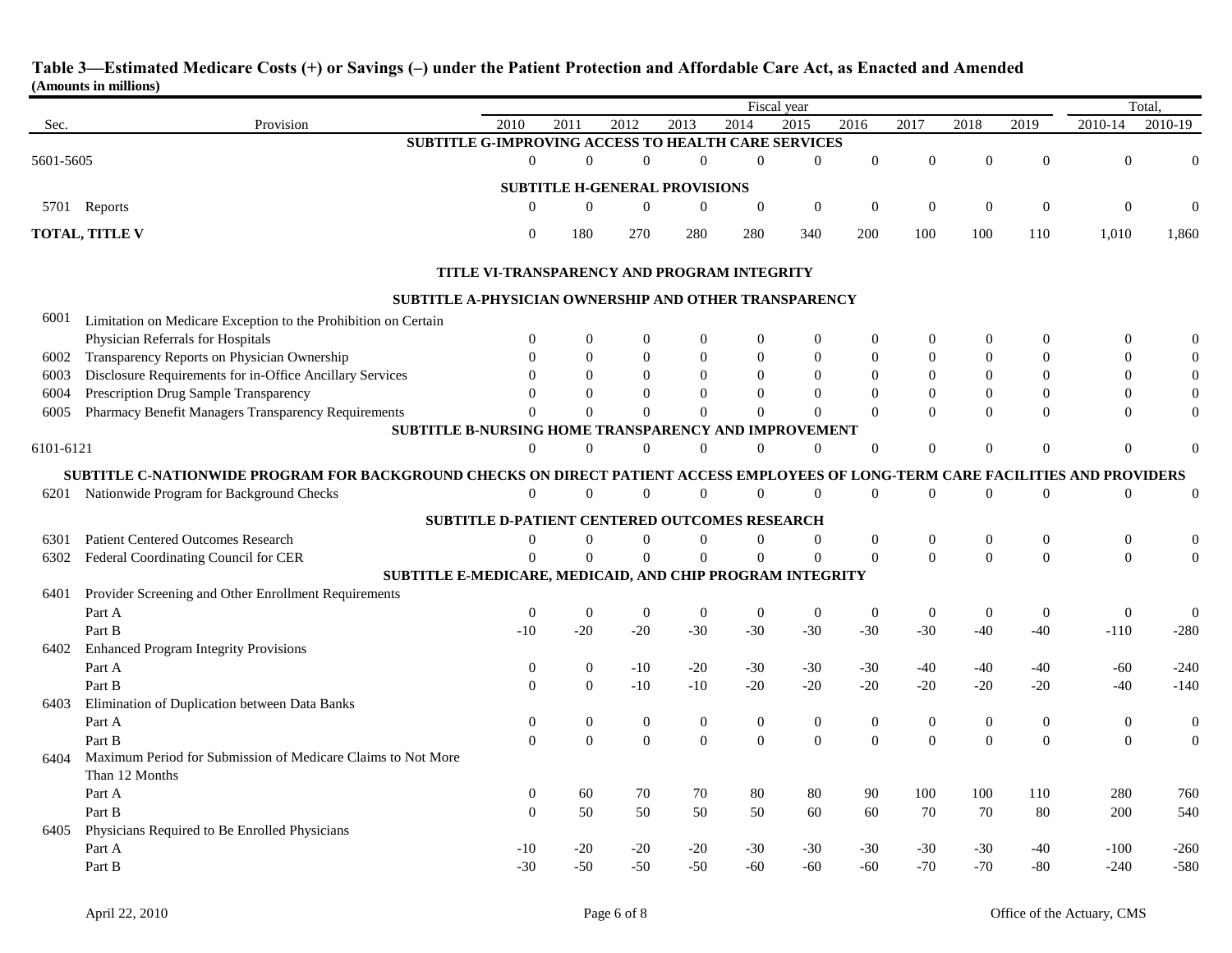**Table 3—Estimated Medicare Costs (+) or Savings (–) under the Patient Protection and Affordable Care Act, as Enacted and Amended**
**(Amounts in millions)**

| Sec. | Provision | 2010 | 2011 | 2012 | 2013 | 2014 | 2015 | 2016 | 2017 | 2018 | 2019 | Total, 2010-14 | Total, 2010-19 |
|---|---|---|---|---|---|---|---|---|---|---|---|---|---|
| | **SUBTITLE G-IMPROVING ACCESS TO HEALTH CARE SERVICES** | | | | | | | | | | | | |
| 5601-5605 | | 0 | 0 | 0 | 0 | 0 | 0 | 0 | 0 | 0 | 0 | 0 | 0 |
| | **SUBTITLE H-GENERAL PROVISIONS** | | | | | | | | | | | | |
| 5701 | Reports | 0 | 0 | 0 | 0 | 0 | 0 | 0 | 0 | 0 | 0 | 0 | 0 |
| **TOTAL, TITLE V** | | 0 | 180 | 270 | 280 | 280 | 340 | 200 | 100 | 100 | 110 | 1,010 | 1,860 |
| | **TITLE VI-TRANSPARENCY AND PROGRAM INTEGRITY** | | | | | | | | | | | | |
| | **SUBTITLE A-PHYSICIAN OWNERSHIP AND OTHER TRANSPARENCY** | | | | | | | | | | | | |
| 6001 | Limitation on Medicare Exception to the Prohibition on Certain Physician Referrals for Hospitals | 0 | 0 | 0 | 0 | 0 | 0 | 0 | 0 | 0 | 0 | 0 | 0 |
| 6002 | Transparency Reports on Physician Ownership | 0 | 0 | 0 | 0 | 0 | 0 | 0 | 0 | 0 | 0 | 0 | 0 |
| 6003 | Disclosure Requirements for in-Office Ancillary Services | 0 | 0 | 0 | 0 | 0 | 0 | 0 | 0 | 0 | 0 | 0 | 0 |
| 6004 | Prescription Drug Sample Transparency | 0 | 0 | 0 | 0 | 0 | 0 | 0 | 0 | 0 | 0 | 0 | 0 |
| 6005 | Pharmacy Benefit Managers Transparency Requirements | 0 | 0 | 0 | 0 | 0 | 0 | 0 | 0 | 0 | 0 | 0 | 0 |
| | **SUBTITLE B-NURSING HOME TRANSPARENCY AND IMPROVEMENT** | | | | | | | | | | | | |
| 6101-6121 | | 0 | 0 | 0 | 0 | 0 | 0 | 0 | 0 | 0 | 0 | 0 | 0 |
| | **SUBTITLE C-NATIONWIDE PROGRAM FOR BACKGROUND CHECKS ON DIRECT PATIENT ACCESS EMPLOYEES OF LONG-TERM CARE FACILITIES AND PROVIDERS** | | | | | | | | | | | | |
| 6201 | Nationwide Program for Background Checks | 0 | 0 | 0 | 0 | 0 | 0 | 0 | 0 | 0 | 0 | 0 | 0 |
| | **SUBTITLE D-PATIENT CENTERED OUTCOMES RESEARCH** | | | | | | | | | | | | |
| 6301 | Patient Centered Outcomes Research | 0 | 0 | 0 | 0 | 0 | 0 | 0 | 0 | 0 | 0 | 0 | 0 |
| 6302 | Federal Coordinating Council for CER | 0 | 0 | 0 | 0 | 0 | 0 | 0 | 0 | 0 | 0 | 0 | 0 |
| | **SUBTITLE E-MEDICARE, MEDICAID, AND CHIP PROGRAM INTEGRITY** | | | | | | | | | | | | |
| 6401 | Provider Screening and Other Enrollment Requirements | | | | | | | | | | | | |
| | Part A | 0 | 0 | 0 | 0 | 0 | 0 | 0 | 0 | 0 | 0 | 0 | 0 |
| | Part B | -10 | -20 | -20 | -30 | -30 | -30 | -30 | -30 | -40 | -40 | -110 | -280 |
| 6402 | Enhanced Program Integrity Provisions | | | | | | | | | | | | |
| | Part A | 0 | 0 | -10 | -20 | -30 | -30 | -30 | -40 | -40 | -40 | -60 | -240 |
| | Part B | 0 | 0 | -10 | -10 | -20 | -20 | -20 | -20 | -20 | -20 | -40 | -140 |
| 6403 | Elimination of Duplication between Data Banks | | | | | | | | | | | | |
| | Part A | 0 | 0 | 0 | 0 | 0 | 0 | 0 | 0 | 0 | 0 | 0 | 0 |
| | Part B | 0 | 0 | 0 | 0 | 0 | 0 | 0 | 0 | 0 | 0 | 0 | 0 |
| 6404 | Maximum Period for Submission of Medicare Claims to Not More Than 12 Months | | | | | | | | | | | | |
| | Part A | 0 | 60 | 70 | 70 | 80 | 80 | 90 | 100 | 100 | 110 | 280 | 760 |
| | Part B | 0 | 50 | 50 | 50 | 50 | 60 | 60 | 70 | 70 | 80 | 200 | 540 |
| 6405 | Physicians Required to Be Enrolled Physicians | | | | | | | | | | | | |
| | Part A | -10 | -20 | -20 | -20 | -30 | -30 | -30 | -30 | -30 | -40 | -100 | -260 |
| | Part B | -30 | -50 | -50 | -50 | -60 | -60 | -60 | -70 | -70 | -80 | -240 | -580 |

April 22, 2010 Office of the Actuary, CMS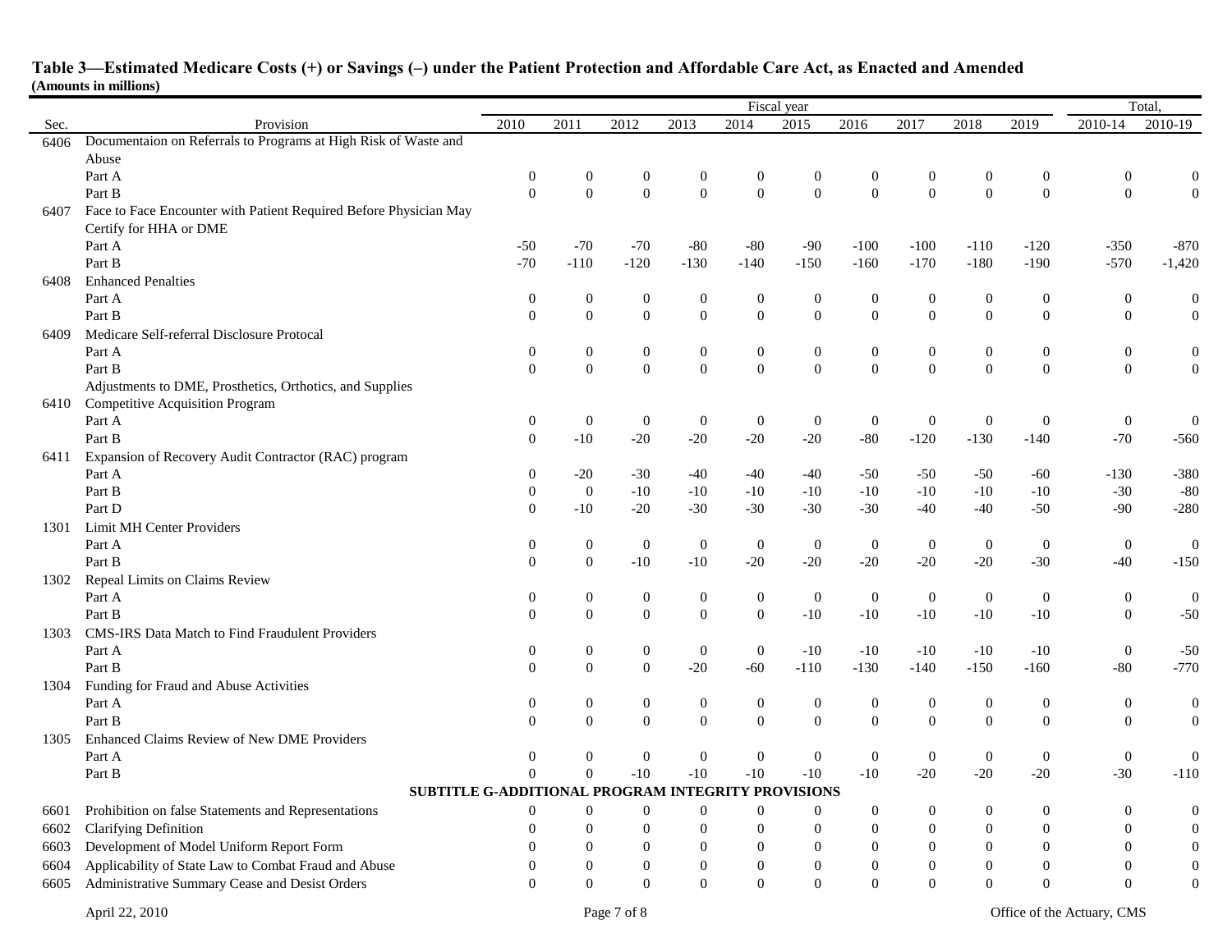**Table 3—Estimated Medicare Costs (+) or Savings (–) under the Patient Protection and Affordable Care Act, as Enacted and Amended**
**(Amounts in millions)**

| Sec. | Provision | Fiscal year 2010 | 2011 | 2012 | 2013 | 2014 | 2015 | 2016 | 2017 | 2018 | 2019 | Total, 2010-14 | Total, 2010-19 |
|---|---|---|---|---|---|---|---|---|---|---|---|---|---|
| 6406 | Documentaion on Referrals to Programs at High Risk of Waste and Abuse | | | | | | | | | | | | |
| | Part A | 0 | 0 | 0 | 0 | 0 | 0 | 0 | 0 | 0 | 0 | 0 | 0 |
| | Part B | 0 | 0 | 0 | 0 | 0 | 0 | 0 | 0 | 0 | 0 | 0 | 0 |
| 6407 | Face to Face Encounter with Patient Required Before Physician May Certify for HHA or DME | | | | | | | | | | | | |
| | Part A | -50 | -70 | -70 | -80 | -80 | -90 | -100 | -100 | -110 | -120 | -350 | -870 |
| | Part B | -70 | -110 | -120 | -130 | -140 | -150 | -160 | -170 | -180 | -190 | -570 | -1,420 |
| 6408 | Enhanced Penalties | | | | | | | | | | | | |
| | Part A | 0 | 0 | 0 | 0 | 0 | 0 | 0 | 0 | 0 | 0 | 0 | 0 |
| | Part B | 0 | 0 | 0 | 0 | 0 | 0 | 0 | 0 | 0 | 0 | 0 | 0 |
| 6409 | Medicare Self-referral Disclosure Protocal | | | | | | | | | | | | |
| | Part A | 0 | 0 | 0 | 0 | 0 | 0 | 0 | 0 | 0 | 0 | 0 | 0 |
| | Part B | 0 | 0 | 0 | 0 | 0 | 0 | 0 | 0 | 0 | 0 | 0 | 0 |
| 6410 | Adjustments to DME, Prosthetics, Orthotics, and Supplies Competitive Acquisition Program | | | | | | | | | | | | |
| | Part A | 0 | 0 | 0 | 0 | 0 | 0 | 0 | 0 | 0 | 0 | 0 | 0 |
| | Part B | 0 | -10 | -20 | -20 | -20 | -20 | -80 | -120 | -130 | -140 | -70 | -560 |
| 6411 | Expansion of Recovery Audit Contractor (RAC) program | | | | | | | | | | | | |
| | Part A | 0 | -20 | -30 | -40 | -40 | -40 | -50 | -50 | -50 | -60 | -130 | -380 |
| | Part B | 0 | 0 | -10 | -10 | -10 | -10 | -10 | -10 | -10 | -10 | -30 | -80 |
| | Part D | 0 | -10 | -20 | -30 | -30 | -30 | -30 | -40 | -40 | -50 | -90 | -280 |
| 1301 | Limit MH Center Providers | | | | | | | | | | | | |
| | Part A | 0 | 0 | 0 | 0 | 0 | 0 | 0 | 0 | 0 | 0 | 0 | 0 |
| | Part B | 0 | 0 | -10 | -10 | -20 | -20 | -20 | -20 | -20 | -30 | -40 | -150 |
| 1302 | Repeal Limits on Claims Review | | | | | | | | | | | | |
| | Part A | 0 | 0 | 0 | 0 | 0 | 0 | 0 | 0 | 0 | 0 | 0 | 0 |
| | Part B | 0 | 0 | 0 | 0 | 0 | -10 | -10 | -10 | -10 | -10 | 0 | -50 |
| 1303 | CMS-IRS Data Match to Find Fraudulent Providers | | | | | | | | | | | | |
| | Part A | 0 | 0 | 0 | 0 | 0 | -10 | -10 | -10 | -10 | -10 | 0 | -50 |
| | Part B | 0 | 0 | 0 | -20 | -60 | -110 | -130 | -140 | -150 | -160 | -80 | -770 |
| 1304 | Funding for Fraud and Abuse Activities | | | | | | | | | | | | |
| | Part A | 0 | 0 | 0 | 0 | 0 | 0 | 0 | 0 | 0 | 0 | 0 | 0 |
| | Part B | 0 | 0 | 0 | 0 | 0 | 0 | 0 | 0 | 0 | 0 | 0 | 0 |
| 1305 | Enhanced Claims Review of New DME Providers | | | | | | | | | | | | |
| | Part A | 0 | 0 | 0 | 0 | 0 | 0 | 0 | 0 | 0 | 0 | 0 | 0 |
| | Part B | 0 | 0 | -10 | -10 | -10 | -10 | -10 | -20 | -20 | -20 | -30 | -110 |
| | **SUBTITLE G-ADDITIONAL PROGRAM INTEGRITY PROVISIONS** | | | | | | | | | | | | |
| 6601 | Prohibition on false Statements and Representations | 0 | 0 | 0 | 0 | 0 | 0 | 0 | 0 | 0 | 0 | 0 | 0 |
| 6602 | Clarifying Definition | 0 | 0 | 0 | 0 | 0 | 0 | 0 | 0 | 0 | 0 | 0 | 0 |
| 6603 | Development of Model Uniform Report Form | 0 | 0 | 0 | 0 | 0 | 0 | 0 | 0 | 0 | 0 | 0 | 0 |
| 6604 | Applicability of State Law to Combat Fraud and Abuse | 0 | 0 | 0 | 0 | 0 | 0 | 0 | 0 | 0 | 0 | 0 | 0 |
| 6605 | Administrative Summary Cease and Desist Orders | 0 | 0 | 0 | 0 | 0 | 0 | 0 | 0 | 0 | 0 | 0 | 0 |

April 22, 2010 — Office of the Actuary, CMS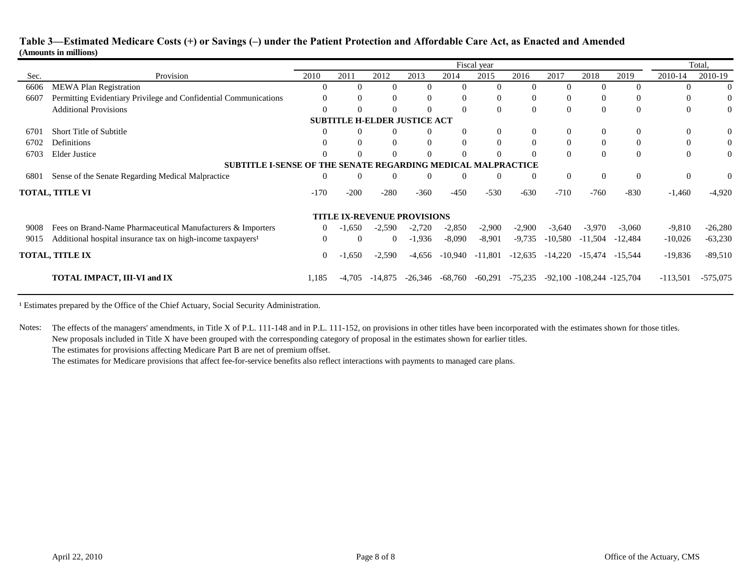**Table 3—Estimated Medicare Costs (+) or Savings (–) under the Patient Protection and Affordable Care Act, as Enacted and Amended**
**(Amounts in millions)**

| Sec. | Provision | 2010 | 2011 | 2012 | 2013 | 2014 | 2015 | 2016 | 2017 | 2018 | 2019 | Total, 2010-14 | Total, 2010-19 |
|---|---|---|---|---|---|---|---|---|---|---|---|---|---|
| | | Fiscal year | | | | | | | | | | | |
| 6606 | MEWA Plan Registration | 0 | 0 | 0 | 0 | 0 | 0 | 0 | 0 | 0 | 0 | 0 | 0 |
| 6607 | Permitting Evidentiary Privilege and Confidential Communications | 0 | 0 | 0 | 0 | 0 | 0 | 0 | 0 | 0 | 0 | 0 | 0 |
| | Additional Provisions | 0 | 0 | 0 | 0 | 0 | 0 | 0 | 0 | 0 | 0 | 0 | 0 |
| | **SUBTITLE H-ELDER JUSTICE ACT** | | | | | | | | | | | | |
| 6701 | Short Title of Subtitle | 0 | 0 | 0 | 0 | 0 | 0 | 0 | 0 | 0 | 0 | 0 | 0 |
| 6702 | Definitions | 0 | 0 | 0 | 0 | 0 | 0 | 0 | 0 | 0 | 0 | 0 | 0 |
| 6703 | Elder Justice | 0 | 0 | 0 | 0 | 0 | 0 | 0 | 0 | 0 | 0 | 0 | 0 |
| | **SUBTITLE I-SENSE OF THE SENATE REGARDING MEDICAL MALPRACTICE** | | | | | | | | | | | | |
| 6801 | Sense of the Senate Regarding Medical Malpractice | 0 | 0 | 0 | 0 | 0 | 0 | 0 | 0 | 0 | 0 | 0 | 0 |
| **TOTAL, TITLE VI** | | -170 | -200 | -280 | -360 | -450 | -530 | -630 | -710 | -760 | -830 | -1,460 | -4,920 |
| | **TITLE IX-REVENUE PROVISIONS** | | | | | | | | | | | | |
| 9008 | Fees on Brand-Name Pharmaceutical Manufacturers & Importers | 0 | -1,650 | -2,590 | -2,720 | -2,850 | -2,900 | -2,900 | -3,640 | -3,970 | -3,060 | -9,810 | -26,280 |
| 9015 | Additional hospital insurance tax on high-income taxpayers[1] | 0 | 0 | 0 | -1,936 | -8,090 | -8,901 | -9,735 | -10,580 | -11,504 | -12,484 | -10,026 | -63,230 |
| **TOTAL, TITLE IX** | | 0 | -1,650 | -2,590 | -4,656 | -10,940 | -11,801 | -12,635 | -14,220 | -15,474 | -15,544 | -19,836 | -89,510 |
| | **TOTAL IMPACT, III-VI and IX** | 1,185 | -4,705 | -14,875 | -26,346 | -68,760 | -60,291 | -75,235 | -92,100 | -108,244 | -125,704 | -113,501 | -575,075 |

[1] Estimates prepared by the Office of the Chief Actuary, Social Security Administration.

Notes: The effects of the managers' amendments, in Title X of P.L. 111-148 and in P.L. 111-152, on provisions in other titles have been incorporated with the estimates shown for those titles.
New proposals included in Title X have been grouped with the corresponding category of proposal in the estimates shown for earlier titles.
The estimates for provisions affecting Medicare Part B are net of premium offset.
The estimates for Medicare provisions that affect fee-for-service benefits also reflect interactions with payments to managed care plans.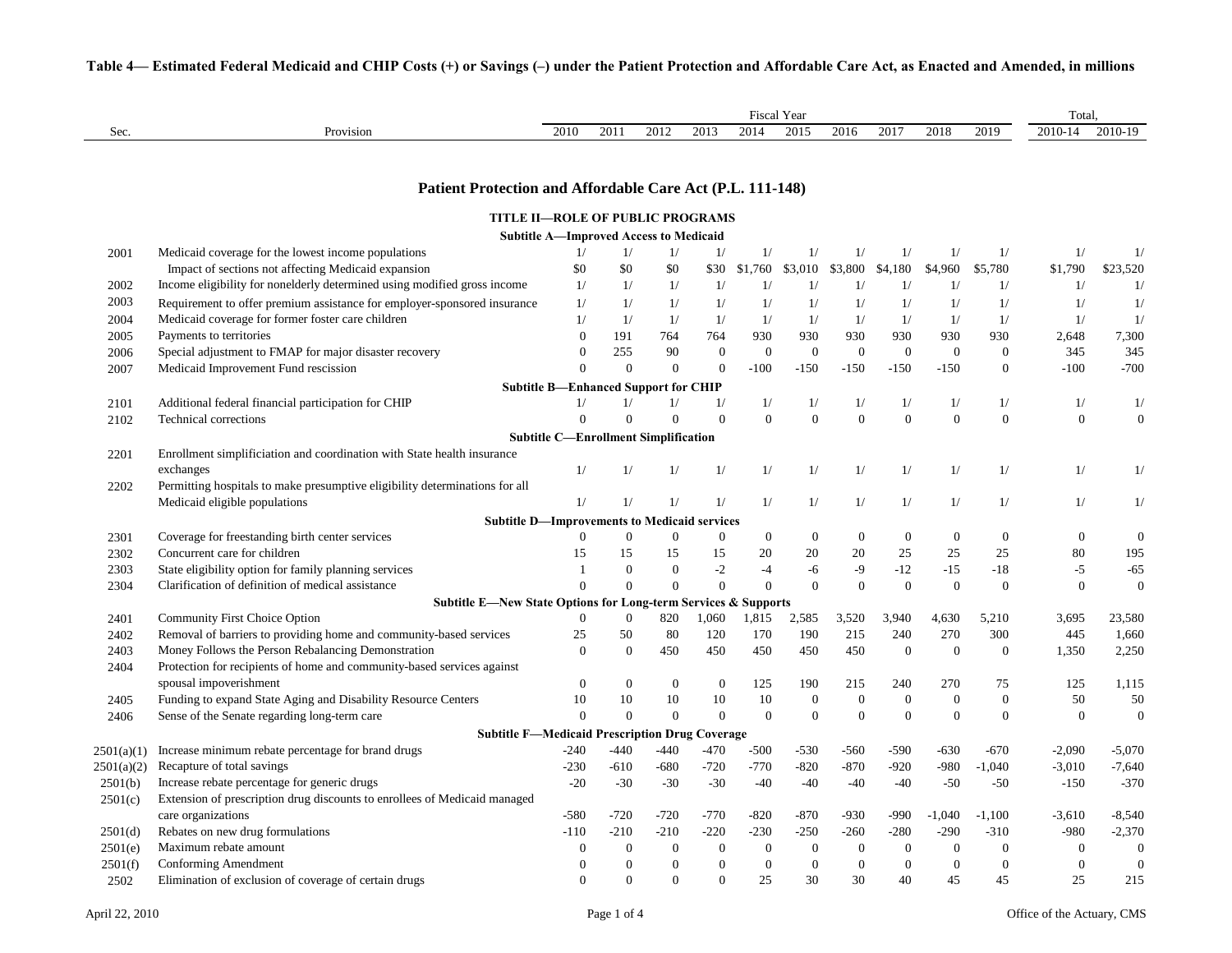**Table 4— Estimated Federal Medicaid and CHIP Costs (+) or Savings (–) under the Patient Protection and Affordable Care Act, as Enacted and Amended, in millions**

| Sec. | Provision | Fiscal Year 2010 | 2011 | 2012 | 2013 | 2014 | 2015 | 2016 | 2017 | 2018 | 2019 | Total, 2010-14 | Total, 2010-19 |
|---|---|---|---|---|---|---|---|---|---|---|---|---|---|
| | **Patient Protection and Affordable Care Act (P.L. 111-148)** | | | | | | | | | | | | |
| | **TITLE II—ROLE OF PUBLIC PROGRAMS** | | | | | | | | | | | | |
| | **Subtitle A—Improved Access to Medicaid** | | | | | | | | | | | | |
| 2001 | Medicaid coverage for the lowest income populations | 1/ | 1/ | 1/ | 1/ | 1/ | 1/ | 1/ | 1/ | 1/ | 1/ | 1/ | 1/ |
| | Impact of sections not affecting Medicaid expansion | $0 | $0 | $0 | $30 | $1,760 | $3,010 | $3,800 | $4,180 | $4,960 | $5,780 | $1,790 | $23,520 |
| 2002 | Income eligibility for nonelderly determined using modified gross income | 1/ | 1/ | 1/ | 1/ | 1/ | 1/ | 1/ | 1/ | 1/ | 1/ | 1/ | 1/ |
| 2003 | Requirement to offer premium assistance for employer-sponsored insurance | 1/ | 1/ | 1/ | 1/ | 1/ | 1/ | 1/ | 1/ | 1/ | 1/ | 1/ | 1/ |
| 2004 | Medicaid coverage for former foster care children | 1/ | 1/ | 1/ | 1/ | 1/ | 1/ | 1/ | 1/ | 1/ | 1/ | 1/ | 1/ |
| 2005 | Payments to territories | 0 | 191 | 764 | 764 | 930 | 930 | 930 | 930 | 930 | 930 | 2,648 | 7,300 |
| 2006 | Special adjustment to FMAP for major disaster recovery | 0 | 255 | 90 | 0 | 0 | 0 | 0 | 0 | 0 | 0 | 345 | 345 |
| 2007 | Medicaid Improvement Fund rescission | 0 | 0 | 0 | 0 | -100 | -150 | -150 | -150 | -150 | 0 | -100 | -700 |
| | **Subtitle B—Enhanced Support for CHIP** | | | | | | | | | | | | |
| 2101 | Additional federal financial participation for CHIP | 1/ | 1/ | 1/ | 1/ | 1/ | 1/ | 1/ | 1/ | 1/ | 1/ | 1/ | 1/ |
| 2102 | Technical corrections | 0 | 0 | 0 | 0 | 0 | 0 | 0 | 0 | 0 | 0 | 0 | 0 |
| | **Subtitle C—Enrollment Simplification** | | | | | | | | | | | | |
| 2201 | Enrollment simplificiation and coordination with State health insurance exchanges | 1/ | 1/ | 1/ | 1/ | 1/ | 1/ | 1/ | 1/ | 1/ | 1/ | 1/ | 1/ |
| 2202 | Permitting hospitals to make presumptive eligibility determinations for all Medicaid eligible populations | 1/ | 1/ | 1/ | 1/ | 1/ | 1/ | 1/ | 1/ | 1/ | 1/ | 1/ | 1/ |
| | **Subtitle D—Improvements to Medicaid services** | | | | | | | | | | | | |
| 2301 | Coverage for freestanding birth center services | 0 | 0 | 0 | 0 | 0 | 0 | 0 | 0 | 0 | 0 | 0 | 0 |
| 2302 | Concurrent care for children | 15 | 15 | 15 | 15 | 20 | 20 | 20 | 25 | 25 | 25 | 80 | 195 |
| 2303 | State eligibility option for family planning services | 1 | 0 | 0 | -2 | -4 | -6 | -9 | -12 | -15 | -18 | -5 | -65 |
| 2304 | Clarification of definition of medical assistance | 0 | 0 | 0 | 0 | 0 | 0 | 0 | 0 | 0 | 0 | 0 | 0 |
| | **Subtitle E—New State Options for Long-term Services & Supports** | | | | | | | | | | | | |
| 2401 | Community First Choice Option | 0 | 0 | 820 | 1,060 | 1,815 | 2,585 | 3,520 | 3,940 | 4,630 | 5,210 | 3,695 | 23,580 |
| 2402 | Removal of barriers to providing home and community-based services | 25 | 50 | 80 | 120 | 170 | 190 | 215 | 240 | 270 | 300 | 445 | 1,660 |
| 2403 | Money Follows the Person Rebalancing Demonstration | 0 | 0 | 450 | 450 | 450 | 450 | 450 | 0 | 0 | 0 | 1,350 | 2,250 |
| 2404 | Protection for recipients of home and community-based services against spousal impoverishment | 0 | 0 | 0 | 0 | 125 | 190 | 215 | 240 | 270 | 75 | 125 | 1,115 |
| 2405 | Funding to expand State Aging and Disability Resource Centers | 10 | 10 | 10 | 10 | 10 | 0 | 0 | 0 | 0 | 0 | 50 | 50 |
| 2406 | Sense of the Senate regarding long-term care | 0 | 0 | 0 | 0 | 0 | 0 | 0 | 0 | 0 | 0 | 0 | 0 |
| | **Subtitle F—Medicaid Prescription Drug Coverage** | | | | | | | | | | | | |
| 2501(a)(1) | Increase minimum rebate percentage for brand drugs | -240 | -440 | -440 | -470 | -500 | -530 | -560 | -590 | -630 | -670 | -2,090 | -5,070 |
| 2501(a)(2) | Recapture of total savings | -230 | -610 | -680 | -720 | -770 | -820 | -870 | -920 | -980 | -1,040 | -3,010 | -7,640 |
| 2501(b) | Increase rebate percentage for generic drugs | -20 | -30 | -30 | -30 | -40 | -40 | -40 | -40 | -50 | -50 | -150 | -370 |
| 2501(c) | Extension of prescription drug discounts to enrollees of Medicaid managed care organizations | -580 | -720 | -720 | -770 | -820 | -870 | -930 | -990 | -1,040 | -1,100 | -3,610 | -8,540 |
| 2501(d) | Rebates on new drug formulations | -110 | -210 | -210 | -220 | -230 | -250 | -260 | -280 | -290 | -310 | -980 | -2,370 |
| 2501(e) | Maximum rebate amount | 0 | 0 | 0 | 0 | 0 | 0 | 0 | 0 | 0 | 0 | 0 | 0 |
| 2501(f) | Conforming Amendment | 0 | 0 | 0 | 0 | 0 | 0 | 0 | 0 | 0 | 0 | 0 | 0 |
| 2502 | Elimination of exclusion of coverage of certain drugs | 0 | 0 | 0 | 0 | 25 | 30 | 30 | 40 | 45 | 45 | 25 | 215 |

April 22, 2010 — Office of the Actuary, CMS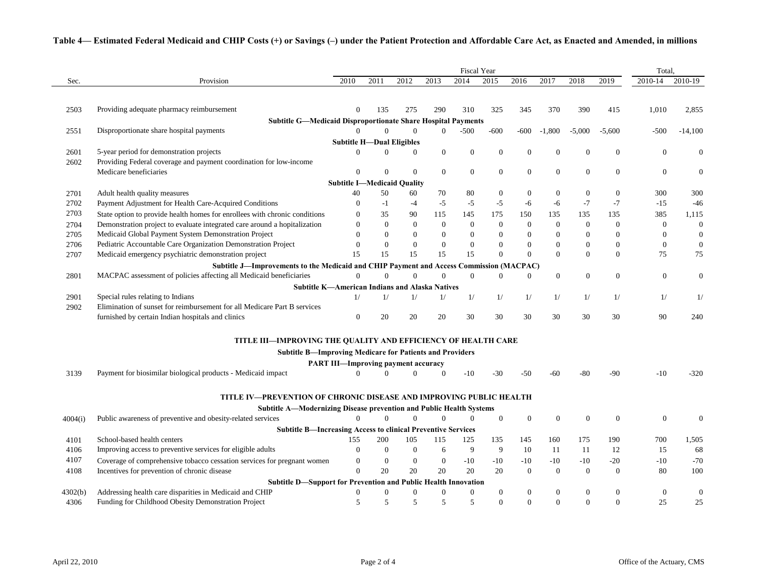**Table 4— Estimated Federal Medicaid and CHIP Costs (+) or Savings (–) under the Patient Protection and Affordable Care Act, as Enacted and Amended, in millions**

| Sec. | Provision | Fiscal Year | | | | | | | | | | Total, | |
|---|---|---|---|---|---|---|---|---|---|---|---|---|---|
| | | 2010 | 2011 | 2012 | 2013 | 2014 | 2015 | 2016 | 2017 | 2018 | 2019 | 2010-14 | 2010-19 |
| 2503 | Providing adequate pharmacy reimbursement | 0 | 135 | 275 | 290 | 310 | 325 | 345 | 370 | 390 | 415 | 1,010 | 2,855 |
| | **Subtitle G—Medicaid Disproportionate Share Hospital Payments** | | | | | | | | | | | | |
| 2551 | Disproportionate share hospital payments | 0 | 0 | 0 | 0 | -500 | -600 | -600 | -1,800 | -5,000 | -5,600 | -500 | -14,100 |
| | **Subtitle H—Dual Eligibles** | | | | | | | | | | | | |
| 2601 | 5-year period for demonstration projects | 0 | 0 | 0 | 0 | 0 | 0 | 0 | 0 | 0 | 0 | 0 | 0 |
| 2602 | Providing Federal coverage and payment coordination for low-income Medicare beneficiaries | 0 | 0 | 0 | 0 | 0 | 0 | 0 | 0 | 0 | 0 | 0 | 0 |
| | **Subtitle I—Medicaid Quality** | | | | | | | | | | | | |
| 2701 | Adult health quality measures | 40 | 50 | 60 | 70 | 80 | 0 | 0 | 0 | 0 | 0 | 300 | 300 |
| 2702 | Payment Adjustment for Health Care-Acquired Conditions | 0 | -1 | -4 | -5 | -5 | -5 | -6 | -6 | -7 | -7 | -15 | -46 |
| 2703 | State option to provide health homes for enrollees with chronic conditions | 0 | 35 | 90 | 115 | 145 | 175 | 150 | 135 | 135 | 135 | 385 | 1,115 |
| 2704 | Demonstration project to evaluate integrated care around a hopitalization | 0 | 0 | 0 | 0 | 0 | 0 | 0 | 0 | 0 | 0 | 0 | 0 |
| 2705 | Medicaid Global Payment System Demonstration Project | 0 | 0 | 0 | 0 | 0 | 0 | 0 | 0 | 0 | 0 | 0 | 0 |
| 2706 | Pediatric Accountable Care Organization Demonstration Project | 0 | 0 | 0 | 0 | 0 | 0 | 0 | 0 | 0 | 0 | 0 | 0 |
| 2707 | Medicaid emergency psychiatric demonstration project | 15 | 15 | 15 | 15 | 15 | 0 | 0 | 0 | 0 | 0 | 75 | 75 |
| | **Subtitle J—Improvements to the Medicaid and CHIP Payment and Access Commission (MACPAC)** | | | | | | | | | | | | |
| 2801 | MACPAC assessment of policies affecting all Medicaid beneficiaries | 0 | 0 | 0 | 0 | 0 | 0 | 0 | 0 | 0 | 0 | 0 | 0 |
| | **Subtitle K—American Indians and Alaska Natives** | | | | | | | | | | | | |
| 2901 | Special rules relating to Indians | 1/ | 1/ | 1/ | 1/ | 1/ | 1/ | 1/ | 1/ | 1/ | 1/ | 1/ | 1/ |
| 2902 | Elimination of sunset for reimbursement for all Medicare Part B services furnished by certain Indian hospitals and clinics | 0 | 20 | 20 | 20 | 30 | 30 | 30 | 30 | 30 | 30 | 90 | 240 |
| | **TITLE III—IMPROVING THE QUALITY AND EFFICIENCY OF HEALTH CARE** | | | | | | | | | | | | |
| | **Subtitle B—Improving Medicare for Patients and Providers** | | | | | | | | | | | | |
| | **PART III—Improving payment accuracy** | | | | | | | | | | | | |
| 3139 | Payment for biosimilar biological products - Medicaid impact | 0 | 0 | 0 | 0 | -10 | -30 | -50 | -60 | -80 | -90 | -10 | -320 |
| | **TITLE IV—PREVENTION OF CHRONIC DISEASE AND IMPROVING PUBLIC HEALTH** | | | | | | | | | | | | |
| | **Subtitle A—Modernizing Disease prevention and Public Health Systems** | | | | | | | | | | | | |
| 4004(i) | Public awareness of preventive and obesity-related services | 0 | 0 | 0 | 0 | 0 | 0 | 0 | 0 | 0 | 0 | 0 | 0 |
| | **Subtitle B—Increasing Access to clinical Preventive Services** | | | | | | | | | | | | |
| 4101 | School-based health centers | 155 | 200 | 105 | 115 | 125 | 135 | 145 | 160 | 175 | 190 | 700 | 1,505 |
| 4106 | Improving access to preventive services for eligible adults | 0 | 0 | 0 | 6 | 9 | 9 | 10 | 11 | 11 | 12 | 15 | 68 |
| 4107 | Coverage of comprehensive tobacco cessation services for pregnant women | 0 | 0 | 0 | 0 | -10 | -10 | -10 | -10 | -10 | -20 | -10 | -70 |
| 4108 | Incentives for prevention of chronic disease | 0 | 20 | 20 | 20 | 20 | 20 | 0 | 0 | 0 | 0 | 80 | 100 |
| | **Subtitle D—Support for Prevention and Public Health Innovation** | | | | | | | | | | | | |
| 4302(b) | Addressing health care disparities in Medicaid and CHIP | 0 | 0 | 0 | 0 | 0 | 0 | 0 | 0 | 0 | 0 | 0 | 0 |
| 4306 | Funding for Childhood Obesity Demonstration Project | 5 | 5 | 5 | 5 | 5 | 0 | 0 | 0 | 0 | 0 | 25 | 25 |

April 22, 2010 Office of the Actuary, CMS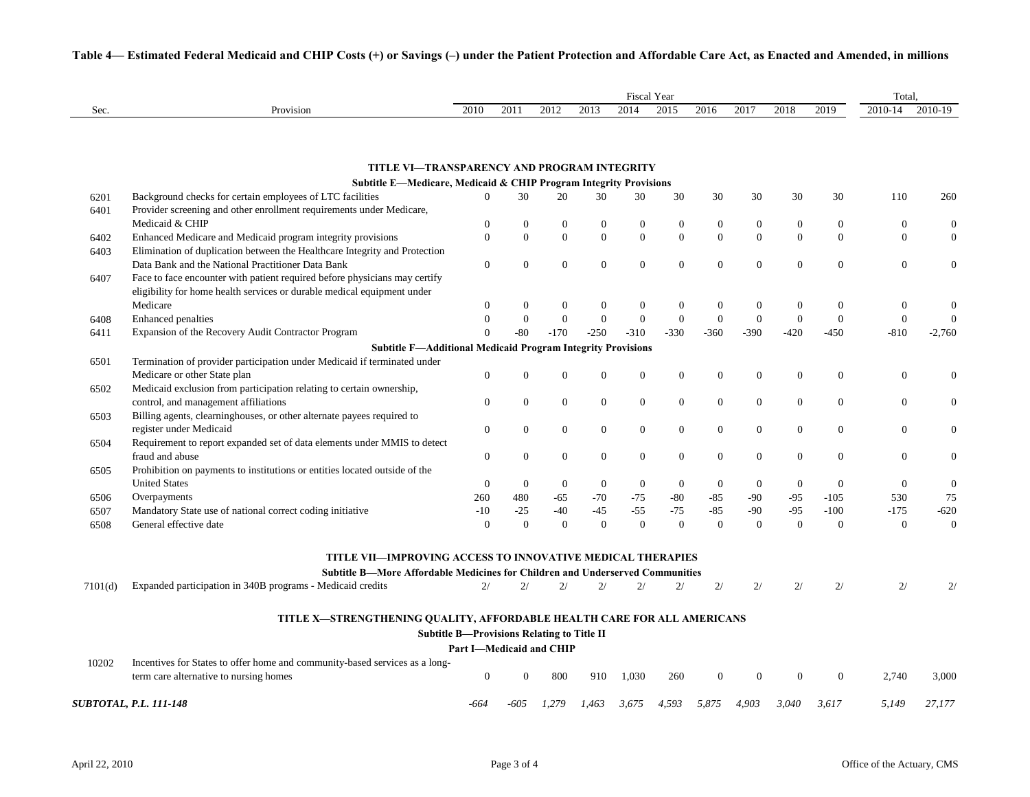**Table 4— Estimated Federal Medicaid and CHIP Costs (+) or Savings (–) under the Patient Protection and Affordable Care Act, as Enacted and Amended, in millions**

| Sec. | Provision | 2010 | 2011 | 2012 | 2013 | 2014 | 2015 | 2016 | 2017 | 2018 | 2019 | Total, 2010-14 | Total, 2010-19 |
|---|---|---|---|---|---|---|---|---|---|---|---|---|---|
| | **TITLE VI—TRANSPARENCY AND PROGRAM INTEGRITY** | | | | | | | | | | | | |
| | **Subtitle E—Medicare, Medicaid & CHIP Program Integrity Provisions** | | | | | | | | | | | | |
| 6201 | Background checks for certain employees of LTC facilities | 0 | 30 | 20 | 30 | 30 | 30 | 30 | 30 | 30 | 30 | 110 | 260 |
| 6401 | Provider screening and other enrollment requirements under Medicare, Medicaid & CHIP | 0 | 0 | 0 | 0 | 0 | 0 | 0 | 0 | 0 | 0 | 0 | 0 |
| 6402 | Enhanced Medicare and Medicaid program integrity provisions | 0 | 0 | 0 | 0 | 0 | 0 | 0 | 0 | 0 | 0 | 0 | 0 |
| 6403 | Elimination of duplication between the Healthcare Integrity and Protection Data Bank and the National Practitioner Data Bank | 0 | 0 | 0 | 0 | 0 | 0 | 0 | 0 | 0 | 0 | 0 | 0 |
| 6407 | Face to face encounter with patient required before physicians may certify eligibility for home health services or durable medical equipment under Medicare | 0 | 0 | 0 | 0 | 0 | 0 | 0 | 0 | 0 | 0 | 0 | 0 |
| 6408 | Enhanced penalties | 0 | 0 | 0 | 0 | 0 | 0 | 0 | 0 | 0 | 0 | 0 | 0 |
| 6411 | Expansion of the Recovery Audit Contractor Program | 0 | -80 | -170 | -250 | -310 | -330 | -360 | -390 | -420 | -450 | -810 | -2,760 |
| | **Subtitle F—Additional Medicaid Program Integrity Provisions** | | | | | | | | | | | | |
| 6501 | Termination of provider participation under Medicaid if terminated under Medicare or other State plan | 0 | 0 | 0 | 0 | 0 | 0 | 0 | 0 | 0 | 0 | 0 | 0 |
| 6502 | Medicaid exclusion from participation relating to certain ownership, control, and management affiliations | 0 | 0 | 0 | 0 | 0 | 0 | 0 | 0 | 0 | 0 | 0 | 0 |
| 6503 | Billing agents, clearninghouses, or other alternate payees required to register under Medicaid | 0 | 0 | 0 | 0 | 0 | 0 | 0 | 0 | 0 | 0 | 0 | 0 |
| 6504 | Requirement to report expanded set of data elements under MMIS to detect fraud and abuse | 0 | 0 | 0 | 0 | 0 | 0 | 0 | 0 | 0 | 0 | 0 | 0 |
| 6505 | Prohibition on payments to institutions or entities located outside of the United States | 0 | 0 | 0 | 0 | 0 | 0 | 0 | 0 | 0 | 0 | 0 | 0 |
| 6506 | Overpayments | 260 | 480 | -65 | -70 | -75 | -80 | -85 | -90 | -95 | -105 | 530 | 75 |
| 6507 | Mandatory State use of national correct coding initiative | -10 | -25 | -40 | -45 | -55 | -75 | -85 | -90 | -95 | -100 | -175 | -620 |
| 6508 | General effective date | 0 | 0 | 0 | 0 | 0 | 0 | 0 | 0 | 0 | 0 | 0 | 0 |
| | **TITLE VII—IMPROVING ACCESS TO INNOVATIVE MEDICAL THERAPIES** | | | | | | | | | | | | |
| | **Subtitle B—More Affordable Medicines for Children and Underserved Communities** | | | | | | | | | | | | |
| 7101(d) | Expanded participation in 340B programs - Medicaid credits | 2/ | 2/ | 2/ | 2/ | 2/ | 2/ | 2/ | 2/ | 2/ | 2/ | 2/ | 2/ |
| | **TITLE X—STRENGTHENING QUALITY, AFFORDABLE HEALTH CARE FOR ALL AMERICANS** | | | | | | | | | | | | |
| | **Subtitle B—Provisions Relating to Title II** | | | | | | | | | | | | |
| | **Part I—Medicaid and CHIP** | | | | | | | | | | | | |
| 10202 | Incentives for States to offer home and community-based services as a long-term care alternative to nursing homes | 0 | 0 | 800 | 910 | 1,030 | 260 | 0 | 0 | 0 | 0 | 2,740 | 3,000 |
| ***SUBTOTAL, P.L. 111-148*** | | *-664* | *-605* | *1,279* | *1,463* | *3,675* | *4,593* | *5,875* | *4,903* | *3,040* | *3,617* | *5,149* | *27,177* |

April 22, 2010 Office of the Actuary, CMS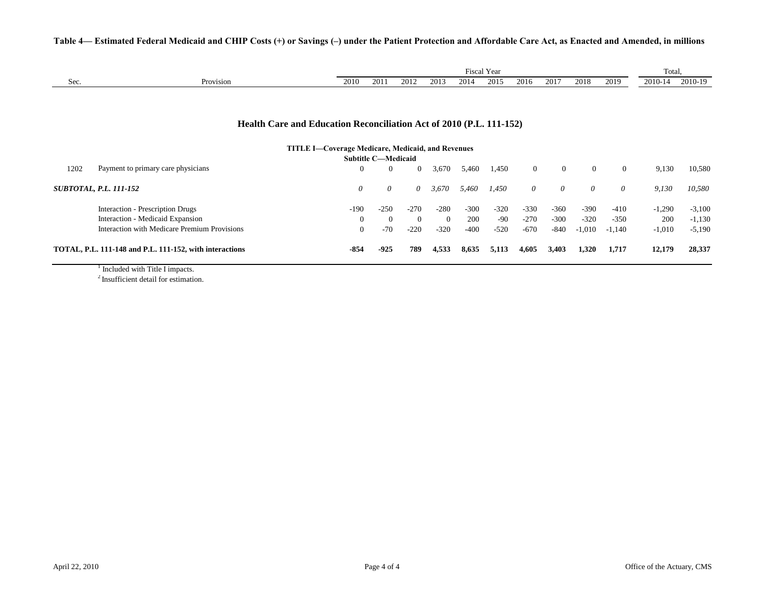**Table 4— Estimated Federal Medicaid and CHIP Costs (+) or Savings (–) under the Patient Protection and Affordable Care Act, as Enacted and Amended, in millions**

| Sec. | Provision | 2010 | 2011 | 2012 | 2013 | 2014 | 2015 | 2016 | 2017 | 2018 | 2019 | Total, 2010-14 | Total, 2010-19 |
|---|---|---|---|---|---|---|---|---|---|---|---|---|---|
| | **Health Care and Education Reconciliation Act of 2010 (P.L. 111-152)** | | | | | | | | | | | | |
| | **TITLE I—Coverage Medicare, Medicaid, and Revenues** | | | | | | | | | | | | |
| | **Subtitle C—Medicaid** | | | | | | | | | | | | |
| 1202 | Payment to primary care physicians | 0 | 0 | 0 | 3,670 | 5,460 | 1,450 | 0 | 0 | 0 | 0 | 9,130 | 10,580 |
| ***SUBTOTAL, P.L. 111-152*** | | *0* | *0* | *0* | *3,670* | *5,460* | *1,450* | *0* | *0* | *0* | *0* | *9,130* | *10,580* |
| | Interaction - Prescription Drugs | -190 | -250 | -270 | -280 | -300 | -320 | -330 | -360 | -390 | -410 | -1,290 | -3,100 |
| | Interaction - Medicaid Expansion | 0 | 0 | 0 | 0 | 200 | -90 | -270 | -300 | -320 | -350 | 200 | -1,130 |
| | Interaction with Medicare Premium Provisions | 0 | -70 | -220 | -320 | -400 | -520 | -670 | -840 | -1,010 | -1,140 | -1,010 | -5,190 |
| **TOTAL, P.L. 111-148 and P.L. 111-152, with interactions** | | **-854** | **-925** | **789** | **4,533** | **8,635** | **5,113** | **4,605** | **3,403** | **1,320** | **1,717** | **12,179** | **28,337** |

[1] Included with Title I impacts.

[2] Insufficient detail for estimation.

April 22, 2010

Office of the Actuary, CMS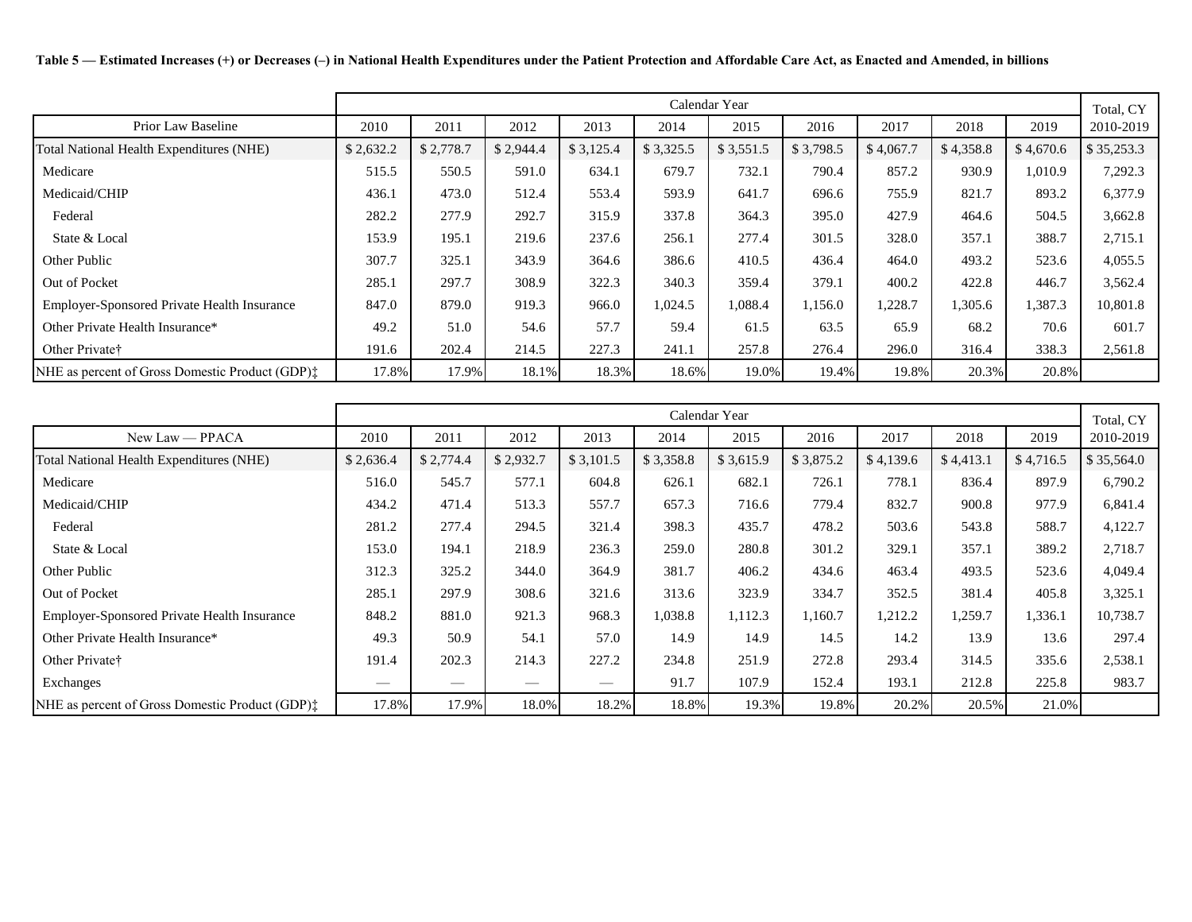**Table 5 — Estimated Increases (+) or Decreases (–) in National Health Expenditures under the Patient Protection and Affordable Care Act, as Enacted and Amended, in billions**

| | Calendar Year | | | | | | | | | | Total, CY |
|---|---|---|---|---|---|---|---|---|---|---|---|
| Prior Law Baseline | 2010 | 2011 | 2012 | 2013 | 2014 | 2015 | 2016 | 2017 | 2018 | 2019 | 2010-2019 |
| Total National Health Expenditures (NHE) | $ 2,632.2 | $ 2,778.7 | $ 2,944.4 | $ 3,125.4 | $ 3,325.5 | $ 3,551.5 | $ 3,798.5 | $ 4,067.7 | $ 4,358.8 | $ 4,670.6 | $ 35,253.3 |
| Medicare | 515.5 | 550.5 | 591.0 | 634.1 | 679.7 | 732.1 | 790.4 | 857.2 | 930.9 | 1,010.9 | 7,292.3 |
| Medicaid/CHIP | 436.1 | 473.0 | 512.4 | 553.4 | 593.9 | 641.7 | 696.6 | 755.9 | 821.7 | 893.2 | 6,377.9 |
| Federal | 282.2 | 277.9 | 292.7 | 315.9 | 337.8 | 364.3 | 395.0 | 427.9 | 464.6 | 504.5 | 3,662.8 |
| State & Local | 153.9 | 195.1 | 219.6 | 237.6 | 256.1 | 277.4 | 301.5 | 328.0 | 357.1 | 388.7 | 2,715.1 |
| Other Public | 307.7 | 325.1 | 343.9 | 364.6 | 386.6 | 410.5 | 436.4 | 464.0 | 493.2 | 523.6 | 4,055.5 |
| Out of Pocket | 285.1 | 297.7 | 308.9 | 322.3 | 340.3 | 359.4 | 379.1 | 400.2 | 422.8 | 446.7 | 3,562.4 |
| Employer-Sponsored Private Health Insurance | 847.0 | 879.0 | 919.3 | 966.0 | 1,024.5 | 1,088.4 | 1,156.0 | 1,228.7 | 1,305.6 | 1,387.3 | 10,801.8 |
| Other Private Health Insurance* | 49.2 | 51.0 | 54.6 | 57.7 | 59.4 | 61.5 | 63.5 | 65.9 | 68.2 | 70.6 | 601.7 |
| Other Private† | 191.6 | 202.4 | 214.5 | 227.3 | 241.1 | 257.8 | 276.4 | 296.0 | 316.4 | 338.3 | 2,561.8 |
| NHE as percent of Gross Domestic Product (GDP)‡ | 17.8% | 17.9% | 18.1% | 18.3% | 18.6% | 19.0% | 19.4% | 19.8% | 20.3% | 20.8% | |

| | Calendar Year | | | | | | | | | | Total, CY |
|---|---|---|---|---|---|---|---|---|---|---|---|
| New Law — PPACA | 2010 | 2011 | 2012 | 2013 | 2014 | 2015 | 2016 | 2017 | 2018 | 2019 | 2010-2019 |
| Total National Health Expenditures (NHE) | $ 2,636.4 | $ 2,774.4 | $ 2,932.7 | $ 3,101.5 | $ 3,358.8 | $ 3,615.9 | $ 3,875.2 | $ 4,139.6 | $ 4,413.1 | $ 4,716.5 | $ 35,564.0 |
| Medicare | 516.0 | 545.7 | 577.1 | 604.8 | 626.1 | 682.1 | 726.1 | 778.1 | 836.4 | 897.9 | 6,790.2 |
| Medicaid/CHIP | 434.2 | 471.4 | 513.3 | 557.7 | 657.3 | 716.6 | 779.4 | 832.7 | 900.8 | 977.9 | 6,841.4 |
| Federal | 281.2 | 277.4 | 294.5 | 321.4 | 398.3 | 435.7 | 478.2 | 503.6 | 543.8 | 588.7 | 4,122.7 |
| State & Local | 153.0 | 194.1 | 218.9 | 236.3 | 259.0 | 280.8 | 301.2 | 329.1 | 357.1 | 389.2 | 2,718.7 |
| Other Public | 312.3 | 325.2 | 344.0 | 364.9 | 381.7 | 406.2 | 434.6 | 463.4 | 493.5 | 523.6 | 4,049.4 |
| Out of Pocket | 285.1 | 297.9 | 308.6 | 321.6 | 313.6 | 323.9 | 334.7 | 352.5 | 381.4 | 405.8 | 3,325.1 |
| Employer-Sponsored Private Health Insurance | 848.2 | 881.0 | 921.3 | 968.3 | 1,038.8 | 1,112.3 | 1,160.7 | 1,212.2 | 1,259.7 | 1,336.1 | 10,738.7 |
| Other Private Health Insurance* | 49.3 | 50.9 | 54.1 | 57.0 | 14.9 | 14.9 | 14.5 | 14.2 | 13.9 | 13.6 | 297.4 |
| Other Private† | 191.4 | 202.3 | 214.3 | 227.2 | 234.8 | 251.9 | 272.8 | 293.4 | 314.5 | 335.6 | 2,538.1 |
| Exchanges | — | — | — | — | 91.7 | 107.9 | 152.4 | 193.1 | 212.8 | 225.8 | 983.7 |
| NHE as percent of Gross Domestic Product (GDP)‡ | 17.8% | 17.9% | 18.0% | 18.2% | 18.8% | 19.3% | 19.8% | 20.2% | 20.5% | 21.0% | |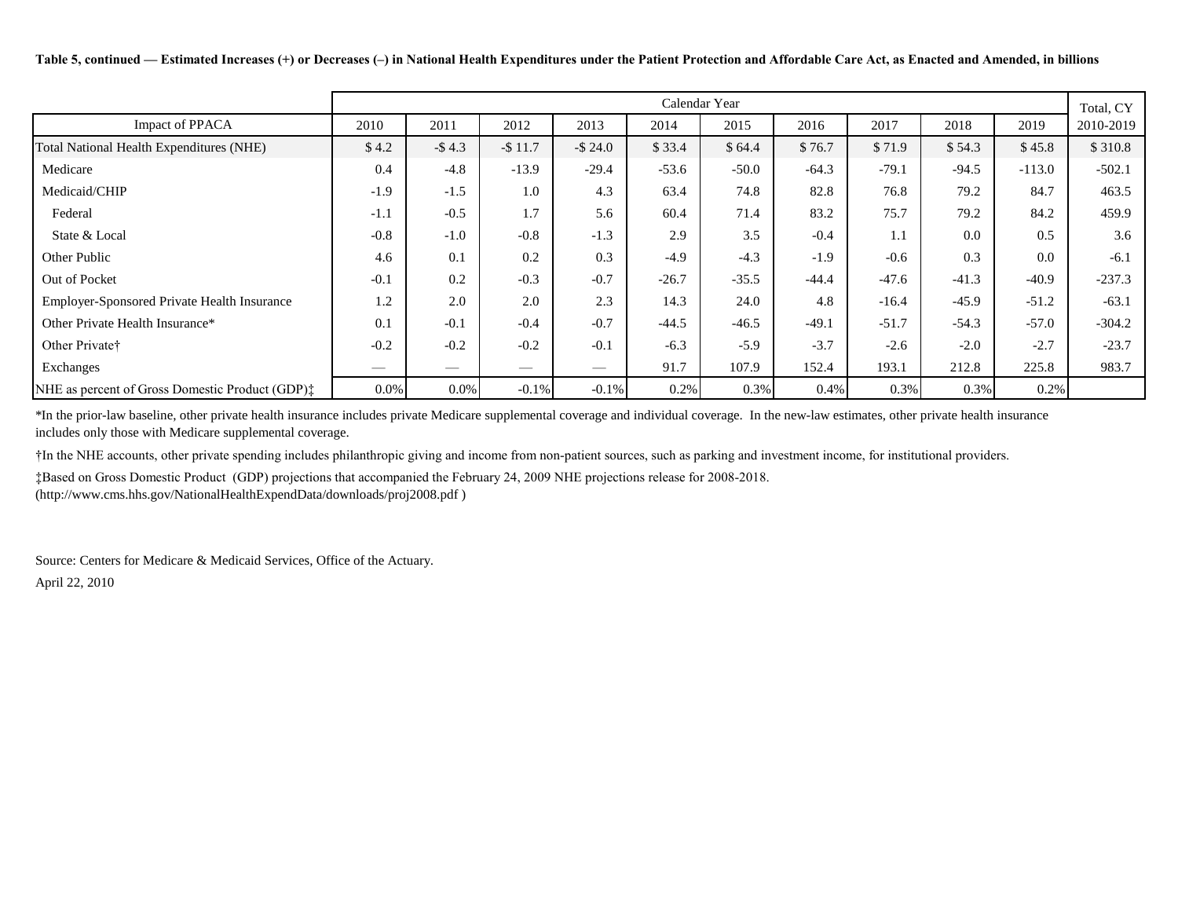**Table 5, continued — Estimated Increases (+) or Decreases (–) in National Health Expenditures under the Patient Protection and Affordable Care Act, as Enacted and Amended, in billions**

| | Calendar Year | | | | | | | | | | Total, CY |
|---|---|---|---|---|---|---|---|---|---|---|---|
| Impact of PPACA | 2010 | 2011 | 2012 | 2013 | 2014 | 2015 | 2016 | 2017 | 2018 | 2019 | 2010-2019 |
| Total National Health Expenditures (NHE) | $ 4.2 | -$ 4.3 | -$ 11.7 | -$ 24.0 | $ 33.4 | $ 64.4 | $ 76.7 | $ 71.9 | $ 54.3 | $ 45.8 | $ 310.8 |
| Medicare | 0.4 | -4.8 | -13.9 | -29.4 | -53.6 | -50.0 | -64.3 | -79.1 | -94.5 | -113.0 | -502.1 |
| Medicaid/CHIP | -1.9 | -1.5 | 1.0 | 4.3 | 63.4 | 74.8 | 82.8 | 76.8 | 79.2 | 84.7 | 463.5 |
| Federal | -1.1 | -0.5 | 1.7 | 5.6 | 60.4 | 71.4 | 83.2 | 75.7 | 79.2 | 84.2 | 459.9 |
| State & Local | -0.8 | -1.0 | -0.8 | -1.3 | 2.9 | 3.5 | -0.4 | 1.1 | 0.0 | 0.5 | 3.6 |
| Other Public | 4.6 | 0.1 | 0.2 | 0.3 | -4.9 | -4.3 | -1.9 | -0.6 | 0.3 | 0.0 | -6.1 |
| Out of Pocket | -0.1 | 0.2 | -0.3 | -0.7 | -26.7 | -35.5 | -44.4 | -47.6 | -41.3 | -40.9 | -237.3 |
| Employer-Sponsored Private Health Insurance | 1.2 | 2.0 | 2.0 | 2.3 | 14.3 | 24.0 | 4.8 | -16.4 | -45.9 | -51.2 | -63.1 |
| Other Private Health Insurance* | 0.1 | -0.1 | -0.4 | -0.7 | -44.5 | -46.5 | -49.1 | -51.7 | -54.3 | -57.0 | -304.2 |
| Other Private† | -0.2 | -0.2 | -0.2 | -0.1 | -6.3 | -5.9 | -3.7 | -2.6 | -2.0 | -2.7 | -23.7 |
| Exchanges | — | — | — | — | 91.7 | 107.9 | 152.4 | 193.1 | 212.8 | 225.8 | 983.7 |
| NHE as percent of Gross Domestic Product (GDP)‡ | 0.0% | 0.0% | -0.1% | -0.1% | 0.2% | 0.3% | 0.4% | 0.3% | 0.3% | 0.2% | |

*In the prior-law baseline, other private health insurance includes private Medicare supplemental coverage and individual coverage. In the new-law estimates, other private health insurance includes only those with Medicare supplemental coverage.

†In the NHE accounts, other private spending includes philanthropic giving and income from non-patient sources, such as parking and investment income, for institutional providers.

‡Based on Gross Domestic Product (GDP) projections that accompanied the February 24, 2009 NHE projections release for 2008-2018. (http://www.cms.hhs.gov/NationalHealthExpendData/downloads/proj2008.pdf )

Source: Centers for Medicare & Medicaid Services, Office of the Actuary.

April 22, 2010